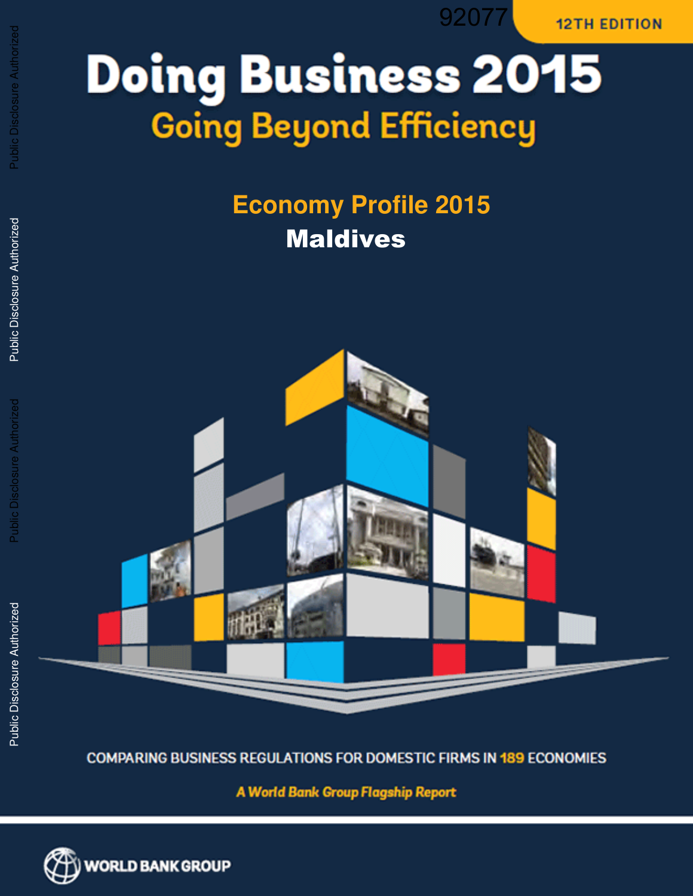92077

12TH EDITION

# Doing Business 2015

## Going Beyond Efficiency

## Economy Profile 2015

## Maldives

COMPARING BUSINESS REGULATIONS FOR DOMESTIC FIRMS IN 189 ECONOMIES

*A World Bank Group Flagship Report*

WORLD BANK GROUP

Public Disclosure Authorized

Public Disclosure Authorized

Public Disclosure Authorized

Public Disclosure Authorized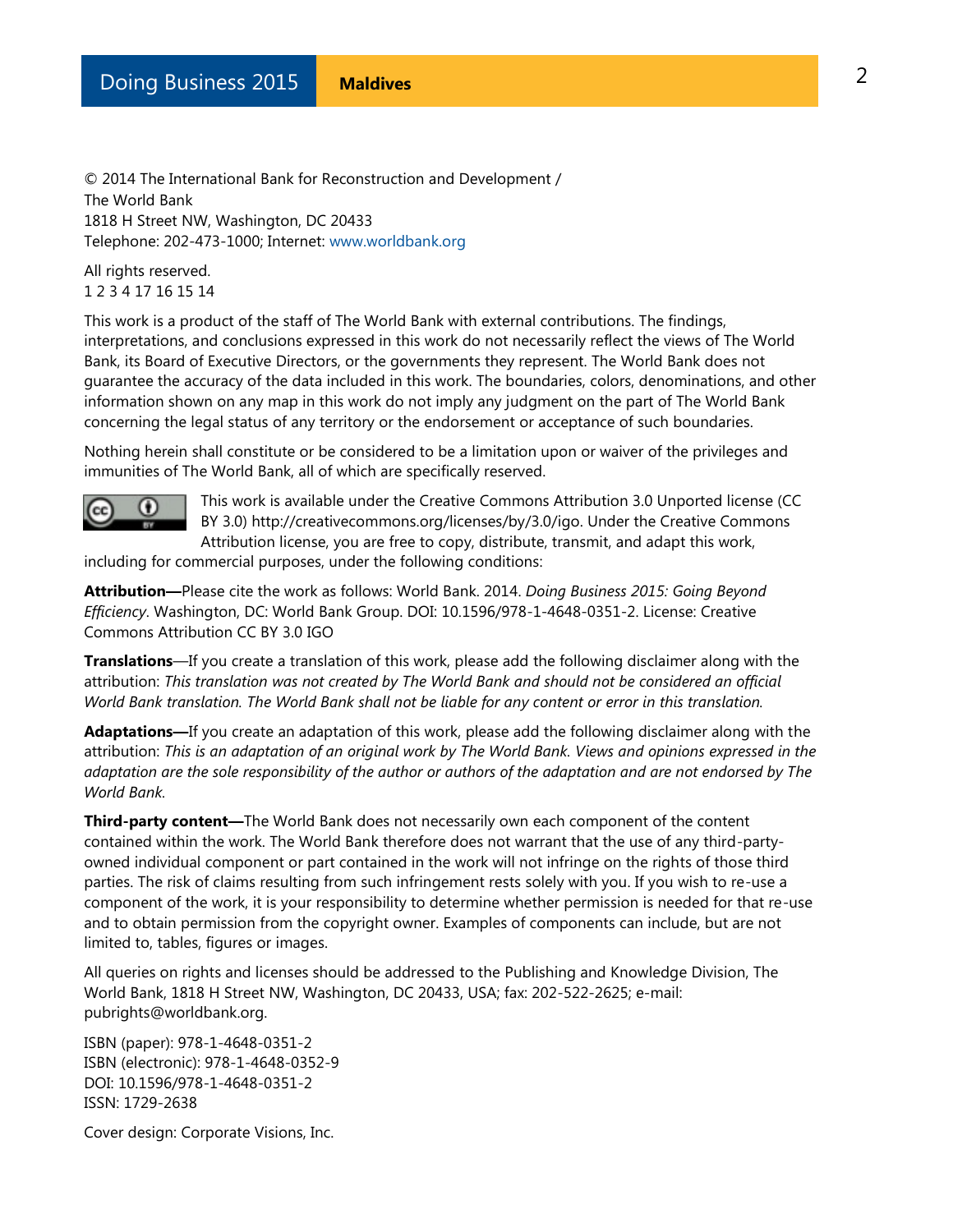© 2014 The International Bank for Reconstruction and Development /
The World Bank
1818 H Street NW, Washington, DC 20433
Telephone: 202-473-1000; Internet: www.worldbank.org

All rights reserved.
1 2 3 4 17 16 15 14

This work is a product of the staff of The World Bank with external contributions. The findings, interpretations, and conclusions expressed in this work do not necessarily reflect the views of The World Bank, its Board of Executive Directors, or the governments they represent. The World Bank does not guarantee the accuracy of the data included in this work. The boundaries, colors, denominations, and other information shown on any map in this work do not imply any judgment on the part of The World Bank concerning the legal status of any territory or the endorsement or acceptance of such boundaries.

Nothing herein shall constitute or be considered to be a limitation upon or waiver of the privileges and immunities of The World Bank, all of which are specifically reserved.

This work is available under the Creative Commons Attribution 3.0 Unported license (CC BY 3.0) http://creativecommons.org/licenses/by/3.0/igo. Under the Creative Commons Attribution license, you are free to copy, distribute, transmit, and adapt this work, including for commercial purposes, under the following conditions:

**Attribution—**Please cite the work as follows: World Bank. 2014. *Doing Business 2015: Going Beyond Efficiency*. Washington, DC: World Bank Group. DOI: 10.1596/978-1-4648-0351-2. License: Creative Commons Attribution CC BY 3.0 IGO

**Translations**—If you create a translation of this work, please add the following disclaimer along with the attribution: *This translation was not created by The World Bank and should not be considered an official World Bank translation. The World Bank shall not be liable for any content or error in this translation.*

**Adaptations—**If you create an adaptation of this work, please add the following disclaimer along with the attribution: *This is an adaptation of an original work by The World Bank. Views and opinions expressed in the adaptation are the sole responsibility of the author or authors of the adaptation and are not endorsed by The World Bank.*

**Third-party content—**The World Bank does not necessarily own each component of the content contained within the work. The World Bank therefore does not warrant that the use of any third-party-owned individual component or part contained in the work will not infringe on the rights of those third parties. The risk of claims resulting from such infringement rests solely with you. If you wish to re-use a component of the work, it is your responsibility to determine whether permission is needed for that re-use and to obtain permission from the copyright owner. Examples of components can include, but are not limited to, tables, figures or images.

All queries on rights and licenses should be addressed to the Publishing and Knowledge Division, The World Bank, 1818 H Street NW, Washington, DC 20433, USA; fax: 202-522-2625; e-mail: pubrights@worldbank.org.

ISBN (paper): 978-1-4648-0351-2
ISBN (electronic): 978-1-4648-0352-9
DOI: 10.1596/978-1-4648-0351-2
ISSN: 1729-2638

Cover design: Corporate Visions, Inc.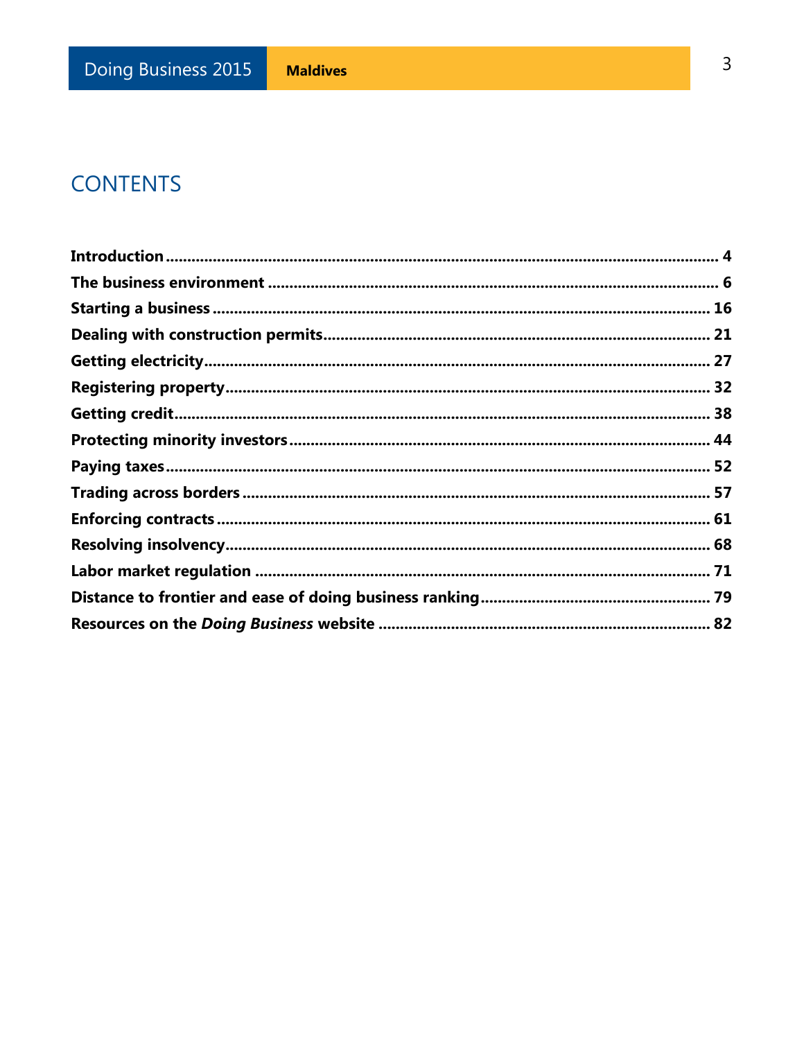# CONTENTS

**Introduction** ... **4**
**The business environment** ... **6**
**Starting a business** ... **16**
**Dealing with construction permits** ... **21**
**Getting electricity** ... **27**
**Registering property** ... **32**
**Getting credit** ... **38**
**Protecting minority investors** ... **44**
**Paying taxes** ... **52**
**Trading across borders** ... **57**
**Enforcing contracts** ... **61**
**Resolving insolvency** ... **68**
**Labor market regulation** ... **71**
**Distance to frontier and ease of doing business ranking** ... **79**
**Resources on the *Doing Business* website** ... **82**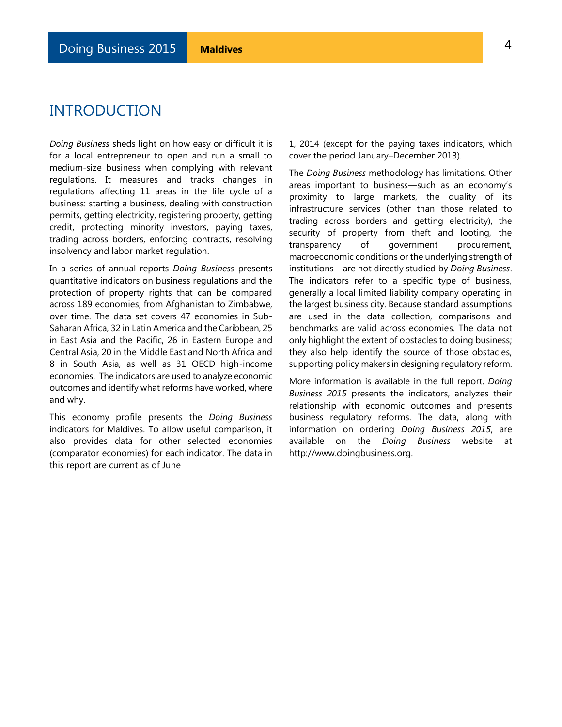# INTRODUCTION

*Doing Business* sheds light on how easy or difficult it is for a local entrepreneur to open and run a small to medium-size business when complying with relevant regulations. It measures and tracks changes in regulations affecting 11 areas in the life cycle of a business: starting a business, dealing with construction permits, getting electricity, registering property, getting credit, protecting minority investors, paying taxes, trading across borders, enforcing contracts, resolving insolvency and labor market regulation.

In a series of annual reports *Doing Business* presents quantitative indicators on business regulations and the protection of property rights that can be compared across 189 economies, from Afghanistan to Zimbabwe, over time. The data set covers 47 economies in Sub-Saharan Africa, 32 in Latin America and the Caribbean, 25 in East Asia and the Pacific, 26 in Eastern Europe and Central Asia, 20 in the Middle East and North Africa and 8 in South Asia, as well as 31 OECD high-income economies. The indicators are used to analyze economic outcomes and identify what reforms have worked, where and why.

This economy profile presents the *Doing Business* indicators for Maldives. To allow useful comparison, it also provides data for other selected economies (comparator economies) for each indicator. The data in this report are current as of June 1, 2014 (except for the paying taxes indicators, which cover the period January–December 2013).

The *Doing Business* methodology has limitations. Other areas important to business—such as an economy's proximity to large markets, the quality of its infrastructure services (other than those related to trading across borders and getting electricity), the security of property from theft and looting, the transparency of government procurement, macroeconomic conditions or the underlying strength of institutions—are not directly studied by *Doing Business*. The indicators refer to a specific type of business, generally a local limited liability company operating in the largest business city. Because standard assumptions are used in the data collection, comparisons and benchmarks are valid across economies. The data not only highlight the extent of obstacles to doing business; they also help identify the source of those obstacles, supporting policy makers in designing regulatory reform.

More information is available in the full report. *Doing Business 2015* presents the indicators, analyzes their relationship with economic outcomes and presents business regulatory reforms. The data, along with information on ordering *Doing Business 2015*, are available on the *Doing Business* website at http://www.doingbusiness.org.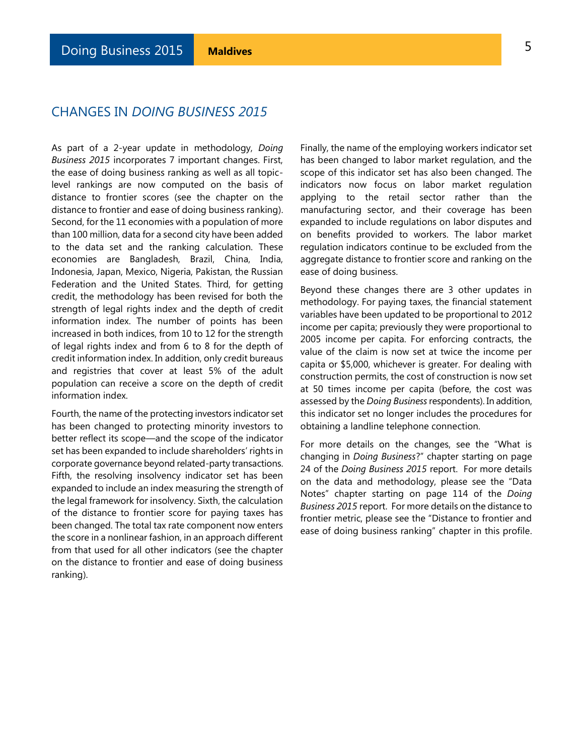## CHANGES IN *DOING BUSINESS 2015*

As part of a 2-year update in methodology, *Doing Business 2015* incorporates 7 important changes. First, the ease of doing business ranking as well as all topic-level rankings are now computed on the basis of distance to frontier scores (see the chapter on the distance to frontier and ease of doing business ranking). Second, for the 11 economies with a population of more than 100 million, data for a second city have been added to the data set and the ranking calculation. These economies are Bangladesh, Brazil, China, India, Indonesia, Japan, Mexico, Nigeria, Pakistan, the Russian Federation and the United States. Third, for getting credit, the methodology has been revised for both the strength of legal rights index and the depth of credit information index. The number of points has been increased in both indices, from 10 to 12 for the strength of legal rights index and from 6 to 8 for the depth of credit information index. In addition, only credit bureaus and registries that cover at least 5% of the adult population can receive a score on the depth of credit information index.

Fourth, the name of the protecting investors indicator set has been changed to protecting minority investors to better reflect its scope—and the scope of the indicator set has been expanded to include shareholders' rights in corporate governance beyond related-party transactions. Fifth, the resolving insolvency indicator set has been expanded to include an index measuring the strength of the legal framework for insolvency. Sixth, the calculation of the distance to frontier score for paying taxes has been changed. The total tax rate component now enters the score in a nonlinear fashion, in an approach different from that used for all other indicators (see the chapter on the distance to frontier and ease of doing business ranking).

Finally, the name of the employing workers indicator set has been changed to labor market regulation, and the scope of this indicator set has also been changed. The indicators now focus on labor market regulation applying to the retail sector rather than the manufacturing sector, and their coverage has been expanded to include regulations on labor disputes and on benefits provided to workers. The labor market regulation indicators continue to be excluded from the aggregate distance to frontier score and ranking on the ease of doing business.

Beyond these changes there are 3 other updates in methodology. For paying taxes, the financial statement variables have been updated to be proportional to 2012 income per capita; previously they were proportional to 2005 income per capita. For enforcing contracts, the value of the claim is now set at twice the income per capita or $5,000, whichever is greater. For dealing with construction permits, the cost of construction is now set at 50 times income per capita (before, the cost was assessed by the *Doing Business* respondents). In addition, this indicator set no longer includes the procedures for obtaining a landline telephone connection.

For more details on the changes, see the "What is changing in *Doing Business*?" chapter starting on page 24 of the *Doing Business 2015* report. For more details on the data and methodology, please see the "Data Notes" chapter starting on page 114 of the *Doing Business 2015* report. For more details on the distance to frontier metric, please see the "Distance to frontier and ease of doing business ranking" chapter in this profile.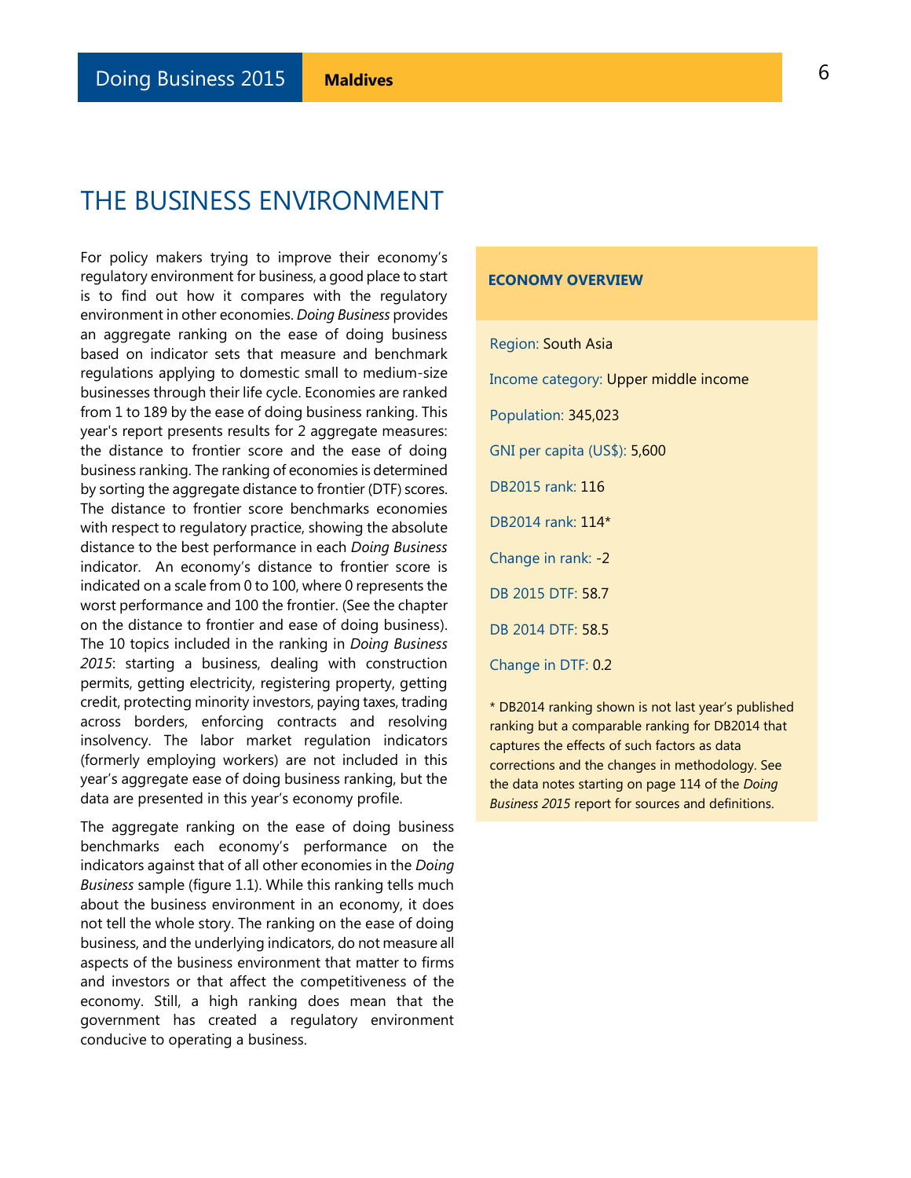# THE BUSINESS ENVIRONMENT

For policy makers trying to improve their economy's regulatory environment for business, a good place to start is to find out how it compares with the regulatory environment in other economies. *Doing Business* provides an aggregate ranking on the ease of doing business based on indicator sets that measure and benchmark regulations applying to domestic small to medium-size businesses through their life cycle. Economies are ranked from 1 to 189 by the ease of doing business ranking. This year's report presents results for 2 aggregate measures: the distance to frontier score and the ease of doing business ranking. The ranking of economies is determined by sorting the aggregate distance to frontier (DTF) scores. The distance to frontier score benchmarks economies with respect to regulatory practice, showing the absolute distance to the best performance in each *Doing Business* indicator. An economy's distance to frontier score is indicated on a scale from 0 to 100, where 0 represents the worst performance and 100 the frontier. (See the chapter on the distance to frontier and ease of doing business). The 10 topics included in the ranking in *Doing Business 2015*: starting a business, dealing with construction permits, getting electricity, registering property, getting credit, protecting minority investors, paying taxes, trading across borders, enforcing contracts and resolving insolvency. The labor market regulation indicators (formerly employing workers) are not included in this year's aggregate ease of doing business ranking, but the data are presented in this year's economy profile.

The aggregate ranking on the ease of doing business benchmarks each economy's performance on the indicators against that of all other economies in the *Doing Business* sample (figure 1.1). While this ranking tells much about the business environment in an economy, it does not tell the whole story. The ranking on the ease of doing business, and the underlying indicators, do not measure all aspects of the business environment that matter to firms and investors or that affect the competitiveness of the economy. Still, a high ranking does mean that the government has created a regulatory environment conducive to operating a business.

**ECONOMY OVERVIEW**

Region: South Asia

Income category: Upper middle income

Population: 345,023

GNI per capita (US$): 5,600

DB2015 rank: 116

DB2014 rank: 114*

Change in rank: -2

DB 2015 DTF: 58.7

DB 2014 DTF: 58.5

Change in DTF: 0.2

\* DB2014 ranking shown is not last year's published ranking but a comparable ranking for DB2014 that captures the effects of such factors as data corrections and the changes in methodology. See the data notes starting on page 114 of the *Doing Business 2015* report for sources and definitions.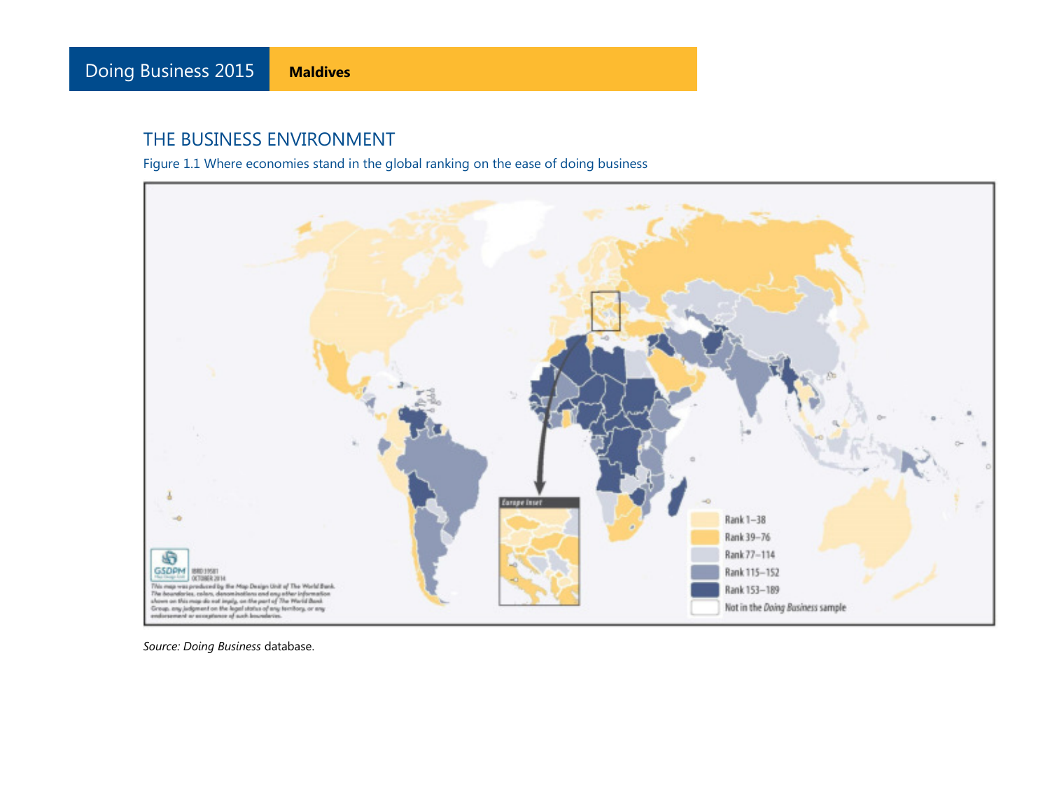## THE BUSINESS ENVIRONMENT

Figure 1.1 Where economies stand in the global ranking on the ease of doing business

*Source: Doing Business* database.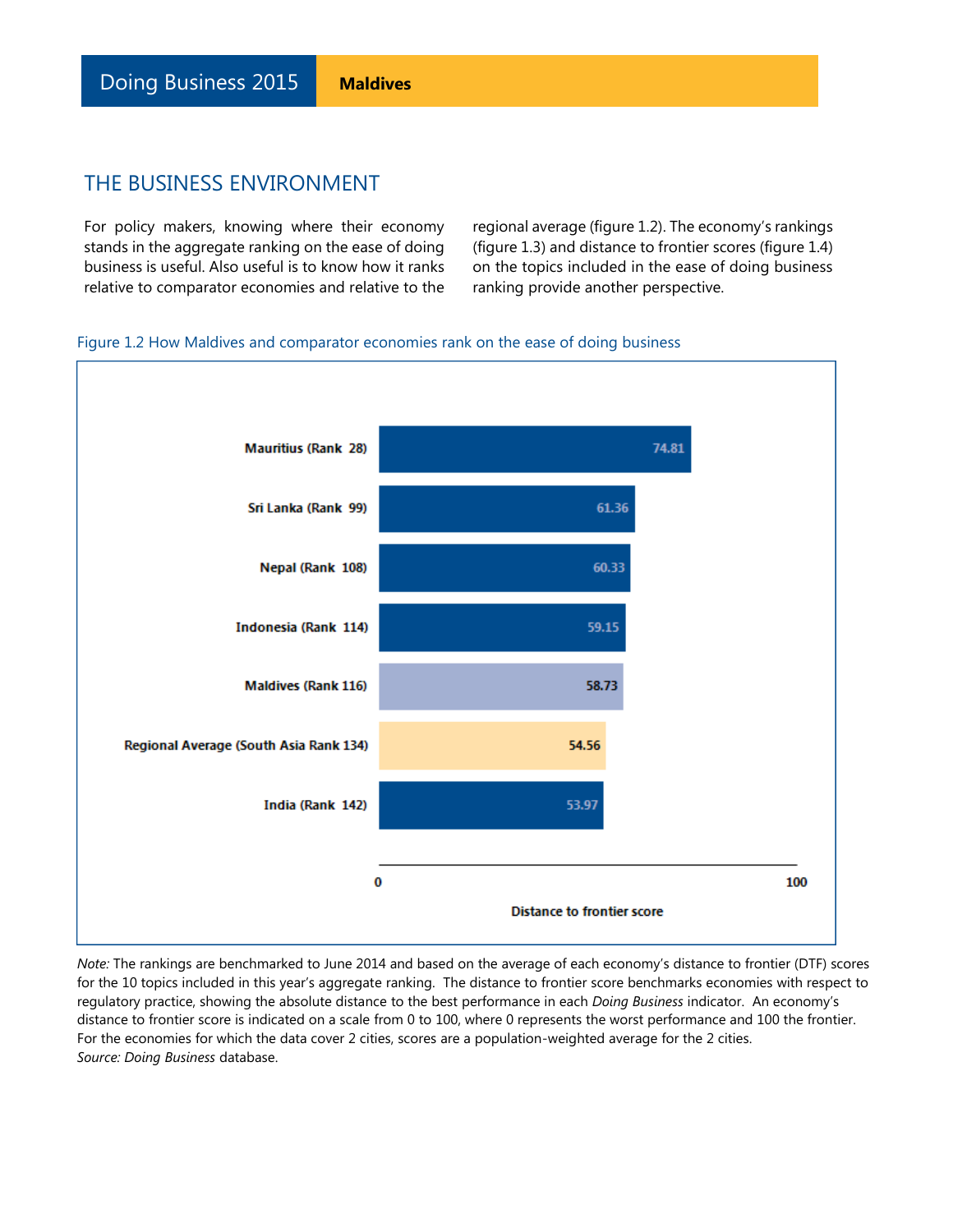## THE BUSINESS ENVIRONMENT

For policy makers, knowing where their economy stands in the aggregate ranking on the ease of doing business is useful. Also useful is to know how it ranks relative to comparator economies and relative to the regional average (figure 1.2). The economy's rankings (figure 1.3) and distance to frontier scores (figure 1.4) on the topics included in the ease of doing business ranking provide another perspective.

Figure 1.2 How Maldives and comparator economies rank on the ease of doing business

| Economy | Distance to frontier score |
|---|---|
| Mauritius (Rank 28) | 74.81 |
| Sri Lanka (Rank 99) | 61.36 |
| Nepal (Rank 108) | 60.33 |
| Indonesia (Rank 114) | 59.15 |
| Maldives (Rank 116) | 58.73 |
| Regional Average (South Asia Rank 134) | 54.56 |
| India (Rank 142) | 53.97 |

*Note:* The rankings are benchmarked to June 2014 and based on the average of each economy's distance to frontier (DTF) scores for the 10 topics included in this year's aggregate ranking. The distance to frontier score benchmarks economies with respect to regulatory practice, showing the absolute distance to the best performance in each *Doing Business* indicator. An economy's distance to frontier score is indicated on a scale from 0 to 100, where 0 represents the worst performance and 100 the frontier. For the economies for which the data cover 2 cities, scores are a population-weighted average for the 2 cities.
*Source: Doing Business* database.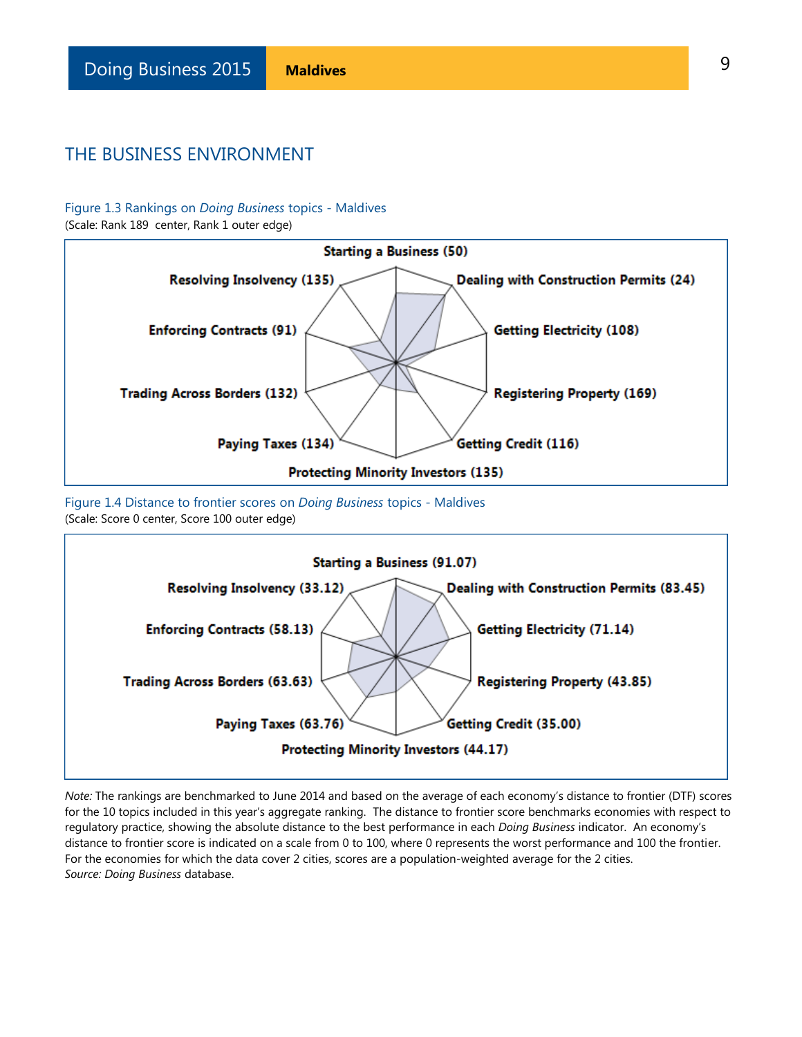## THE BUSINESS ENVIRONMENT

Figure 1.3 Rankings on *Doing Business* topics - Maldives
(Scale: Rank 189 center, Rank 1 outer edge)

Starting a Business (50)
Dealing with Construction Permits (24)
Getting Electricity (108)
Registering Property (169)
Getting Credit (116)
Protecting Minority Investors (135)
Paying Taxes (134)
Trading Across Borders (132)
Enforcing Contracts (91)
Resolving Insolvency (135)

Figure 1.4 Distance to frontier scores on *Doing Business* topics - Maldives
(Scale: Score 0 center, Score 100 outer edge)

Starting a Business (91.07)
Dealing with Construction Permits (83.45)
Getting Electricity (71.14)
Registering Property (43.85)
Getting Credit (35.00)
Protecting Minority Investors (44.17)
Paying Taxes (63.76)
Trading Across Borders (63.63)
Enforcing Contracts (58.13)
Resolving Insolvency (33.12)

*Note:* The rankings are benchmarked to June 2014 and based on the average of each economy's distance to frontier (DTF) scores for the 10 topics included in this year's aggregate ranking. The distance to frontier score benchmarks economies with respect to regulatory practice, showing the absolute distance to the best performance in each *Doing Business* indicator. An economy's distance to frontier score is indicated on a scale from 0 to 100, where 0 represents the worst performance and 100 the frontier. For the economies for which the data cover 2 cities, scores are a population-weighted average for the 2 cities.
*Source: Doing Business* database.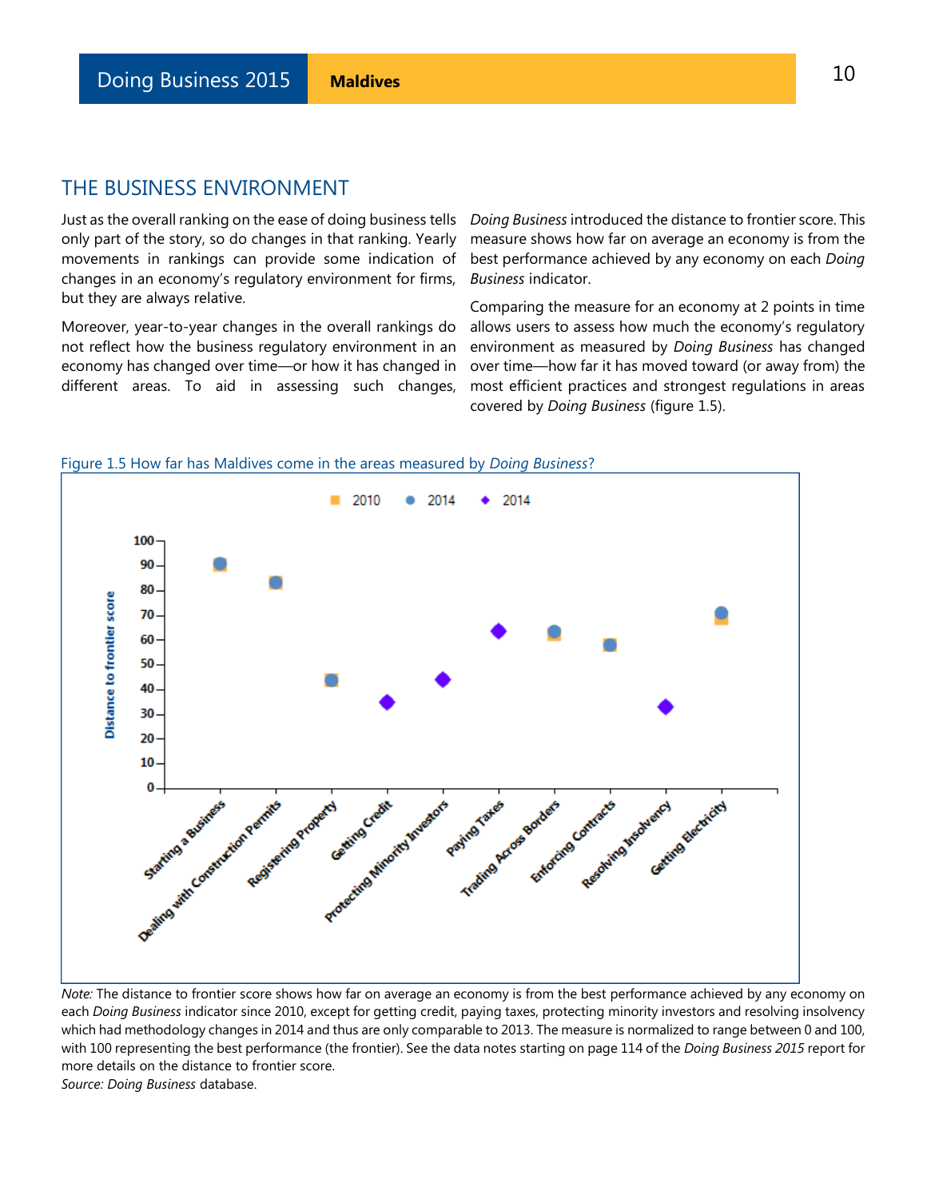## THE BUSINESS ENVIRONMENT

Just as the overall ranking on the ease of doing business tells only part of the story, so do changes in that ranking. Yearly movements in rankings can provide some indication of changes in an economy's regulatory environment for firms, but they are always relative.

Moreover, year-to-year changes in the overall rankings do not reflect how the business regulatory environment in an economy has changed over time—or how it has changed in different areas. To aid in assessing such changes, *Doing Business* introduced the distance to frontier score. This measure shows how far on average an economy is from the best performance achieved by any economy on each *Doing Business* indicator.

Comparing the measure for an economy at 2 points in time allows users to assess how much the economy's regulatory environment as measured by *Doing Business* has changed over time—how far it has moved toward (or away from) the most efficient practices and strongest regulations in areas covered by *Doing Business* (figure 1.5).

Figure 1.5 How far has Maldives come in the areas measured by *Doing Business*?

*Note:* The distance to frontier score shows how far on average an economy is from the best performance achieved by any economy on each *Doing Business* indicator since 2010, except for getting credit, paying taxes, protecting minority investors and resolving insolvency which had methodology changes in 2014 and thus are only comparable to 2013. The measure is normalized to range between 0 and 100, with 100 representing the best performance (the frontier). See the data notes starting on page 114 of the *Doing Business 2015* report for more details on the distance to frontier score.

*Source: Doing Business* database.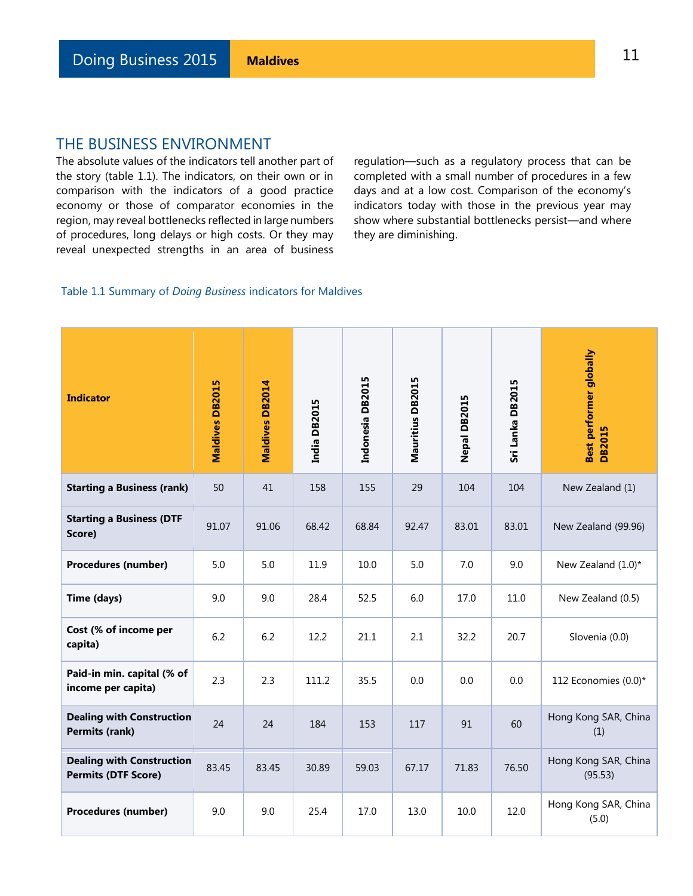## THE BUSINESS ENVIRONMENT

The absolute values of the indicators tell another part of the story (table 1.1). The indicators, on their own or in comparison with the indicators of a good practice economy or those of comparator economies in the region, may reveal bottlenecks reflected in large numbers of procedures, long delays or high costs. Or they may reveal unexpected strengths in an area of business regulation—such as a regulatory process that can be completed with a small number of procedures in a few days and at a low cost. Comparison of the economy's indicators today with those in the previous year may show where substantial bottlenecks persist—and where they are diminishing.

Table 1.1 Summary of *Doing Business* indicators for Maldives

| Indicator | Maldives DB2015 | Maldives DB2014 | India DB2015 | Indonesia DB2015 | Mauritius DB2015 | Nepal DB2015 | Sri Lanka DB2015 | Best performer globally DB2015 |
|---|---|---|---|---|---|---|---|---|
| **Starting a Business (rank)** | 50 | 41 | 158 | 155 | 29 | 104 | 104 | New Zealand (1) |
| **Starting a Business (DTF Score)** | 91.07 | 91.06 | 68.42 | 68.84 | 92.47 | 83.01 | 83.01 | New Zealand (99.96) |
| **Procedures (number)** | 5.0 | 5.0 | 11.9 | 10.0 | 5.0 | 7.0 | 9.0 | New Zealand (1.0)* |
| **Time (days)** | 9.0 | 9.0 | 28.4 | 52.5 | 6.0 | 17.0 | 11.0 | New Zealand (0.5) |
| **Cost (% of income per capita)** | 6.2 | 6.2 | 12.2 | 21.1 | 2.1 | 32.2 | 20.7 | Slovenia (0.0) |
| **Paid-in min. capital (% of income per capita)** | 2.3 | 2.3 | 111.2 | 35.5 | 0.0 | 0.0 | 0.0 | 112 Economies (0.0)* |
| **Dealing with Construction Permits (rank)** | 24 | 24 | 184 | 153 | 117 | 91 | 60 | Hong Kong SAR, China (1) |
| **Dealing with Construction Permits (DTF Score)** | 83.45 | 83.45 | 30.89 | 59.03 | 67.17 | 71.83 | 76.50 | Hong Kong SAR, China (95.53) |
| **Procedures (number)** | 9.0 | 9.0 | 25.4 | 17.0 | 13.0 | 10.0 | 12.0 | Hong Kong SAR, China (5.0) |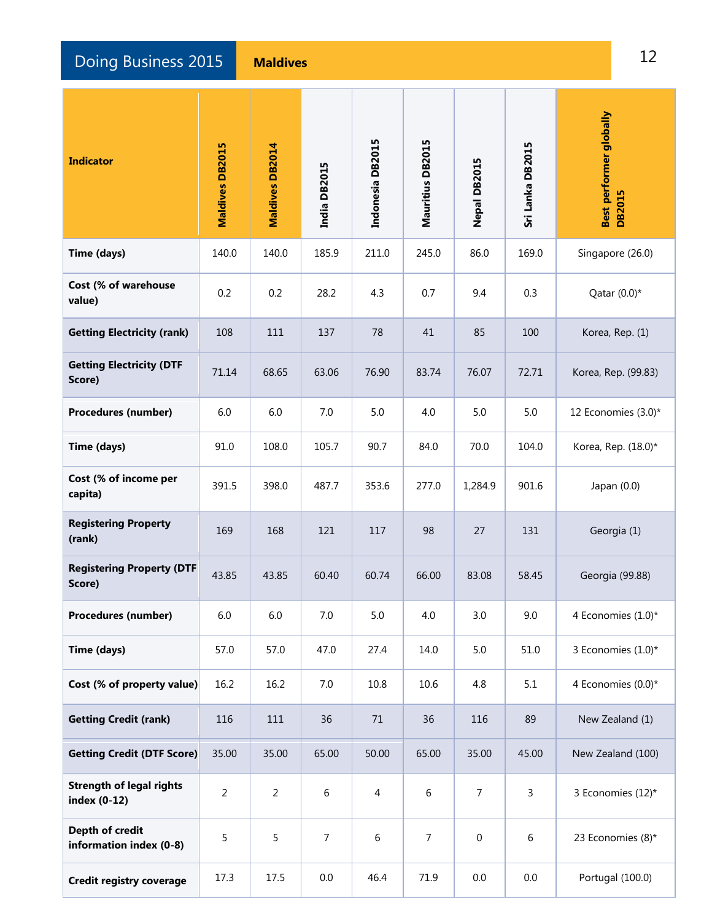| Indicator | Maldives DB2015 | Maldives DB2014 | India DB2015 | Indonesia DB2015 | Mauritius DB2015 | Nepal DB2015 | Sri Lanka DB2015 | Best performer globally DB2015 |
|---|---|---|---|---|---|---|---|---|
| Time (days) | 140.0 | 140.0 | 185.9 | 211.0 | 245.0 | 86.0 | 169.0 | Singapore (26.0) |
| Cost (% of warehouse value) | 0.2 | 0.2 | 28.2 | 4.3 | 0.7 | 9.4 | 0.3 | Qatar (0.0)* |
| Getting Electricity (rank) | 108 | 111 | 137 | 78 | 41 | 85 | 100 | Korea, Rep. (1) |
| Getting Electricity (DTF Score) | 71.14 | 68.65 | 63.06 | 76.90 | 83.74 | 76.07 | 72.71 | Korea, Rep. (99.83) |
| Procedures (number) | 6.0 | 6.0 | 7.0 | 5.0 | 4.0 | 5.0 | 5.0 | 12 Economies (3.0)* |
| Time (days) | 91.0 | 108.0 | 105.7 | 90.7 | 84.0 | 70.0 | 104.0 | Korea, Rep. (18.0)* |
| Cost (% of income per capita) | 391.5 | 398.0 | 487.7 | 353.6 | 277.0 | 1,284.9 | 901.6 | Japan (0.0) |
| Registering Property (rank) | 169 | 168 | 121 | 117 | 98 | 27 | 131 | Georgia (1) |
| Registering Property (DTF Score) | 43.85 | 43.85 | 60.40 | 60.74 | 66.00 | 83.08 | 58.45 | Georgia (99.88) |
| Procedures (number) | 6.0 | 6.0 | 7.0 | 5.0 | 4.0 | 3.0 | 9.0 | 4 Economies (1.0)* |
| Time (days) | 57.0 | 57.0 | 47.0 | 27.4 | 14.0 | 5.0 | 51.0 | 3 Economies (1.0)* |
| Cost (% of property value) | 16.2 | 16.2 | 7.0 | 10.8 | 10.6 | 4.8 | 5.1 | 4 Economies (0.0)* |
| Getting Credit (rank) | 116 | 111 | 36 | 71 | 36 | 116 | 89 | New Zealand (1) |
| Getting Credit (DTF Score) | 35.00 | 35.00 | 65.00 | 50.00 | 65.00 | 35.00 | 45.00 | New Zealand (100) |
| Strength of legal rights index (0-12) | 2 | 2 | 6 | 4 | 6 | 7 | 3 | 3 Economies (12)* |
| Depth of credit information index (0-8) | 5 | 5 | 7 | 6 | 7 | 0 | 6 | 23 Economies (8)* |
| Credit registry coverage | 17.3 | 17.5 | 0.0 | 46.4 | 71.9 | 0.0 | 0.0 | Portugal (100.0) |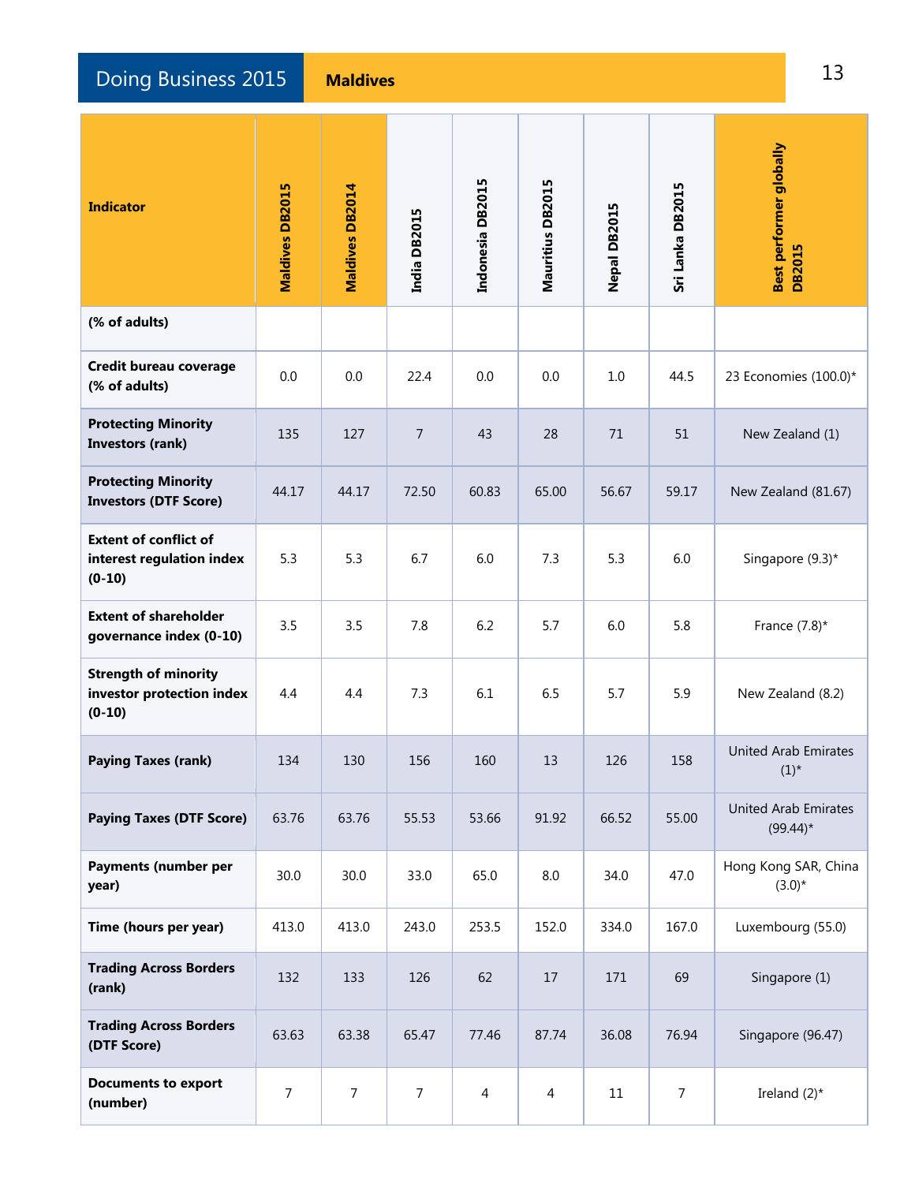| Indicator | Maldives DB2015 | Maldives DB2014 | India DB2015 | Indonesia DB2015 | Mauritius DB2015 | Nepal DB2015 | Sri Lanka DB2015 | Best performer globally DB2015 |
|---|---|---|---|---|---|---|---|---|
| (% of adults) | | | | | | | | |
| Credit bureau coverage (% of adults) | 0.0 | 0.0 | 22.4 | 0.0 | 0.0 | 1.0 | 44.5 | 23 Economies (100.0)* |
| Protecting Minority Investors (rank) | 135 | 127 | 7 | 43 | 28 | 71 | 51 | New Zealand (1) |
| Protecting Minority Investors (DTF Score) | 44.17 | 44.17 | 72.50 | 60.83 | 65.00 | 56.67 | 59.17 | New Zealand (81.67) |
| Extent of conflict of interest regulation index (0-10) | 5.3 | 5.3 | 6.7 | 6.0 | 7.3 | 5.3 | 6.0 | Singapore (9.3)* |
| Extent of shareholder governance index (0-10) | 3.5 | 3.5 | 7.8 | 6.2 | 5.7 | 6.0 | 5.8 | France (7.8)* |
| Strength of minority investor protection index (0-10) | 4.4 | 4.4 | 7.3 | 6.1 | 6.5 | 5.7 | 5.9 | New Zealand (8.2) |
| Paying Taxes (rank) | 134 | 130 | 156 | 160 | 13 | 126 | 158 | United Arab Emirates (1)* |
| Paying Taxes (DTF Score) | 63.76 | 63.76 | 55.53 | 53.66 | 91.92 | 66.52 | 55.00 | United Arab Emirates (99.44)* |
| Payments (number per year) | 30.0 | 30.0 | 33.0 | 65.0 | 8.0 | 34.0 | 47.0 | Hong Kong SAR, China (3.0)* |
| Time (hours per year) | 413.0 | 413.0 | 243.0 | 253.5 | 152.0 | 334.0 | 167.0 | Luxembourg (55.0) |
| Trading Across Borders (rank) | 132 | 133 | 126 | 62 | 17 | 171 | 69 | Singapore (1) |
| Trading Across Borders (DTF Score) | 63.63 | 63.38 | 65.47 | 77.46 | 87.74 | 36.08 | 76.94 | Singapore (96.47) |
| Documents to export (number) | 7 | 7 | 7 | 4 | 4 | 11 | 7 | Ireland (2)* |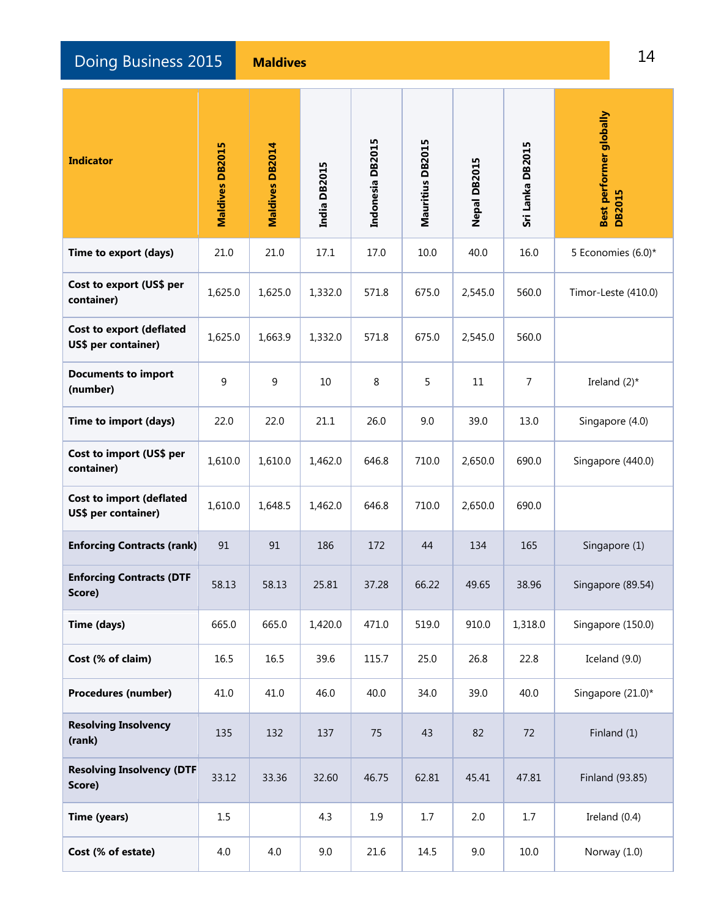| Indicator | Maldives DB2015 | Maldives DB2014 | India DB2015 | Indonesia DB2015 | Mauritius DB2015 | Nepal DB2015 | Sri Lanka DB2015 | Best performer globally DB2015 |
|---|---|---|---|---|---|---|---|---|
| **Time to export (days)** | 21.0 | 21.0 | 17.1 | 17.0 | 10.0 | 40.0 | 16.0 | 5 Economies (6.0)* |
| **Cost to export (US$ per container)** | 1,625.0 | 1,625.0 | 1,332.0 | 571.8 | 675.0 | 2,545.0 | 560.0 | Timor-Leste (410.0) |
| **Cost to export (deflated US$ per container)** | 1,625.0 | 1,663.9 | 1,332.0 | 571.8 | 675.0 | 2,545.0 | 560.0 | |
| **Documents to import (number)** | 9 | 9 | 10 | 8 | 5 | 11 | 7 | Ireland (2)* |
| **Time to import (days)** | 22.0 | 22.0 | 21.1 | 26.0 | 9.0 | 39.0 | 13.0 | Singapore (4.0) |
| **Cost to import (US$ per container)** | 1,610.0 | 1,610.0 | 1,462.0 | 646.8 | 710.0 | 2,650.0 | 690.0 | Singapore (440.0) |
| **Cost to import (deflated US$ per container)** | 1,610.0 | 1,648.5 | 1,462.0 | 646.8 | 710.0 | 2,650.0 | 690.0 | |
| **Enforcing Contracts (rank)** | 91 | 91 | 186 | 172 | 44 | 134 | 165 | Singapore (1) |
| **Enforcing Contracts (DTF Score)** | 58.13 | 58.13 | 25.81 | 37.28 | 66.22 | 49.65 | 38.96 | Singapore (89.54) |
| **Time (days)** | 665.0 | 665.0 | 1,420.0 | 471.0 | 519.0 | 910.0 | 1,318.0 | Singapore (150.0) |
| **Cost (% of claim)** | 16.5 | 16.5 | 39.6 | 115.7 | 25.0 | 26.8 | 22.8 | Iceland (9.0) |
| **Procedures (number)** | 41.0 | 41.0 | 46.0 | 40.0 | 34.0 | 39.0 | 40.0 | Singapore (21.0)* |
| **Resolving Insolvency (rank)** | 135 | 132 | 137 | 75 | 43 | 82 | 72 | Finland (1) |
| **Resolving Insolvency (DTF Score)** | 33.12 | 33.36 | 32.60 | 46.75 | 62.81 | 45.41 | 47.81 | Finland (93.85) |
| **Time (years)** | 1.5 | | 4.3 | 1.9 | 1.7 | 2.0 | 1.7 | Ireland (0.4) |
| **Cost (% of estate)** | 4.0 | 4.0 | 9.0 | 21.6 | 14.5 | 9.0 | 10.0 | Norway (1.0) |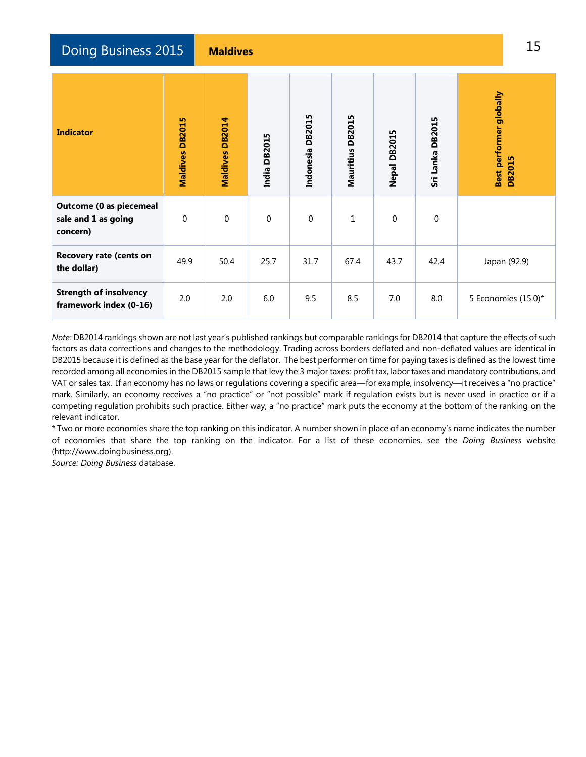| Indicator | Maldives DB2015 | Maldives DB2014 | India DB2015 | Indonesia DB2015 | Mauritius DB2015 | Nepal DB2015 | Sri Lanka DB2015 | Best performer globally DB2015 |
|---|---|---|---|---|---|---|---|---|
| **Outcome (0 as piecemeal sale and 1 as going concern)** | 0 | 0 | 0 | 0 | 1 | 0 | 0 | |
| **Recovery rate (cents on the dollar)** | 49.9 | 50.4 | 25.7 | 31.7 | 67.4 | 43.7 | 42.4 | Japan (92.9) |
| **Strength of insolvency framework index (0-16)** | 2.0 | 2.0 | 6.0 | 9.5 | 8.5 | 7.0 | 8.0 | 5 Economies (15.0)* |

*Note:* DB2014 rankings shown are not last year's published rankings but comparable rankings for DB2014 that capture the effects of such factors as data corrections and changes to the methodology. Trading across borders deflated and non-deflated values are identical in DB2015 because it is defined as the base year for the deflator. The best performer on time for paying taxes is defined as the lowest time recorded among all economies in the DB2015 sample that levy the 3 major taxes: profit tax, labor taxes and mandatory contributions, and VAT or sales tax. If an economy has no laws or regulations covering a specific area—for example, insolvency—it receives a "no practice" mark. Similarly, an economy receives a "no practice" or "not possible" mark if regulation exists but is never used in practice or if a competing regulation prohibits such practice. Either way, a "no practice" mark puts the economy at the bottom of the ranking on the relevant indicator.

* Two or more economies share the top ranking on this indicator. A number shown in place of an economy's name indicates the number of economies that share the top ranking on the indicator. For a list of these economies, see the *Doing Business* website (http://www.doingbusiness.org).

*Source: Doing Business* database.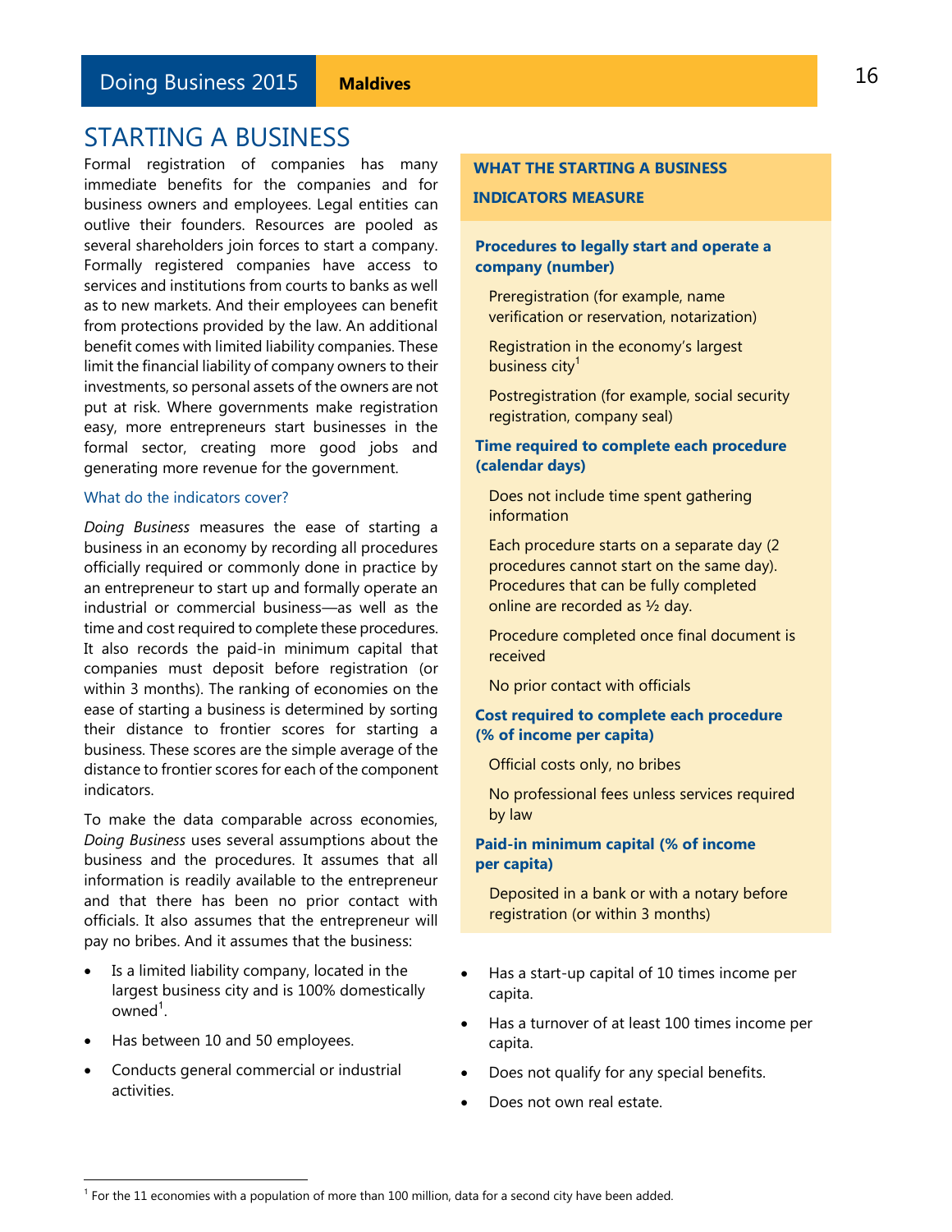# STARTING A BUSINESS

Formal registration of companies has many immediate benefits for the companies and for business owners and employees. Legal entities can outlive their founders. Resources are pooled as several shareholders join forces to start a company. Formally registered companies have access to services and institutions from courts to banks as well as to new markets. And their employees can benefit from protections provided by the law. An additional benefit comes with limited liability companies. These limit the financial liability of company owners to their investments, so personal assets of the owners are not put at risk. Where governments make registration easy, more entrepreneurs start businesses in the formal sector, creating more good jobs and generating more revenue for the government.

## What do the indicators cover?

*Doing Business* measures the ease of starting a business in an economy by recording all procedures officially required or commonly done in practice by an entrepreneur to start up and formally operate an industrial or commercial business—as well as the time and cost required to complete these procedures. It also records the paid-in minimum capital that companies must deposit before registration (or within 3 months). The ranking of economies on the ease of starting a business is determined by sorting their distance to frontier scores for starting a business. These scores are the simple average of the distance to frontier scores for each of the component indicators.

To make the data comparable across economies, *Doing Business* uses several assumptions about the business and the procedures. It assumes that all information is readily available to the entrepreneur and that there has been no prior contact with officials. It also assumes that the entrepreneur will pay no bribes. And it assumes that the business:

- Is a limited liability company, located in the largest business city and is 100% domestically owned[1].
- Has between 10 and 50 employees.
- Conducts general commercial or industrial activities.
- Has a start-up capital of 10 times income per capita.
- Has a turnover of at least 100 times income per capita.
- Does not qualify for any special benefits.
- Does not own real estate.

### WHAT THE STARTING A BUSINESS INDICATORS MEASURE

**Procedures to legally start and operate a company (number)**

Preregistration (for example, name verification or reservation, notarization)

Registration in the economy's largest business city[1]

Postregistration (for example, social security registration, company seal)

**Time required to complete each procedure (calendar days)**

Does not include time spent gathering information

Each procedure starts on a separate day (2 procedures cannot start on the same day). Procedures that can be fully completed online are recorded as ½ day.

Procedure completed once final document is received

No prior contact with officials

**Cost required to complete each procedure (% of income per capita)**

Official costs only, no bribes

No professional fees unless services required by law

**Paid-in minimum capital (% of income per capita)**

Deposited in a bank or with a notary before registration (or within 3 months)

---

[1] For the 11 economies with a population of more than 100 million, data for a second city have been added.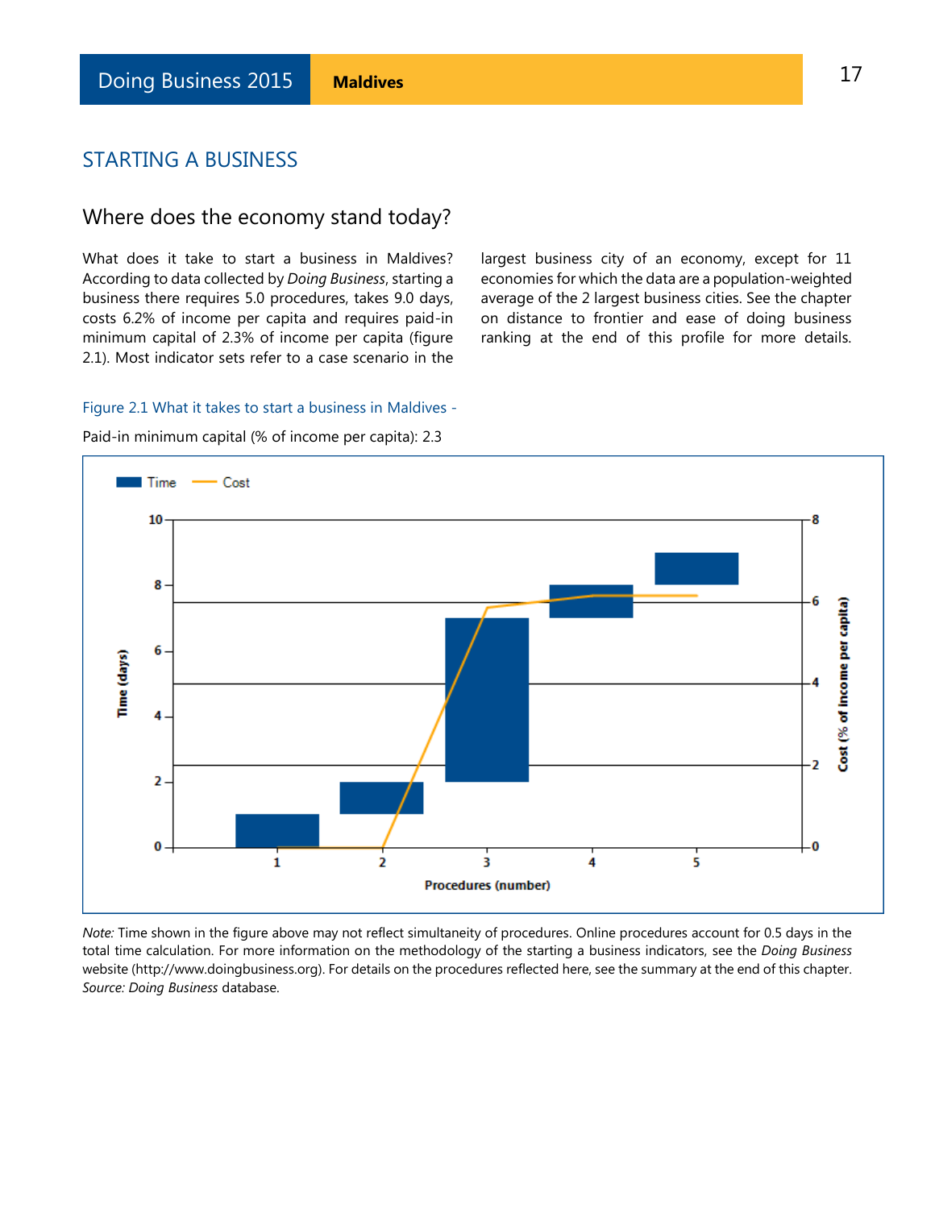## STARTING A BUSINESS

### Where does the economy stand today?

What does it take to start a business in Maldives? According to data collected by *Doing Business*, starting a business there requires 5.0 procedures, takes 9.0 days, costs 6.2% of income per capita and requires paid-in minimum capital of 2.3% of income per capita (figure 2.1). Most indicator sets refer to a case scenario in the largest business city of an economy, except for 11 economies for which the data are a population-weighted average of the 2 largest business cities. See the chapter on distance to frontier and ease of doing business ranking at the end of this profile for more details.

Figure 2.1 What it takes to start a business in Maldives -

Paid-in minimum capital (% of income per capita): 2.3

*Note:* Time shown in the figure above may not reflect simultaneity of procedures. Online procedures account for 0.5 days in the total time calculation. For more information on the methodology of the starting a business indicators, see the *Doing Business* website (http://www.doingbusiness.org). For details on the procedures reflected here, see the summary at the end of this chapter.
*Source: Doing Business* database.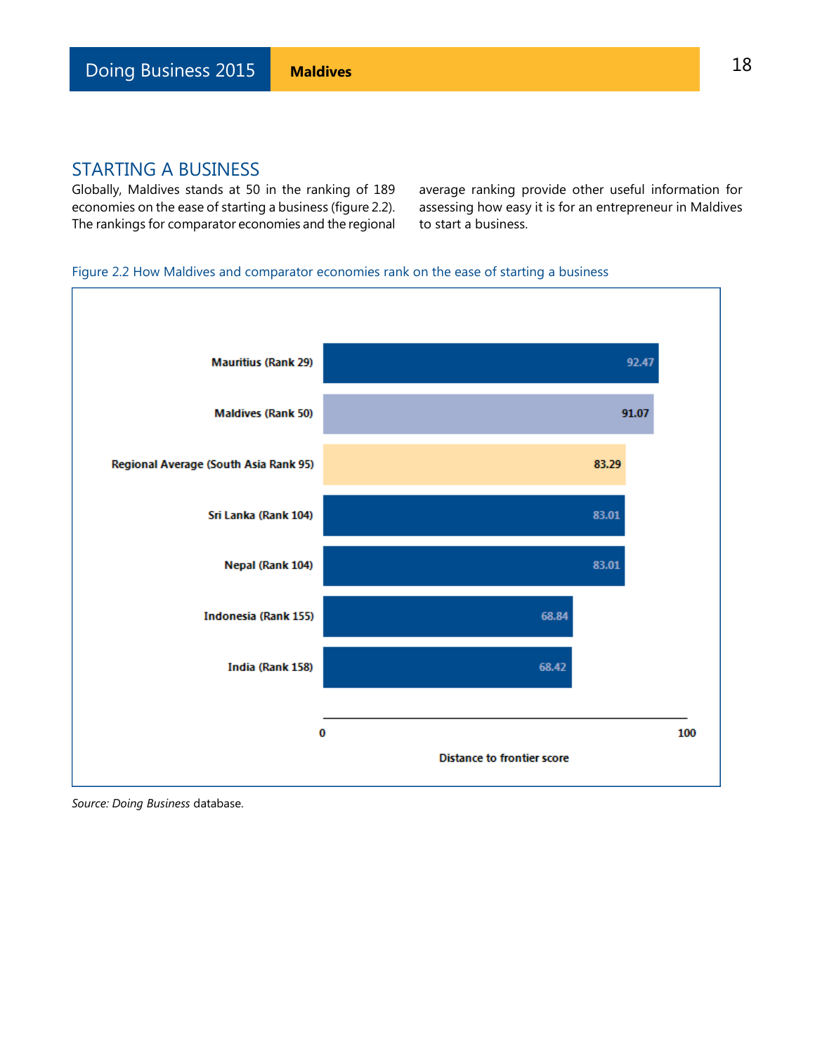## STARTING A BUSINESS

Globally, Maldives stands at 50 in the ranking of 189 economies on the ease of starting a business (figure 2.2). The rankings for comparator economies and the regional average ranking provide other useful information for assessing how easy it is for an entrepreneur in Maldives to start a business.

Figure 2.2 How Maldives and comparator economies rank on the ease of starting a business

| Economy | Distance to frontier score |
|---|---|
| Mauritius (Rank 29) | 92.47 |
| Maldives (Rank 50) | 91.07 |
| Regional Average (South Asia Rank 95) | 83.29 |
| Sri Lanka (Rank 104) | 83.01 |
| Nepal (Rank 104) | 83.01 |
| Indonesia (Rank 155) | 68.84 |
| India (Rank 158) | 68.42 |

*Source: Doing Business* database.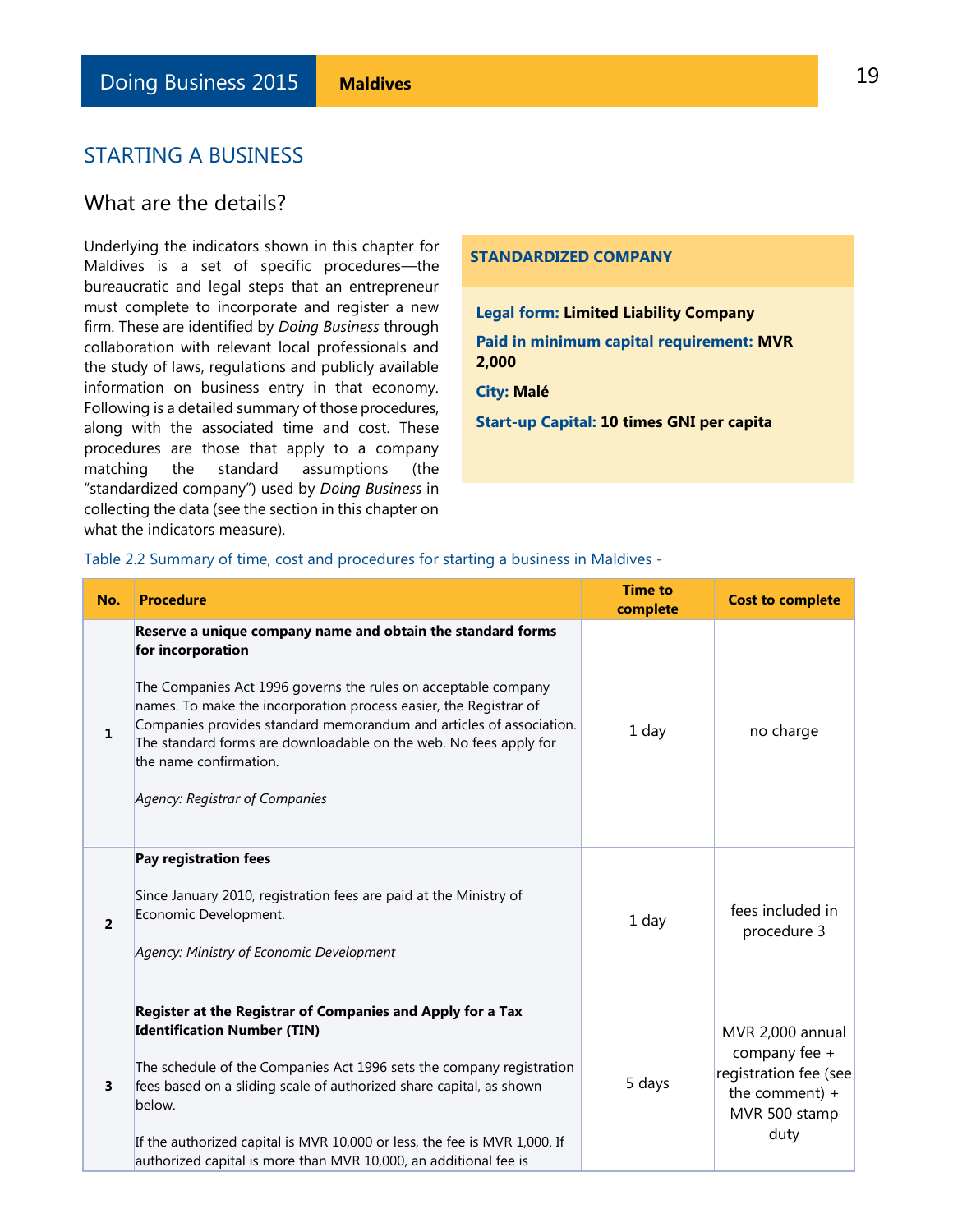## STARTING A BUSINESS

### What are the details?

Underlying the indicators shown in this chapter for Maldives is a set of specific procedures—the bureaucratic and legal steps that an entrepreneur must complete to incorporate and register a new firm. These are identified by *Doing Business* through collaboration with relevant local professionals and the study of laws, regulations and publicly available information on business entry in that economy. Following is a detailed summary of those procedures, along with the associated time and cost. These procedures are those that apply to a company matching the standard assumptions (the "standardized company") used by *Doing Business* in collecting the data (see the section in this chapter on what the indicators measure).

**STANDARDIZED COMPANY**

**Legal form:** **Limited Liability Company**

**Paid in minimum capital requirement:** **MVR 2,000**

**City:** **Malé**

**Start-up Capital:** **10 times GNI per capita**

Table 2.2 Summary of time, cost and procedures for starting a business in Maldives -

| No. | Procedure | Time to complete | Cost to complete |
|---|---|---|---|
| 1 | **Reserve a unique company name and obtain the standard forms for incorporation**<br><br>The Companies Act 1996 governs the rules on acceptable company names. To make the incorporation process easier, the Registrar of Companies provides standard memorandum and articles of association. The standard forms are downloadable on the web. No fees apply for the name confirmation.<br><br>*Agency: Registrar of Companies* | 1 day | no charge |
| 2 | **Pay registration fees**<br><br>Since January 2010, registration fees are paid at the Ministry of Economic Development.<br><br>*Agency: Ministry of Economic Development* | 1 day | fees included in procedure 3 |
| 3 | **Register at the Registrar of Companies and Apply for a Tax Identification Number (TIN)**<br><br>The schedule of the Companies Act 1996 sets the company registration fees based on a sliding scale of authorized share capital, as shown below.<br><br>If the authorized capital is MVR 10,000 or less, the fee is MVR 1,000. If authorized capital is more than MVR 10,000, an additional fee is | 5 days | MVR 2,000 annual company fee + registration fee (see the comment) + MVR 500 stamp duty |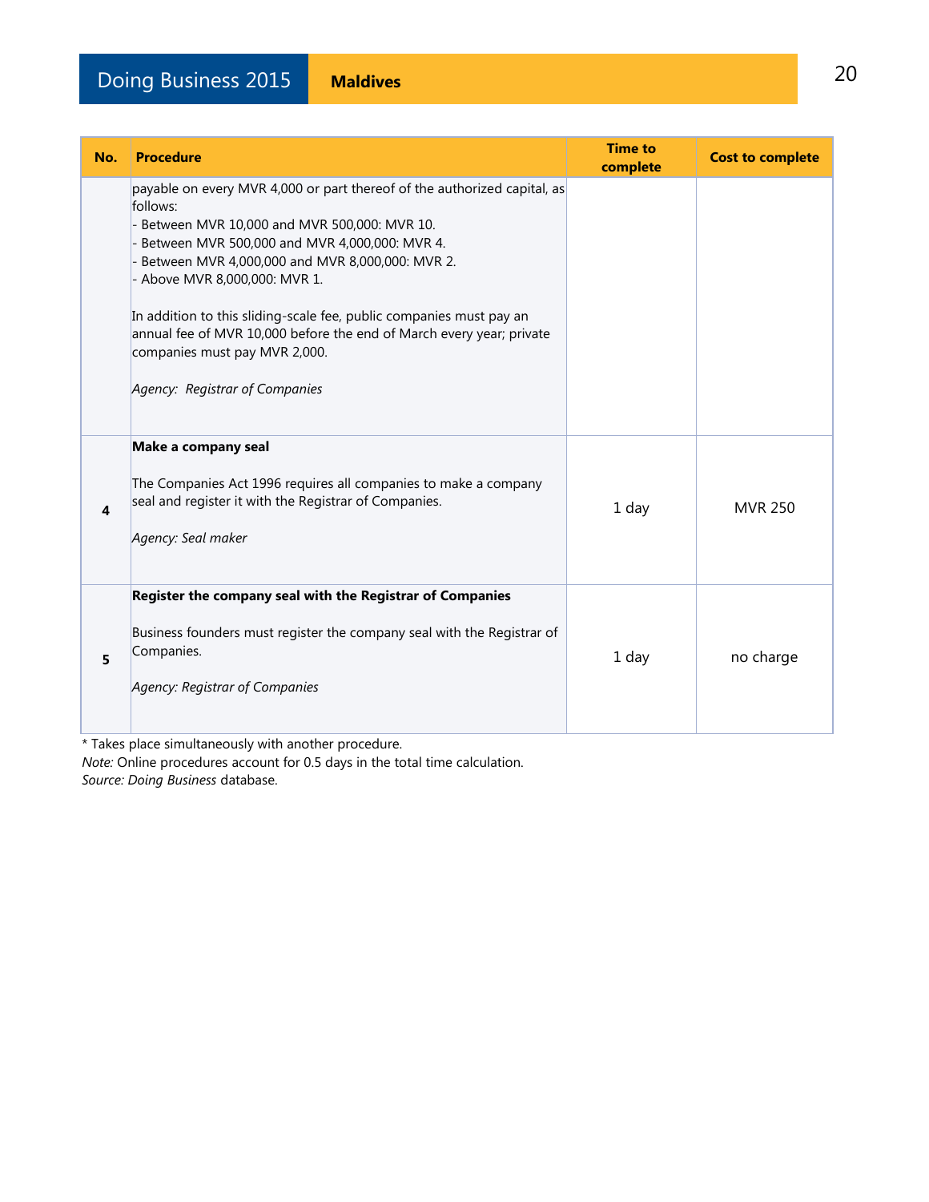| No. | Procedure | Time to complete | Cost to complete |
|---|---|---|---|
| | payable on every MVR 4,000 or part thereof of the authorized capital, as follows:<br>- Between MVR 10,000 and MVR 500,000: MVR 10.<br>- Between MVR 500,000 and MVR 4,000,000: MVR 4.<br>- Between MVR 4,000,000 and MVR 8,000,000: MVR 2.<br>- Above MVR 8,000,000: MVR 1.<br><br>In addition to this sliding-scale fee, public companies must pay an annual fee of MVR 10,000 before the end of March every year; private companies must pay MVR 2,000.<br><br>*Agency: Registrar of Companies* | | |
| **4** | **Make a company seal**<br><br>The Companies Act 1996 requires all companies to make a company seal and register it with the Registrar of Companies.<br><br>*Agency: Seal maker* | 1 day | MVR 250 |
| **5** | **Register the company seal with the Registrar of Companies**<br><br>Business founders must register the company seal with the Registrar of Companies.<br><br>*Agency: Registrar of Companies* | 1 day | no charge |

\* Takes place simultaneously with another procedure.
*Note:* Online procedures account for 0.5 days in the total time calculation.
*Source: Doing Business* database.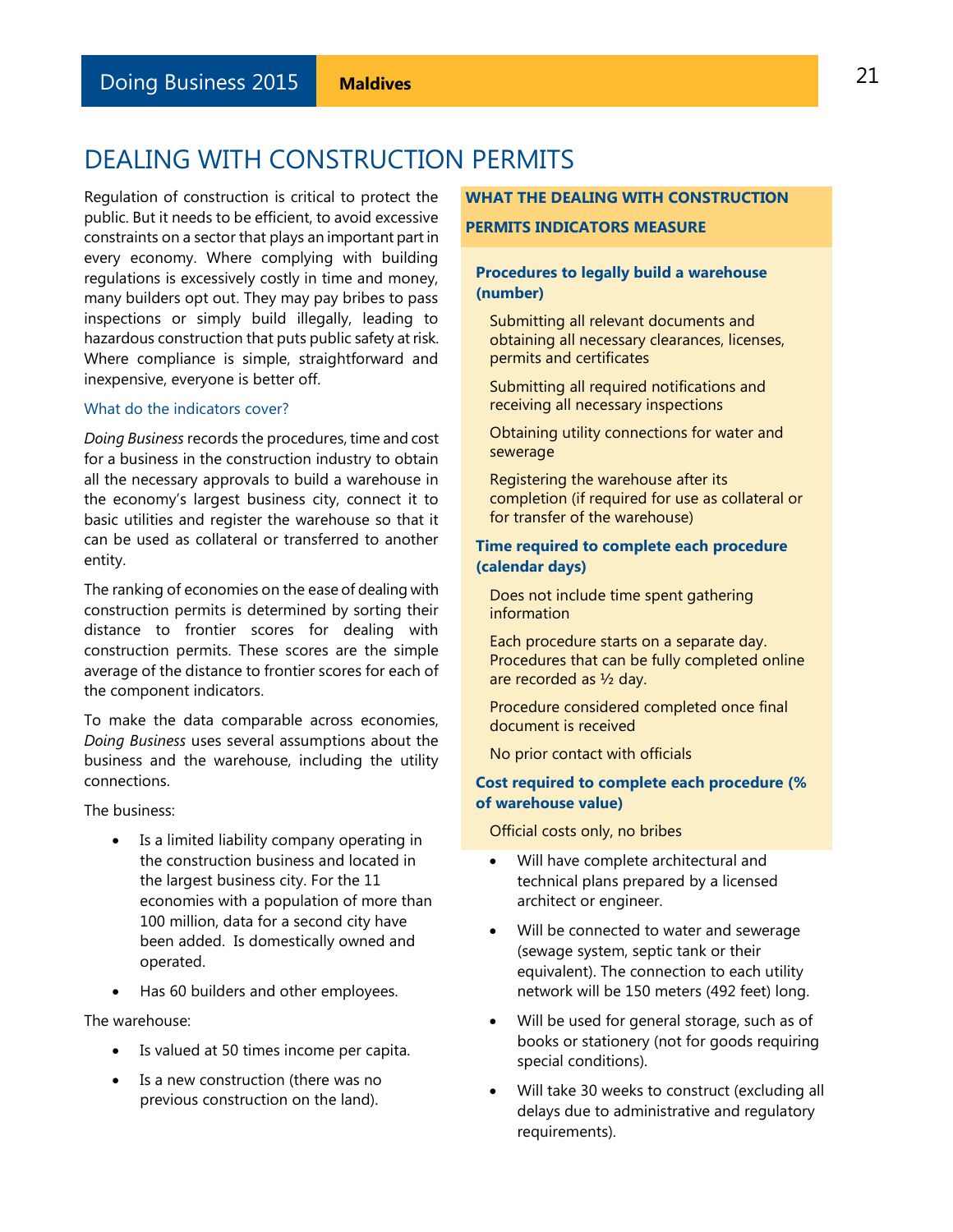# DEALING WITH CONSTRUCTION PERMITS

Regulation of construction is critical to protect the public. But it needs to be efficient, to avoid excessive constraints on a sector that plays an important part in every economy. Where complying with building regulations is excessively costly in time and money, many builders opt out. They may pay bribes to pass inspections or simply build illegally, leading to hazardous construction that puts public safety at risk. Where compliance is simple, straightforward and inexpensive, everyone is better off.

### What do the indicators cover?

*Doing Business* records the procedures, time and cost for a business in the construction industry to obtain all the necessary approvals to build a warehouse in the economy's largest business city, connect it to basic utilities and register the warehouse so that it can be used as collateral or transferred to another entity.

The ranking of economies on the ease of dealing with construction permits is determined by sorting their distance to frontier scores for dealing with construction permits. These scores are the simple average of the distance to frontier scores for each of the component indicators.

To make the data comparable across economies, *Doing Business* uses several assumptions about the business and the warehouse, including the utility connections.

The business:

- Is a limited liability company operating in the construction business and located in the largest business city. For the 11 economies with a population of more than 100 million, data for a second city have been added. Is domestically owned and operated.
- Has 60 builders and other employees.

The warehouse:

- Is valued at 50 times income per capita.
- Is a new construction (there was no previous construction on the land).
- Will have complete architectural and technical plans prepared by a licensed architect or engineer.
- Will be connected to water and sewerage (sewage system, septic tank or their equivalent). The connection to each utility network will be 150 meters (492 feet) long.
- Will be used for general storage, such as of books or stationery (not for goods requiring special conditions).
- Will take 30 weeks to construct (excluding all delays due to administrative and regulatory requirements).

**WHAT THE DEALING WITH CONSTRUCTION PERMITS INDICATORS MEASURE**

**Procedures to legally build a warehouse (number)**

Submitting all relevant documents and obtaining all necessary clearances, licenses, permits and certificates

Submitting all required notifications and receiving all necessary inspections

Obtaining utility connections for water and sewerage

Registering the warehouse after its completion (if required for use as collateral or for transfer of the warehouse)

**Time required to complete each procedure (calendar days)**

Does not include time spent gathering information

Each procedure starts on a separate day. Procedures that can be fully completed online are recorded as ½ day.

Procedure considered completed once final document is received

No prior contact with officials

**Cost required to complete each procedure (% of warehouse value)**

Official costs only, no bribes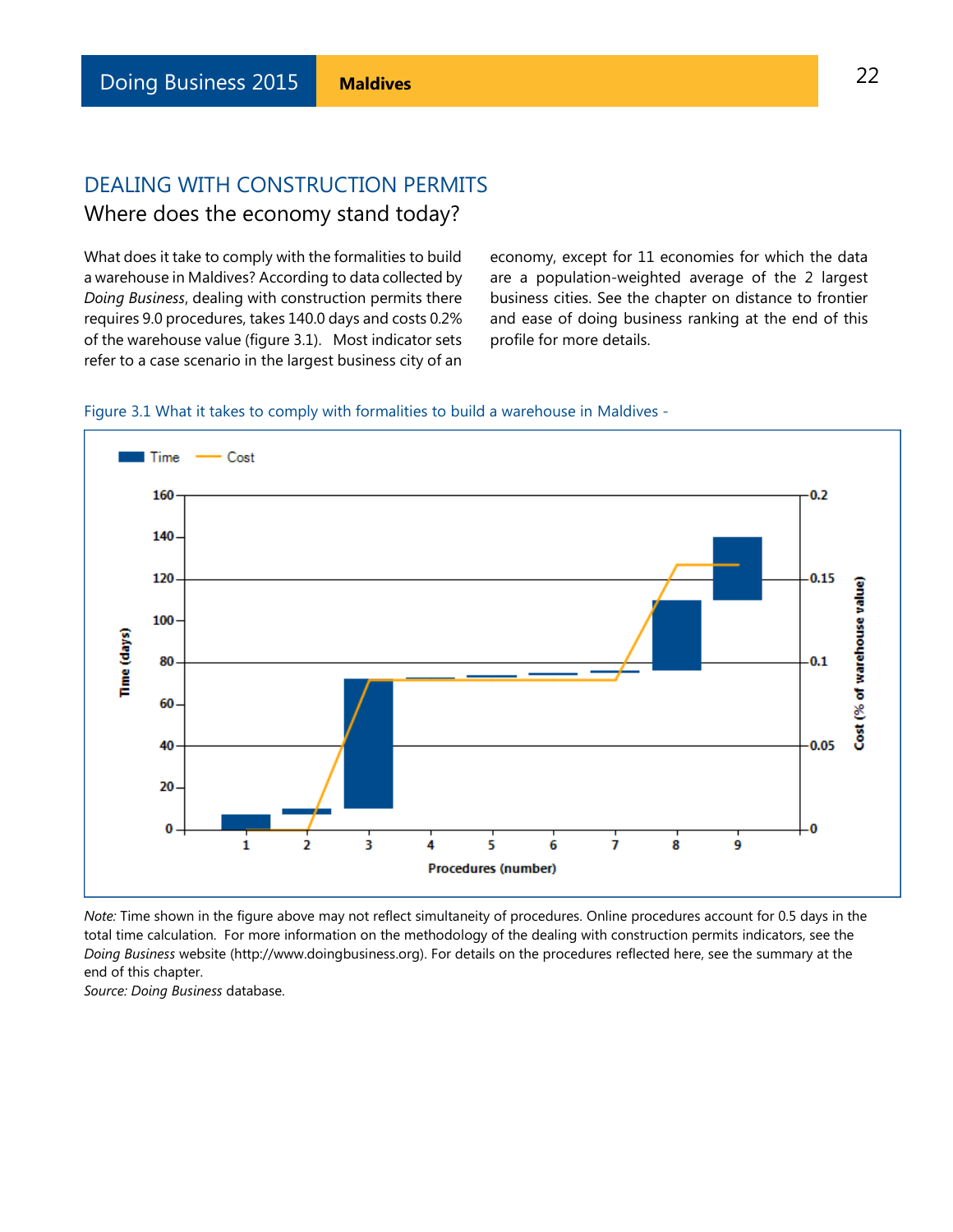## DEALING WITH CONSTRUCTION PERMITS

### Where does the economy stand today?

What does it take to comply with the formalities to build a warehouse in Maldives? According to data collected by *Doing Business*, dealing with construction permits there requires 9.0 procedures, takes 140.0 days and costs 0.2% of the warehouse value (figure 3.1). Most indicator sets refer to a case scenario in the largest business city of an economy, except for 11 economies for which the data are a population-weighted average of the 2 largest business cities. See the chapter on distance to frontier and ease of doing business ranking at the end of this profile for more details.

Figure 3.1 What it takes to comply with formalities to build a warehouse in Maldives -

Time — Cost

Time (days): 0, 20, 40, 60, 80, 100, 120, 140, 160

Cost (% of warehouse value): 0, 0.05, 0.1, 0.15, 0.2

Procedures (number): 1, 2, 3, 4, 5, 6, 7, 8, 9

*Note:* Time shown in the figure above may not reflect simultaneity of procedures. Online procedures account for 0.5 days in the total time calculation. For more information on the methodology of the dealing with construction permits indicators, see the *Doing Business* website (http://www.doingbusiness.org). For details on the procedures reflected here, see the summary at the end of this chapter.

*Source: Doing Business* database.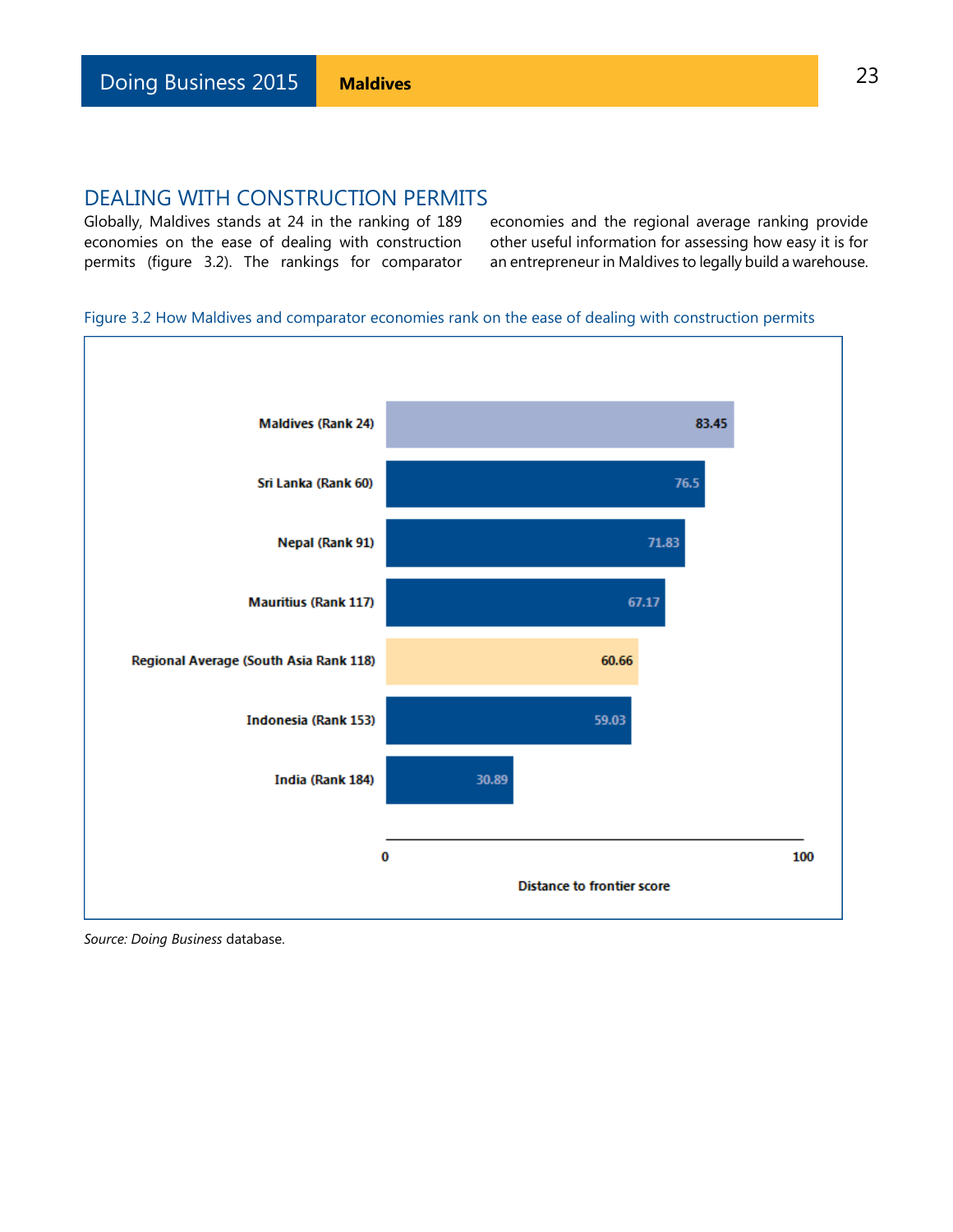## DEALING WITH CONSTRUCTION PERMITS

Globally, Maldives stands at 24 in the ranking of 189 economies on the ease of dealing with construction permits (figure 3.2). The rankings for comparator economies and the regional average ranking provide other useful information for assessing how easy it is for an entrepreneur in Maldives to legally build a warehouse.

Figure 3.2 How Maldives and comparator economies rank on the ease of dealing with construction permits

| Economy | Distance to frontier score |
|---|---|
| Maldives (Rank 24) | 83.45 |
| Sri Lanka (Rank 60) | 76.5 |
| Nepal (Rank 91) | 71.83 |
| Mauritius (Rank 117) | 67.17 |
| Regional Average (South Asia Rank 118) | 60.66 |
| Indonesia (Rank 153) | 59.03 |
| India (Rank 184) | 30.89 |

*Source: Doing Business* database.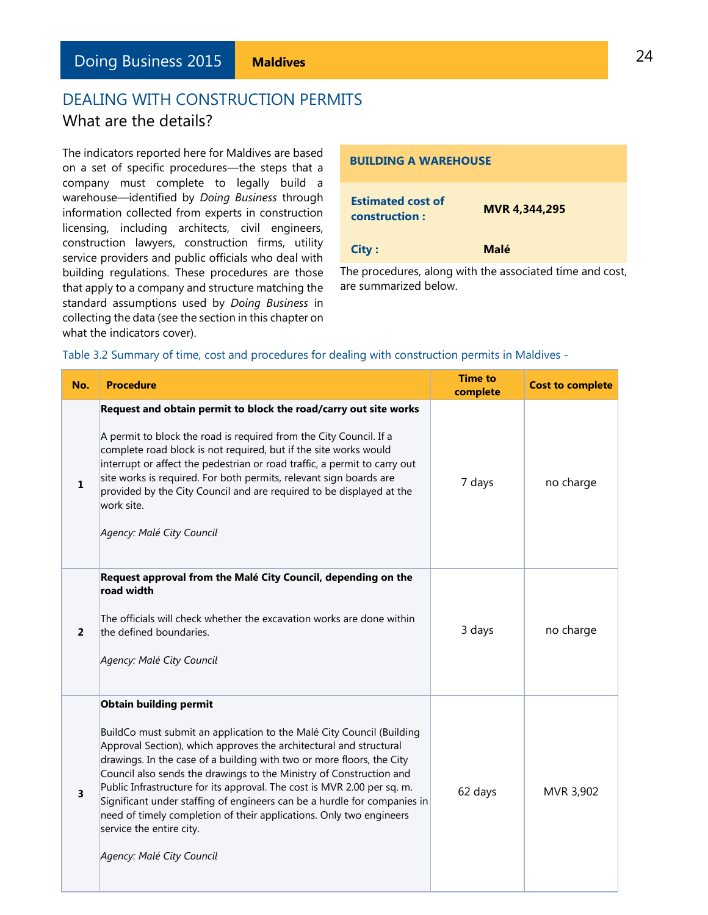## DEALING WITH CONSTRUCTION PERMITS

### What are the details?

The indicators reported here for Maldives are based on a set of specific procedures—the steps that a company must complete to legally build a warehouse—identified by *Doing Business* through information collected from experts in construction licensing, including architects, civil engineers, construction lawyers, construction firms, utility service providers and public officials who deal with building regulations. These procedures are those that apply to a company and structure matching the standard assumptions used by *Doing Business* in collecting the data (see the section in this chapter on what the indicators cover).

| **BUILDING A WAREHOUSE** | |
|---|---|
| **Estimated cost of construction :** | **MVR 4,344,295** |
| **City :** | **Malé** |

The procedures, along with the associated time and cost, are summarized below.

Table 3.2 Summary of time, cost and procedures for dealing with construction permits in Maldives -

| No. | Procedure | Time to complete | Cost to complete |
|---|---|---|---|
| 1 | **Request and obtain permit to block the road/carry out site works**<br><br>A permit to block the road is required from the City Council. If a complete road block is not required, but if the site works would interrupt or affect the pedestrian or road traffic, a permit to carry out site works is required. For both permits, relevant sign boards are provided by the City Council and are required to be displayed at the work site.<br><br>*Agency: Malé City Council* | 7 days | no charge |
| 2 | **Request approval from the Malé City Council, depending on the road width**<br><br>The officials will check whether the excavation works are done within the defined boundaries.<br><br>*Agency: Malé City Council* | 3 days | no charge |
| 3 | **Obtain building permit**<br><br>BuildCo must submit an application to the Malé City Council (Building Approval Section), which approves the architectural and structural drawings. In the case of a building with two or more floors, the City Council also sends the drawings to the Ministry of Construction and Public Infrastructure for its approval. The cost is MVR 2.00 per sq. m. Significant under staffing of engineers can be a hurdle for companies in need of timely completion of their applications. Only two engineers service the entire city.<br><br>*Agency: Malé City Council* | 62 days | MVR 3,902 |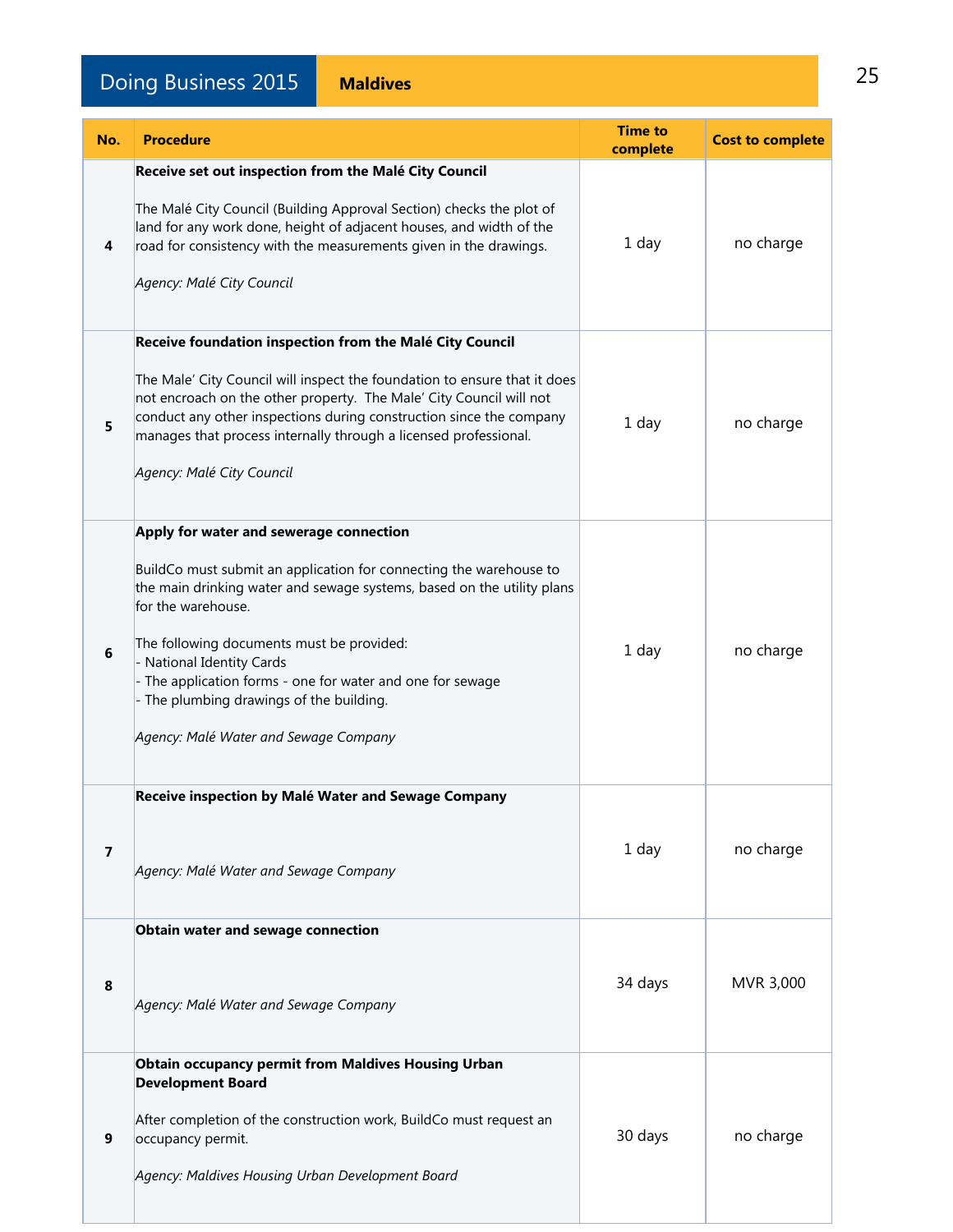| No. | Procedure | Time to complete | Cost to complete |
|---|---|---|---|
| 4 | **Receive set out inspection from the Malé City Council**<br><br>The Malé City Council (Building Approval Section) checks the plot of land for any work done, height of adjacent houses, and width of the road for consistency with the measurements given in the drawings.<br><br>*Agency: Malé City Council* | 1 day | no charge |
| 5 | **Receive foundation inspection from the Malé City Council**<br><br>The Male' City Council will inspect the foundation to ensure that it does not encroach on the other property. The Male' City Council will not conduct any other inspections during construction since the company manages that process internally through a licensed professional.<br><br>*Agency: Malé City Council* | 1 day | no charge |
| 6 | **Apply for water and sewerage connection**<br><br>BuildCo must submit an application for connecting the warehouse to the main drinking water and sewage systems, based on the utility plans for the warehouse.<br><br>The following documents must be provided:<br>- National Identity Cards<br>- The application forms - one for water and one for sewage<br>- The plumbing drawings of the building.<br><br>*Agency: Malé Water and Sewage Company* | 1 day | no charge |
| 7 | **Receive inspection by Malé Water and Sewage Company**<br><br>*Agency: Malé Water and Sewage Company* | 1 day | no charge |
| 8 | **Obtain water and sewage connection**<br><br>*Agency: Malé Water and Sewage Company* | 34 days | MVR 3,000 |
| 9 | **Obtain occupancy permit from Maldives Housing Urban Development Board**<br><br>After completion of the construction work, BuildCo must request an occupancy permit.<br><br>*Agency: Maldives Housing Urban Development Board* | 30 days | no charge |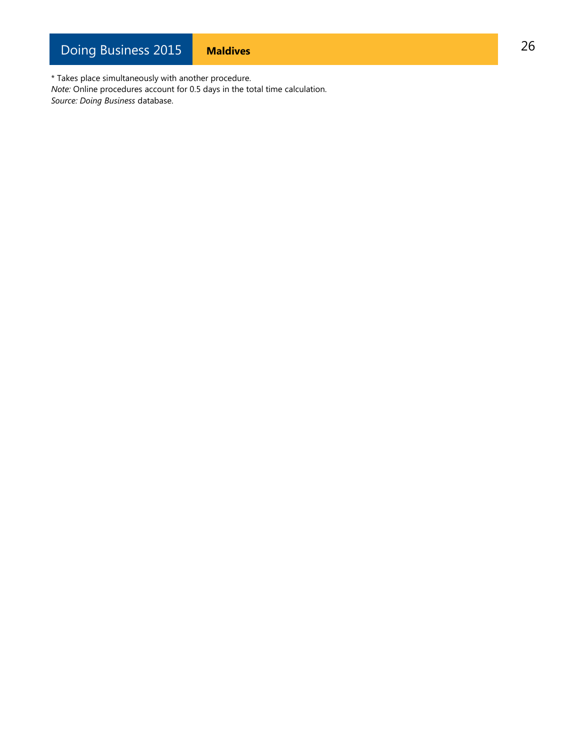* Takes place simultaneously with another procedure.
*Note:* Online procedures account for 0.5 days in the total time calculation.
*Source: Doing Business* database.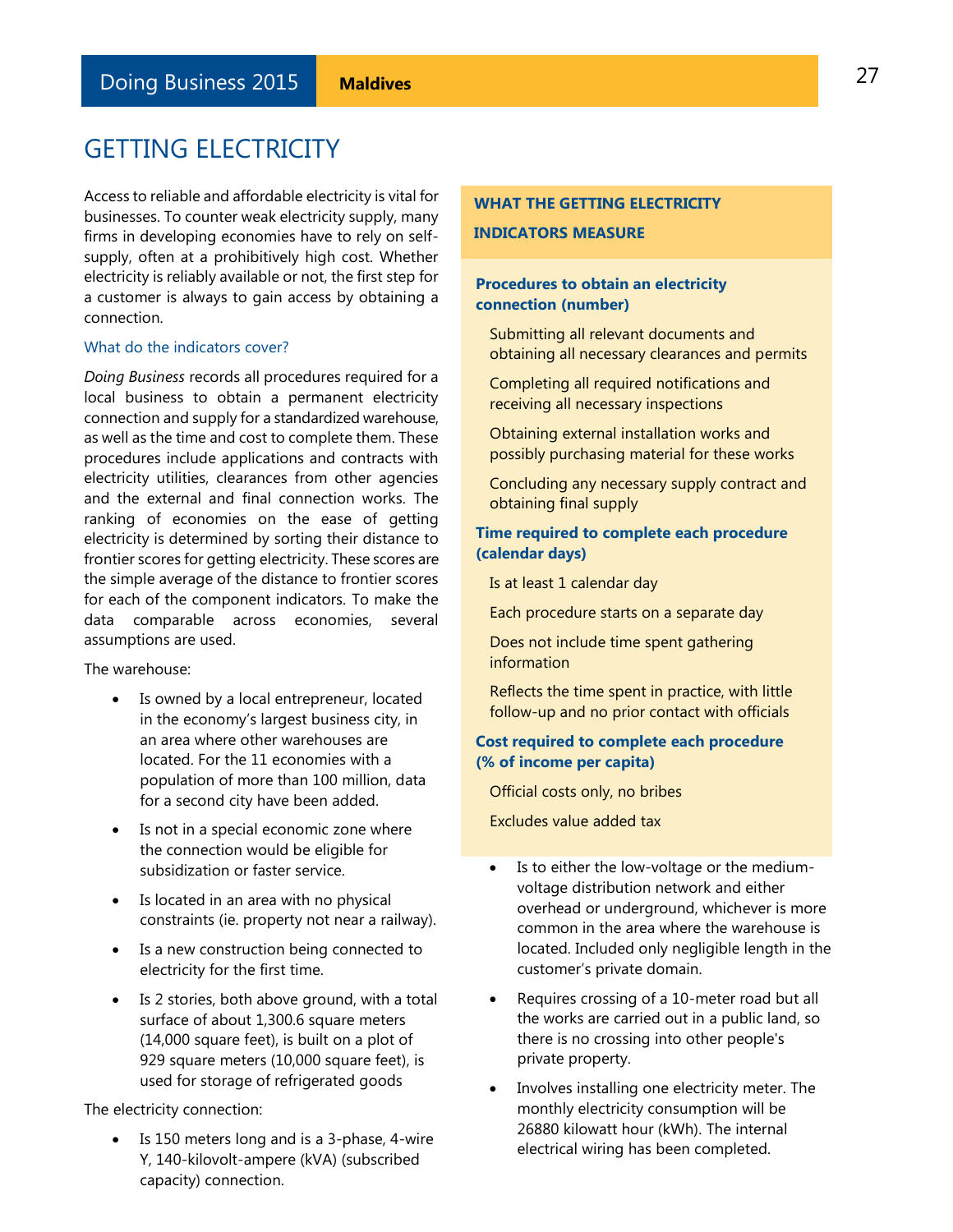# GETTING ELECTRICITY

Access to reliable and affordable electricity is vital for businesses. To counter weak electricity supply, many firms in developing economies have to rely on self-supply, often at a prohibitively high cost. Whether electricity is reliably available or not, the first step for a customer is always to gain access by obtaining a connection.

### What do the indicators cover?

*Doing Business* records all procedures required for a local business to obtain a permanent electricity connection and supply for a standardized warehouse, as well as the time and cost to complete them. These procedures include applications and contracts with electricity utilities, clearances from other agencies and the external and final connection works. The ranking of economies on the ease of getting electricity is determined by sorting their distance to frontier scores for getting electricity. These scores are the simple average of the distance to frontier scores for each of the component indicators. To make the data comparable across economies, several assumptions are used.

The warehouse:

- Is owned by a local entrepreneur, located in the economy's largest business city, in an area where other warehouses are located. For the 11 economies with a population of more than 100 million, data for a second city have been added.
- Is not in a special economic zone where the connection would be eligible for subsidization or faster service.
- Is located in an area with no physical constraints (ie. property not near a railway).
- Is a new construction being connected to electricity for the first time.
- Is 2 stories, both above ground, with a total surface of about 1,300.6 square meters (14,000 square feet), is built on a plot of 929 square meters (10,000 square feet), is used for storage of refrigerated goods

The electricity connection:

- Is 150 meters long and is a 3-phase, 4-wire Y, 140-kilovolt-ampere (kVA) (subscribed capacity) connection.
- Is to either the low-voltage or the medium-voltage distribution network and either overhead or underground, whichever is more common in the area where the warehouse is located. Included only negligible length in the customer's private domain.
- Requires crossing of a 10-meter road but all the works are carried out in a public land, so there is no crossing into other people's private property.
- Involves installing one electricity meter. The monthly electricity consumption will be 26880 kilowatt hour (kWh). The internal electrical wiring has been completed.

### WHAT THE GETTING ELECTRICITY INDICATORS MEASURE

**Procedures to obtain an electricity connection (number)**

Submitting all relevant documents and obtaining all necessary clearances and permits

Completing all required notifications and receiving all necessary inspections

Obtaining external installation works and possibly purchasing material for these works

Concluding any necessary supply contract and obtaining final supply

**Time required to complete each procedure (calendar days)**

Is at least 1 calendar day

Each procedure starts on a separate day

Does not include time spent gathering information

Reflects the time spent in practice, with little follow-up and no prior contact with officials

**Cost required to complete each procedure (% of income per capita)**

Official costs only, no bribes

Excludes value added tax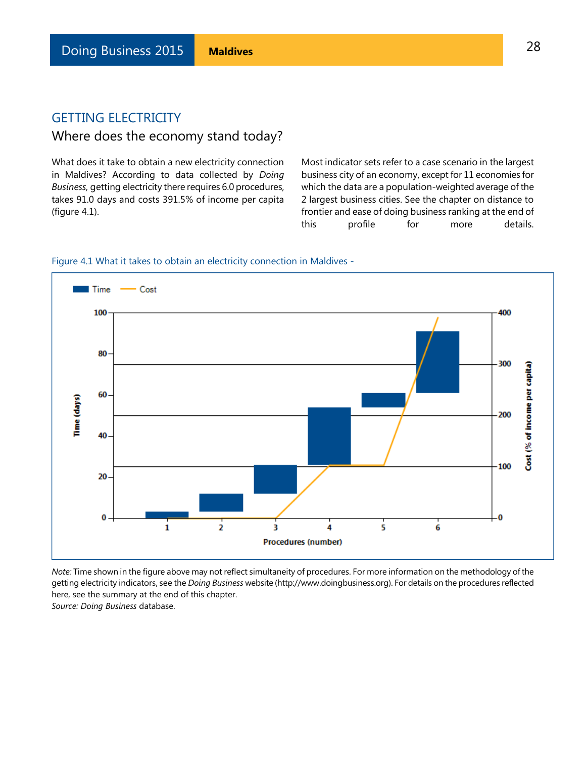## GETTING ELECTRICITY

### Where does the economy stand today?

What does it take to obtain a new electricity connection in Maldives? According to data collected by *Doing Business*, getting electricity there requires 6.0 procedures, takes 91.0 days and costs 391.5% of income per capita (figure 4.1).

Most indicator sets refer to a case scenario in the largest business city of an economy, except for 11 economies for which the data are a population-weighted average of the 2 largest business cities. See the chapter on distance to frontier and ease of doing business ranking at the end of this profile for more details.

Figure 4.1 What it takes to obtain an electricity connection in Maldives -

*Note:* Time shown in the figure above may not reflect simultaneity of procedures. For more information on the methodology of the getting electricity indicators, see the *Doing Business* website (http://www.doingbusiness.org). For details on the procedures reflected here, see the summary at the end of this chapter.
*Source: Doing Business* database.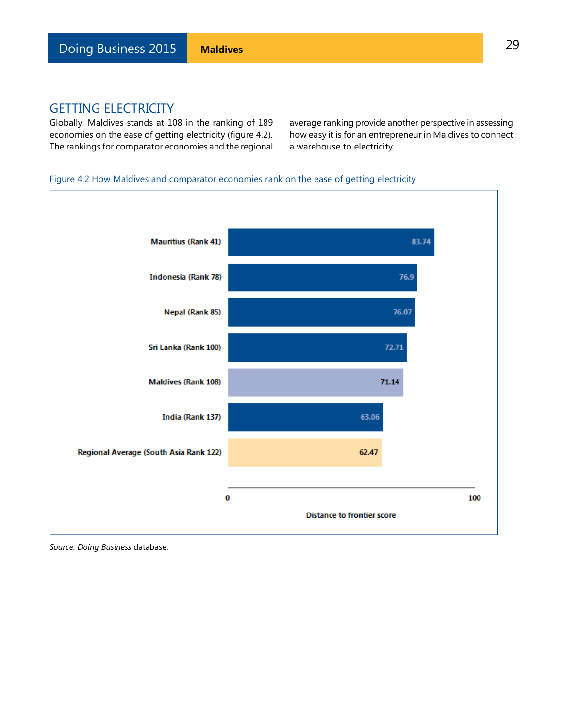## GETTING ELECTRICITY

Globally, Maldives stands at 108 in the ranking of 189 economies on the ease of getting electricity (figure 4.2). The rankings for comparator economies and the regional average ranking provide another perspective in assessing how easy it is for an entrepreneur in Maldives to connect a warehouse to electricity.

Figure 4.2 How Maldives and comparator economies rank on the ease of getting electricity

| Economy | Distance to frontier score |
|---|---|
| Mauritius (Rank 41) | 83.74 |
| Indonesia (Rank 78) | 76.9 |
| Nepal (Rank 85) | 76.07 |
| Sri Lanka (Rank 100) | 72.71 |
| Maldives (Rank 108) | 71.14 |
| India (Rank 137) | 63.06 |
| Regional Average (South Asia Rank 122) | 62.47 |

*Source: Doing Business* database.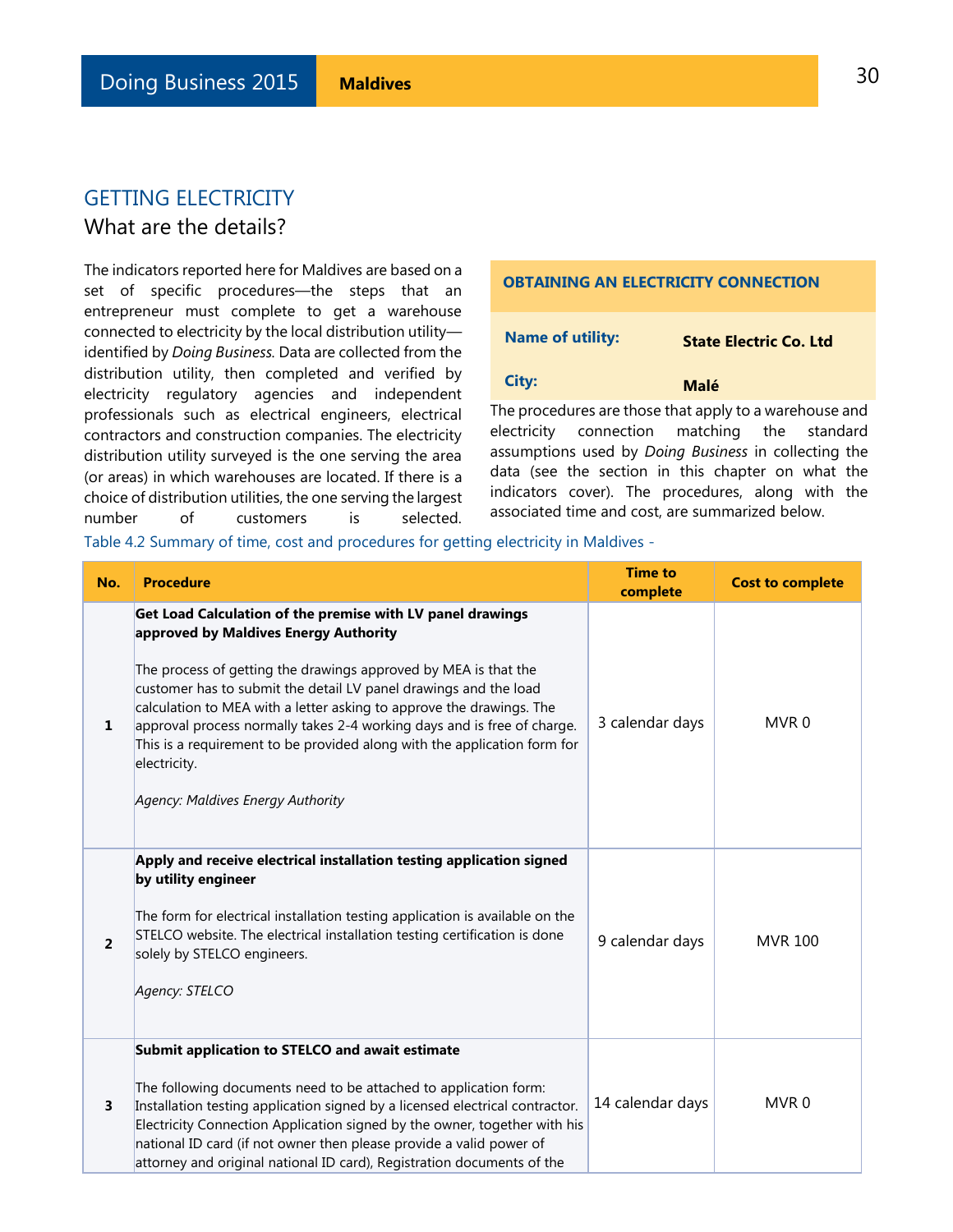## GETTING ELECTRICITY

### What are the details?

The indicators reported here for Maldives are based on a set of specific procedures—the steps that an entrepreneur must complete to get a warehouse connected to electricity by the local distribution utility—identified by *Doing Business.* Data are collected from the distribution utility, then completed and verified by electricity regulatory agencies and independent professionals such as electrical engineers, electrical contractors and construction companies. The electricity distribution utility surveyed is the one serving the area (or areas) in which warehouses are located. If there is a choice of distribution utilities, the one serving the largest number of customers is selected.

| **OBTAINING AN ELECTRICITY CONNECTION** | |
|---|---|
| **Name of utility:** | **State Electric Co. Ltd** |
| **City:** | **Malé** |

The procedures are those that apply to a warehouse and electricity connection matching the standard assumptions used by *Doing Business* in collecting the data (see the section in this chapter on what the indicators cover). The procedures, along with the associated time and cost, are summarized below.

Table 4.2 Summary of time, cost and procedures for getting electricity in Maldives -

| No. | Procedure | Time to complete | Cost to complete |
|---|---|---|---|
| 1 | **Get Load Calculation of the premise with LV panel drawings approved by Maldives Energy Authority**<br><br>The process of getting the drawings approved by MEA is that the customer has to submit the detail LV panel drawings and the load calculation to MEA with a letter asking to approve the drawings. The approval process normally takes 2-4 working days and is free of charge. This is a requirement to be provided along with the application form for electricity.<br><br>*Agency: Maldives Energy Authority* | 3 calendar days | MVR 0 |
| 2 | **Apply and receive electrical installation testing application signed by utility engineer**<br><br>The form for electrical installation testing application is available on the STELCO website. The electrical installation testing certification is done solely by STELCO engineers.<br><br>*Agency: STELCO* | 9 calendar days | MVR 100 |
| 3 | **Submit application to STELCO and await estimate**<br><br>The following documents need to be attached to application form: Installation testing application signed by a licensed electrical contractor. Electricity Connection Application signed by the owner, together with his national ID card (if not owner then please provide a valid power of attorney and original national ID card), Registration documents of the | 14 calendar days | MVR 0 |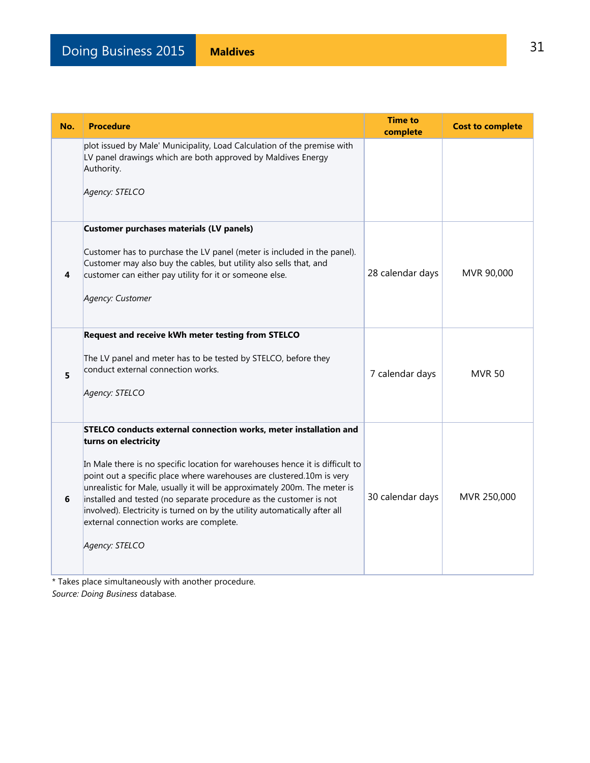| No. | Procedure | Time to complete | Cost to complete |
|---|---|---|---|
| | plot issued by Male' Municipality, Load Calculation of the premise with LV panel drawings which are both approved by Maldives Energy Authority.<br><br>*Agency: STELCO* | | |
| 4 | **Customer purchases materials (LV panels)**<br><br>Customer has to purchase the LV panel (meter is included in the panel). Customer may also buy the cables, but utility also sells that, and customer can either pay utility for it or someone else.<br><br>*Agency: Customer* | 28 calendar days | MVR 90,000 |
| 5 | **Request and receive kWh meter testing from STELCO**<br><br>The LV panel and meter has to be tested by STELCO, before they conduct external connection works.<br><br>*Agency: STELCO* | 7 calendar days | MVR 50 |
| 6 | **STELCO conducts external connection works, meter installation and turns on electricity**<br><br>In Male there is no specific location for warehouses hence it is difficult to point out a specific place where warehouses are clustered.10m is very unrealistic for Male, usually it will be approximately 200m. The meter is installed and tested (no separate procedure as the customer is not involved). Electricity is turned on by the utility automatically after all external connection works are complete.<br><br>*Agency: STELCO* | 30 calendar days | MVR 250,000 |

* Takes place simultaneously with another procedure.

*Source: Doing Business* database.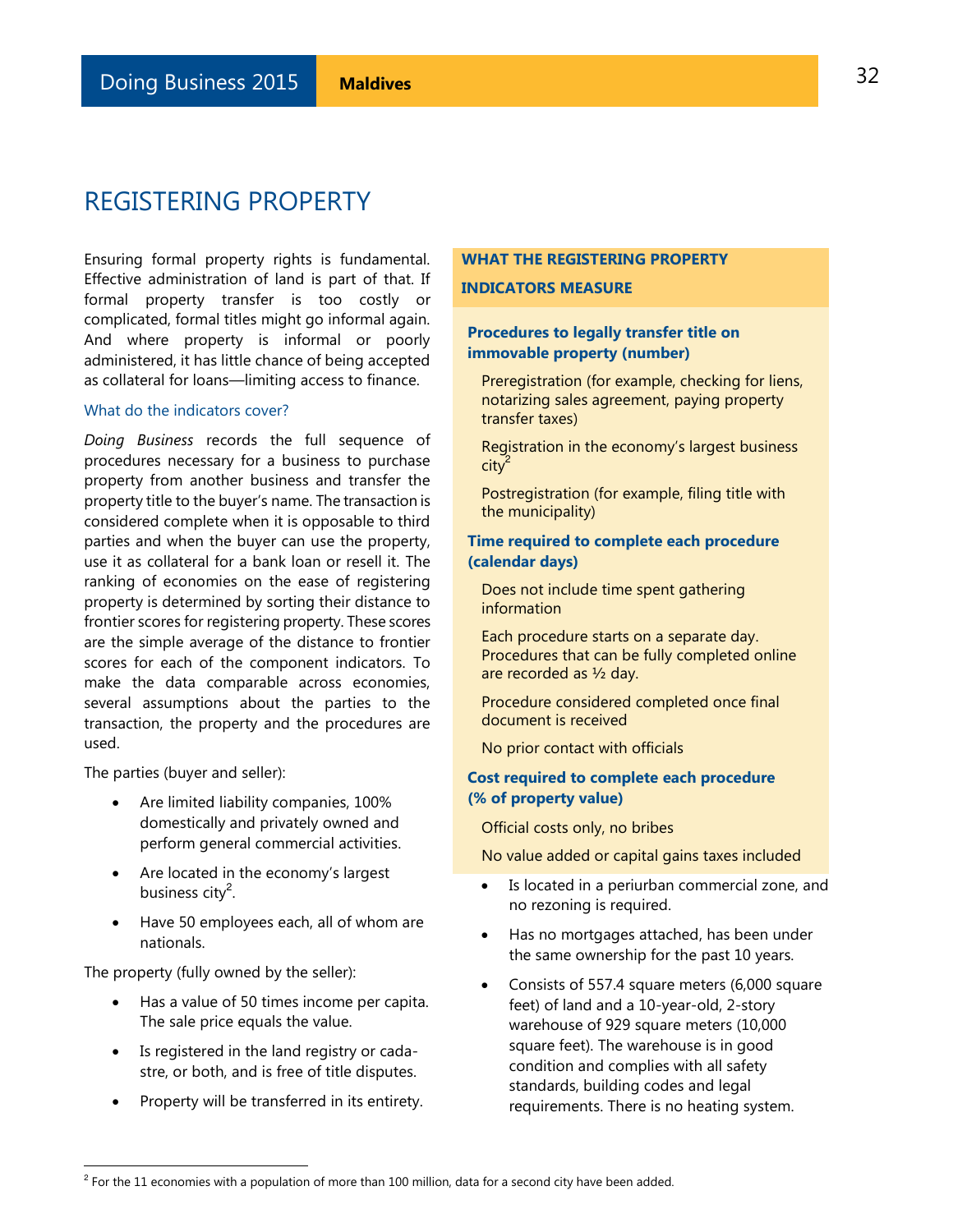# REGISTERING PROPERTY

Ensuring formal property rights is fundamental. Effective administration of land is part of that. If formal property transfer is too costly or complicated, formal titles might go informal again. And where property is informal or poorly administered, it has little chance of being accepted as collateral for loans—limiting access to finance.

## What do the indicators cover?

*Doing Business* records the full sequence of procedures necessary for a business to purchase property from another business and transfer the property title to the buyer's name. The transaction is considered complete when it is opposable to third parties and when the buyer can use the property, use it as collateral for a bank loan or resell it. The ranking of economies on the ease of registering property is determined by sorting their distance to frontier scores for registering property. These scores are the simple average of the distance to frontier scores for each of the component indicators. To make the data comparable across economies, several assumptions about the parties to the transaction, the property and the procedures are used.

The parties (buyer and seller):

- Are limited liability companies, 100% domestically and privately owned and perform general commercial activities.
- Are located in the economy's largest business city[2].
- Have 50 employees each, all of whom are nationals.

The property (fully owned by the seller):

- Has a value of 50 times income per capita. The sale price equals the value.
- Is registered in the land registry or cadastre, or both, and is free of title disputes.
- Property will be transferred in its entirety.
- Is located in a periurban commercial zone, and no rezoning is required.
- Has no mortgages attached, has been under the same ownership for the past 10 years.
- Consists of 557.4 square meters (6,000 square feet) of land and a 10-year-old, 2-story warehouse of 929 square meters (10,000 square feet). The warehouse is in good condition and complies with all safety standards, building codes and legal requirements. There is no heating system.

**WHAT THE REGISTERING PROPERTY INDICATORS MEASURE**

**Procedures to legally transfer title on immovable property (number)**

Preregistration (for example, checking for liens, notarizing sales agreement, paying property transfer taxes)

Registration in the economy's largest business city[2]

Postregistration (for example, filing title with the municipality)

**Time required to complete each procedure (calendar days)**

Does not include time spent gathering information

Each procedure starts on a separate day. Procedures that can be fully completed online are recorded as ½ day.

Procedure considered completed once final document is received

No prior contact with officials

**Cost required to complete each procedure (% of property value)**

Official costs only, no bribes

No value added or capital gains taxes included

---

[2] For the 11 economies with a population of more than 100 million, data for a second city have been added.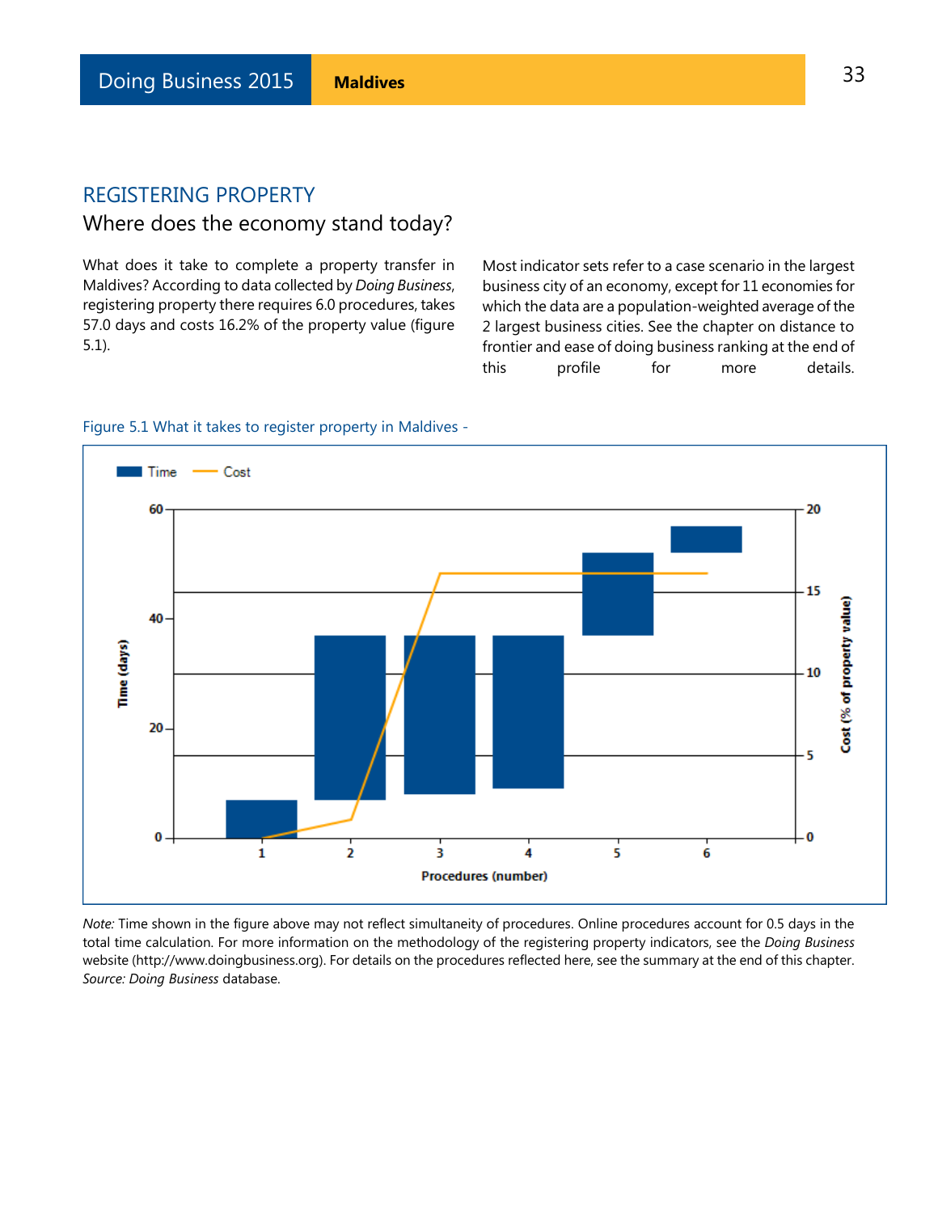## REGISTERING PROPERTY

### Where does the economy stand today?

What does it take to complete a property transfer in Maldives? According to data collected by *Doing Business*, registering property there requires 6.0 procedures, takes 57.0 days and costs 16.2% of the property value (figure 5.1).

Most indicator sets refer to a case scenario in the largest business city of an economy, except for 11 economies for which the data are a population-weighted average of the 2 largest business cities. See the chapter on distance to frontier and ease of doing business ranking at the end of this profile for more details.

Figure 5.1 What it takes to register property in Maldives -

*Note:* Time shown in the figure above may not reflect simultaneity of procedures. Online procedures account for 0.5 days in the total time calculation. For more information on the methodology of the registering property indicators, see the *Doing Business* website (http://www.doingbusiness.org). For details on the procedures reflected here, see the summary at the end of this chapter.

*Source: Doing Business* database.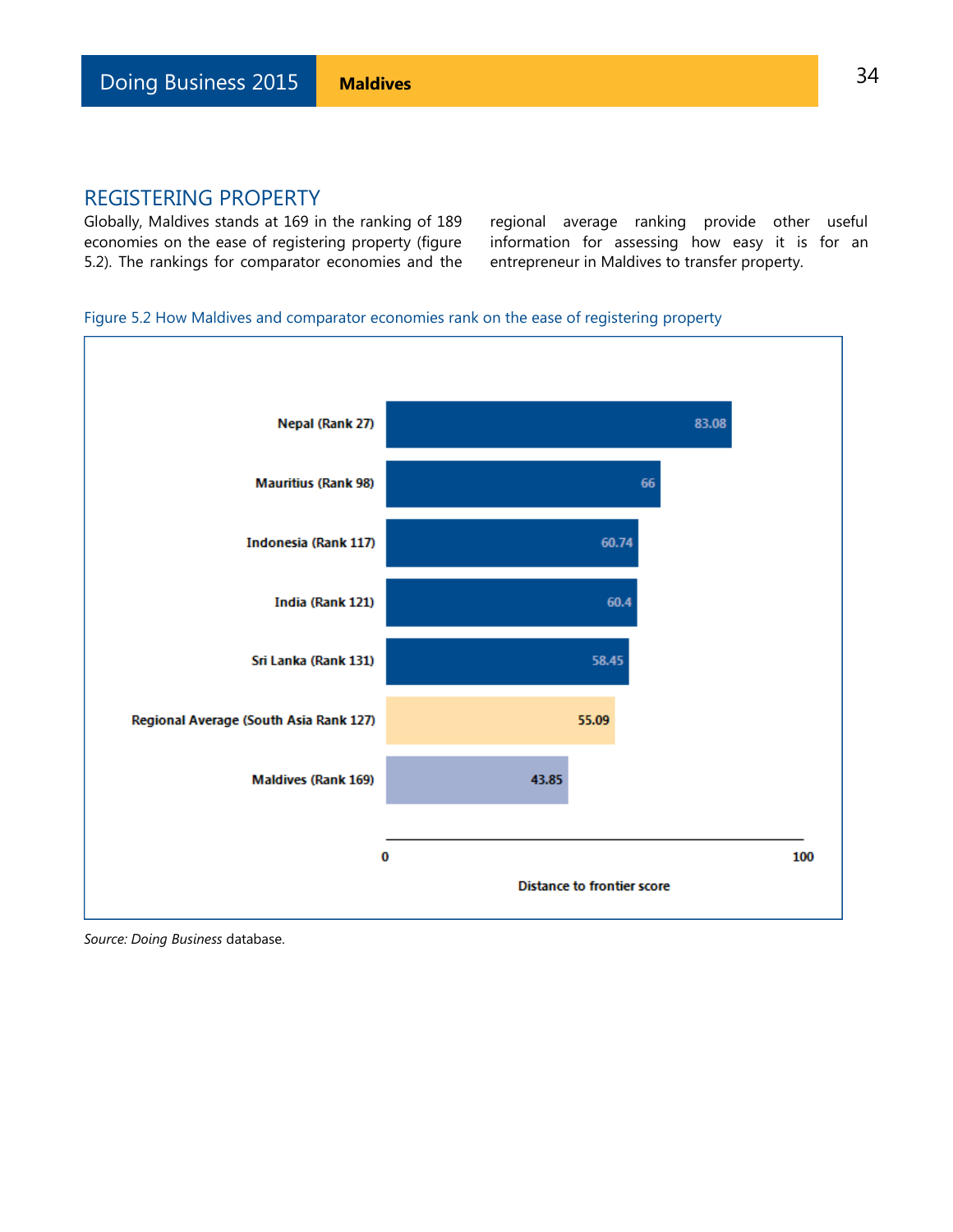## REGISTERING PROPERTY

Globally, Maldives stands at 169 in the ranking of 189 economies on the ease of registering property (figure 5.2). The rankings for comparator economies and the regional average ranking provide other useful information for assessing how easy it is for an entrepreneur in Maldives to transfer property.

Figure 5.2 How Maldives and comparator economies rank on the ease of registering property

| Economy | Distance to frontier score |
|---|---|
| Nepal (Rank 27) | 83.08 |
| Mauritius (Rank 98) | 66 |
| Indonesia (Rank 117) | 60.74 |
| India (Rank 121) | 60.4 |
| Sri Lanka (Rank 131) | 58.45 |
| Regional Average (South Asia Rank 127) | 55.09 |
| Maldives (Rank 169) | 43.85 |

*Source: Doing Business* database.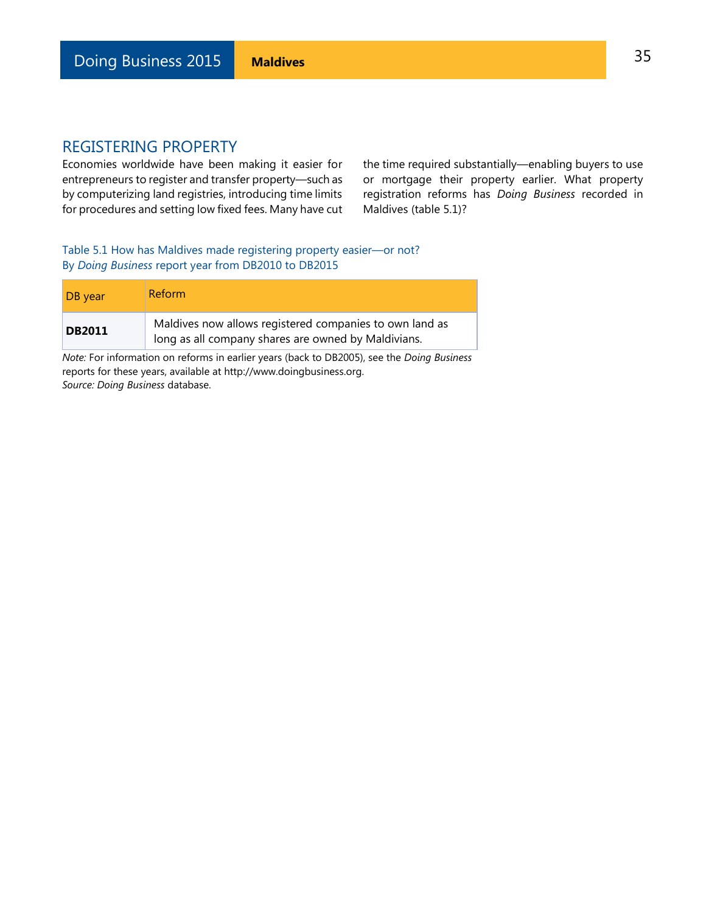## REGISTERING PROPERTY

Economies worldwide have been making it easier for entrepreneurs to register and transfer property—such as by computerizing land registries, introducing time limits for procedures and setting low fixed fees. Many have cut the time required substantially—enabling buyers to use or mortgage their property earlier. What property registration reforms has *Doing Business* recorded in Maldives (table 5.1)?

Table 5.1 How has Maldives made registering property easier—or not?
By *Doing Business* report year from DB2010 to DB2015

| DB year | Reform |
|---|---|
| **DB2011** | Maldives now allows registered companies to own land as long as all company shares are owned by Maldivians. |

*Note:* For information on reforms in earlier years (back to DB2005), see the *Doing Business* reports for these years, available at http://www.doingbusiness.org.
*Source: Doing Business* database.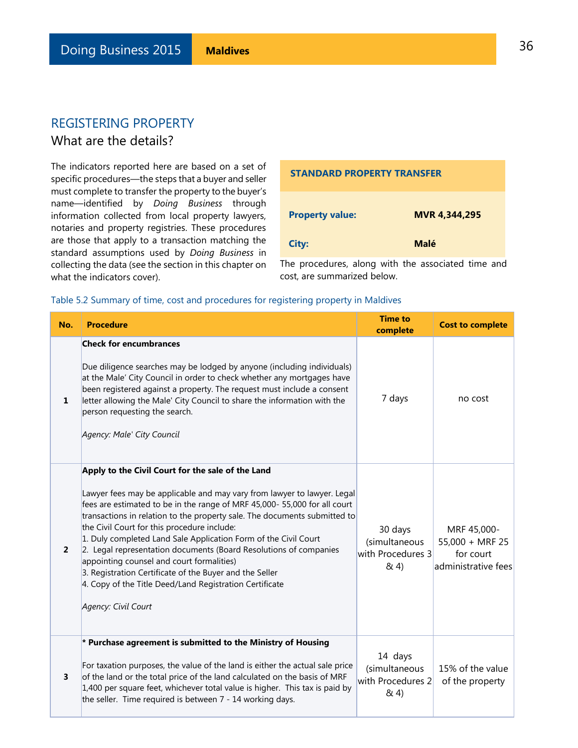## REGISTERING PROPERTY

### What are the details?

The indicators reported here are based on a set of specific procedures—the steps that a buyer and seller must complete to transfer the property to the buyer's name—identified by *Doing Business* through information collected from local property lawyers, notaries and property registries. These procedures are those that apply to a transaction matching the standard assumptions used by *Doing Business* in collecting the data (see the section in this chapter on what the indicators cover).

| STANDARD PROPERTY TRANSFER | |
|---|---|
| **Property value:** | **MVR 4,344,295** |
| **City:** | **Malé** |

The procedures, along with the associated time and cost, are summarized below.

Table 5.2 Summary of time, cost and procedures for registering property in Maldives

| No. | Procedure | Time to complete | Cost to complete |
|---|---|---|---|
| 1 | **Check for encumbrances**<br><br>Due diligence searches may be lodged by anyone (including individuals) at the Male' City Council in order to check whether any mortgages have been registered against a property. The request must include a consent letter allowing the Male' City Council to share the information with the person requesting the search.<br><br>*Agency: Male' City Council* | 7 days | no cost |
| 2 | **Apply to the Civil Court for the sale of the Land**<br><br>Lawyer fees may be applicable and may vary from lawyer to lawyer. Legal fees are estimated to be in the range of MRF 45,000- 55,000 for all court transactions in relation to the property sale. The documents submitted to the Civil Court for this procedure include:<br>1. Duly completed Land Sale Application Form of the Civil Court<br>2. Legal representation documents (Board Resolutions of companies appointing counsel and court formalities)<br>3. Registration Certificate of the Buyer and the Seller<br>4. Copy of the Title Deed/Land Registration Certificate<br><br>*Agency: Civil Court* | 30 days (simultaneous with Procedures 3 & 4) | MRF 45,000-55,000 + MRF 25 for court administrative fees |
| 3 | **\* Purchase agreement is submitted to the Ministry of Housing**<br><br>For taxation purposes, the value of the land is either the actual sale price of the land or the total price of the land calculated on the basis of MRF 1,400 per square feet, whichever total value is higher. This tax is paid by the seller. Time required is between 7 - 14 working days. | 14 days (simultaneous with Procedures 2 & 4) | 15% of the value of the property |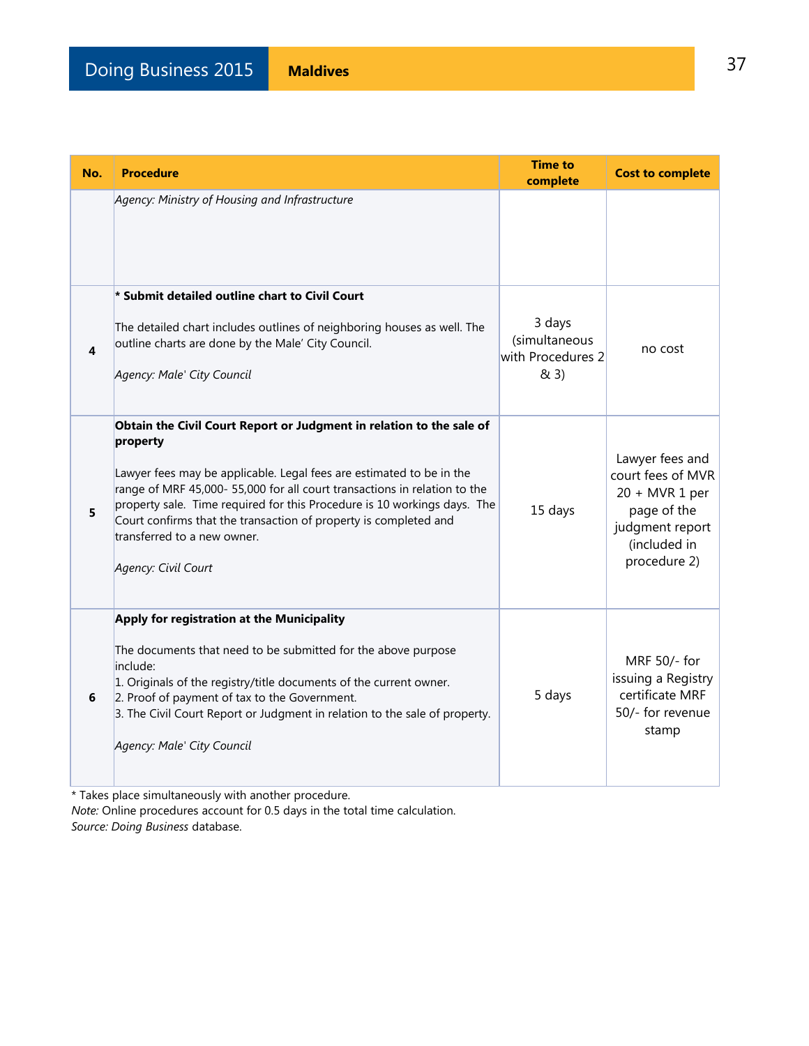| No. | Procedure | Time to complete | Cost to complete |
|---|---|---|---|
| | *Agency: Ministry of Housing and Infrastructure* | | |
| 4 | **\* Submit detailed outline chart to Civil Court**<br><br>The detailed chart includes outlines of neighboring houses as well. The outline charts are done by the Male' City Council.<br><br>*Agency: Male' City Council* | 3 days (simultaneous with Procedures 2 & 3) | no cost |
| 5 | **Obtain the Civil Court Report or Judgment in relation to the sale of property**<br><br>Lawyer fees may be applicable. Legal fees are estimated to be in the range of MRF 45,000- 55,000 for all court transactions in relation to the property sale. Time required for this Procedure is 10 workings days. The Court confirms that the transaction of property is completed and transferred to a new owner.<br><br>*Agency: Civil Court* | 15 days | Lawyer fees and court fees of MVR 20 + MVR 1 per page of the judgment report (included in procedure 2) |
| 6 | **Apply for registration at the Municipality**<br><br>The documents that need to be submitted for the above purpose include:<br>1. Originals of the registry/title documents of the current owner.<br>2. Proof of payment of tax to the Government.<br>3. The Civil Court Report or Judgment in relation to the sale of property.<br><br>*Agency: Male' City Council* | 5 days | MRF 50/- for issuing a Registry certificate MRF 50/- for revenue stamp |

\* Takes place simultaneously with another procedure.
*Note:* Online procedures account for 0.5 days in the total time calculation.
*Source: Doing Business* database.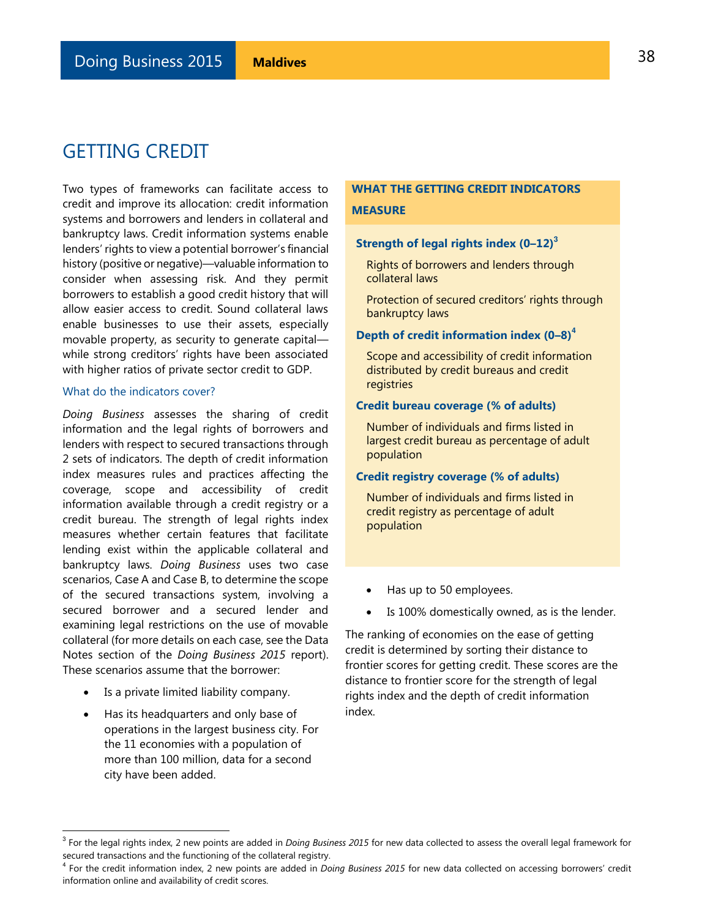# GETTING CREDIT

Two types of frameworks can facilitate access to credit and improve its allocation: credit information systems and borrowers and lenders in collateral and bankruptcy laws. Credit information systems enable lenders' rights to view a potential borrower's financial history (positive or negative)—valuable information to consider when assessing risk. And they permit borrowers to establish a good credit history that will allow easier access to credit. Sound collateral laws enable businesses to use their assets, especially movable property, as security to generate capital—while strong creditors' rights have been associated with higher ratios of private sector credit to GDP.

### What do the indicators cover?

*Doing Business* assesses the sharing of credit information and the legal rights of borrowers and lenders with respect to secured transactions through 2 sets of indicators. The depth of credit information index measures rules and practices affecting the coverage, scope and accessibility of credit information available through a credit registry or a credit bureau. The strength of legal rights index measures whether certain features that facilitate lending exist within the applicable collateral and bankruptcy laws. *Doing Business* uses two case scenarios, Case A and Case B, to determine the scope of the secured transactions system, involving a secured borrower and a secured lender and examining legal restrictions on the use of movable collateral (for more details on each case, see the Data Notes section of the *Doing Business 2015* report). These scenarios assume that the borrower:

- Is a private limited liability company.
- Has its headquarters and only base of operations in the largest business city. For the 11 economies with a population of more than 100 million, data for a second city have been added.
- Has up to 50 employees.
- Is 100% domestically owned, as is the lender.

The ranking of economies on the ease of getting credit is determined by sorting their distance to frontier scores for getting credit. These scores are the distance to frontier score for the strength of legal rights index and the depth of credit information index.

**WHAT THE GETTING CREDIT INDICATORS MEASURE**

**Strength of legal rights index (0–12)**[3]

Rights of borrowers and lenders through collateral laws

Protection of secured creditors' rights through bankruptcy laws

**Depth of credit information index (0–8)**[4]

Scope and accessibility of credit information distributed by credit bureaus and credit registries

**Credit bureau coverage (% of adults)**

Number of individuals and firms listed in largest credit bureau as percentage of adult population

**Credit registry coverage (% of adults)**

Number of individuals and firms listed in credit registry as percentage of adult population

---

[3] For the legal rights index, 2 new points are added in *Doing Business 2015* for new data collected to assess the overall legal framework for secured transactions and the functioning of the collateral registry.

[4] For the credit information index, 2 new points are added in *Doing Business 2015* for new data collected on accessing borrowers' credit information online and availability of credit scores.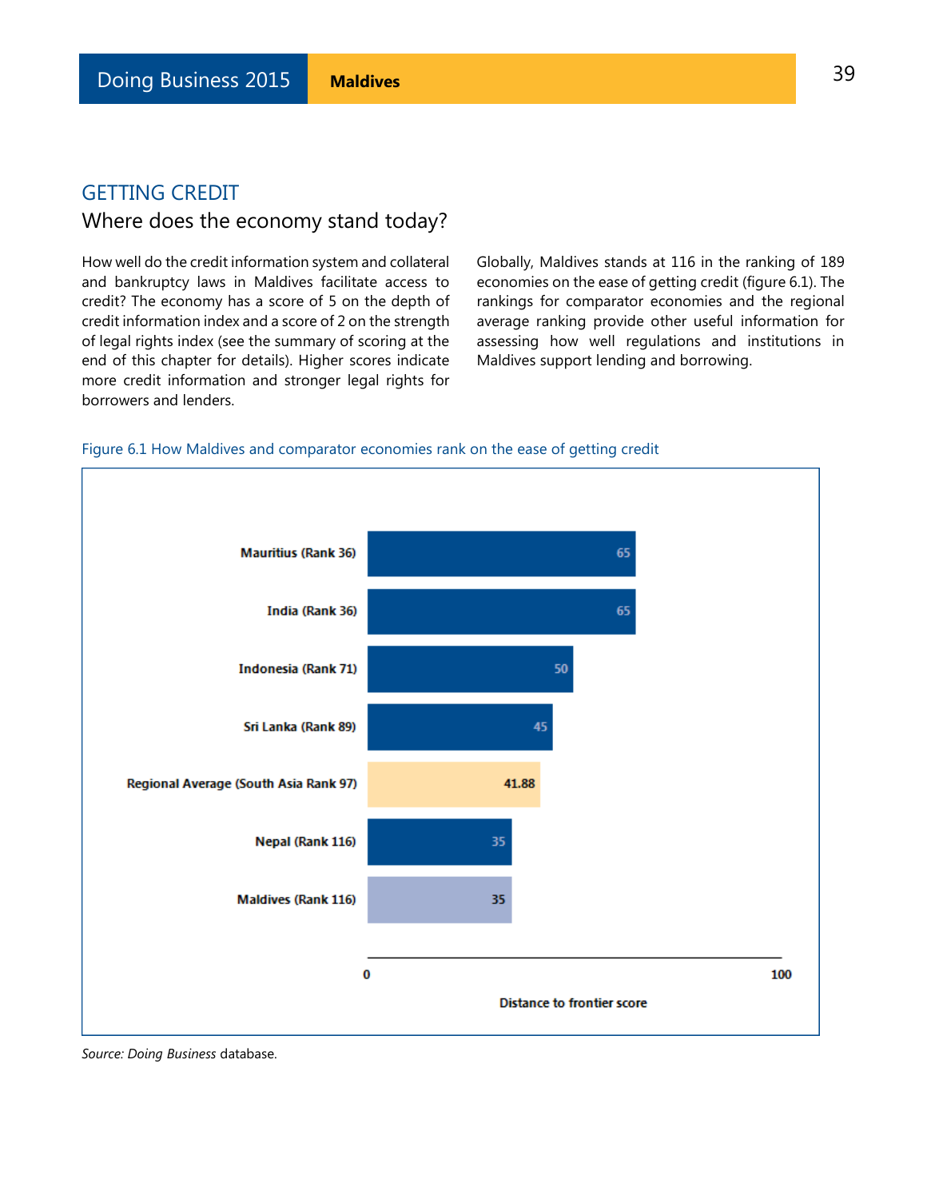## GETTING CREDIT

### Where does the economy stand today?

How well do the credit information system and collateral and bankruptcy laws in Maldives facilitate access to credit? The economy has a score of 5 on the depth of credit information index and a score of 2 on the strength of legal rights index (see the summary of scoring at the end of this chapter for details). Higher scores indicate more credit information and stronger legal rights for borrowers and lenders.

Globally, Maldives stands at 116 in the ranking of 189 economies on the ease of getting credit (figure 6.1). The rankings for comparator economies and the regional average ranking provide other useful information for assessing how well regulations and institutions in Maldives support lending and borrowing.

Figure 6.1 How Maldives and comparator economies rank on the ease of getting credit

| Economy | Distance to frontier score |
|---|---|
| Mauritius (Rank 36) | 65 |
| India (Rank 36) | 65 |
| Indonesia (Rank 71) | 50 |
| Sri Lanka (Rank 89) | 45 |
| Regional Average (South Asia Rank 97) | 41.88 |
| Nepal (Rank 116) | 35 |
| Maldives (Rank 116) | 35 |

*Source: Doing Business* database.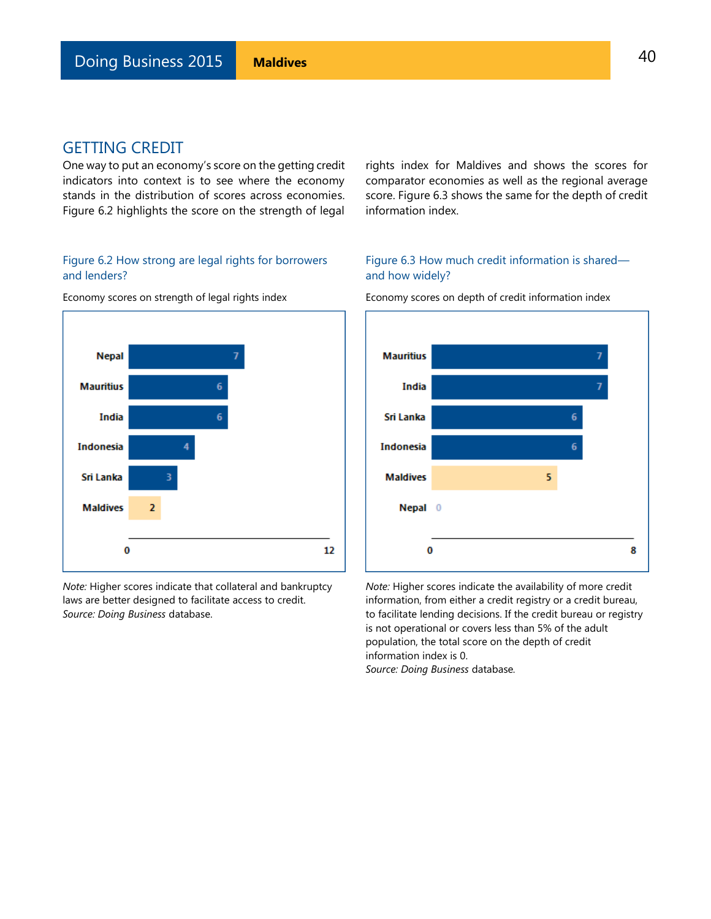## GETTING CREDIT

One way to put an economy's score on the getting credit indicators into context is to see where the economy stands in the distribution of scores across economies. Figure 6.2 highlights the score on the strength of legal rights index for Maldives and shows the scores for comparator economies as well as the regional average score. Figure 6.3 shows the same for the depth of credit information index.

Figure 6.2 How strong are legal rights for borrowers and lenders?

Economy scores on strength of legal rights index

| Economy | Score |
|---|---|
| Nepal | 7 |
| Mauritius | 6 |
| India | 6 |
| Indonesia | 4 |
| Sri Lanka | 3 |
| Maldives | 2 |

*Note:* Higher scores indicate that collateral and bankruptcy laws are better designed to facilitate access to credit.
*Source: Doing Business* database.

Figure 6.3 How much credit information is shared—and how widely?

Economy scores on depth of credit information index

| Economy | Score |
|---|---|
| Mauritius | 7 |
| India | 7 |
| Sri Lanka | 6 |
| Indonesia | 6 |
| Maldives | 5 |
| Nepal | 0 |

*Note:* Higher scores indicate the availability of more credit information, from either a credit registry or a credit bureau, to facilitate lending decisions. If the credit bureau or registry is not operational or covers less than 5% of the adult population, the total score on the depth of credit information index is 0.
*Source: Doing Business* database.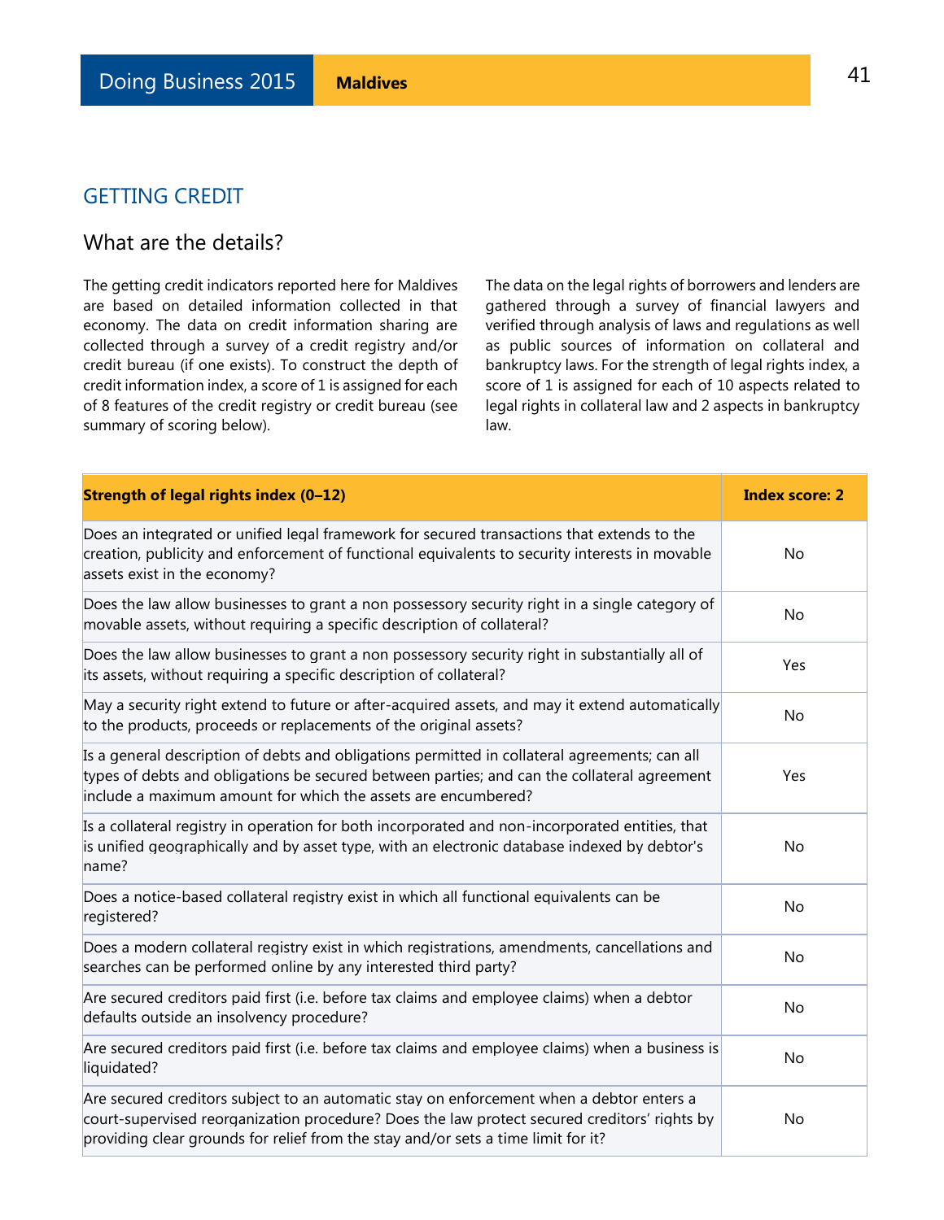## GETTING CREDIT

### What are the details?

The getting credit indicators reported here for Maldives are based on detailed information collected in that economy. The data on credit information sharing are collected through a survey of a credit registry and/or credit bureau (if one exists). To construct the depth of credit information index, a score of 1 is assigned for each of 8 features of the credit registry or credit bureau (see summary of scoring below).

The data on the legal rights of borrowers and lenders are gathered through a survey of financial lawyers and verified through analysis of laws and regulations as well as public sources of information on collateral and bankruptcy laws. For the strength of legal rights index, a score of 1 is assigned for each of 10 aspects related to legal rights in collateral law and 2 aspects in bankruptcy law.

| **Strength of legal rights index (0–12)** | **Index score: 2** |
|---|---|
| Does an integrated or unified legal framework for secured transactions that extends to the creation, publicity and enforcement of functional equivalents to security interests in movable assets exist in the economy? | No |
| Does the law allow businesses to grant a non possessory security right in a single category of movable assets, without requiring a specific description of collateral? | No |
| Does the law allow businesses to grant a non possessory security right in substantially all of its assets, without requiring a specific description of collateral? | Yes |
| May a security right extend to future or after-acquired assets, and may it extend automatically to the products, proceeds or replacements of the original assets? | No |
| Is a general description of debts and obligations permitted in collateral agreements; can all types of debts and obligations be secured between parties; and can the collateral agreement include a maximum amount for which the assets are encumbered? | Yes |
| Is a collateral registry in operation for both incorporated and non-incorporated entities, that is unified geographically and by asset type, with an electronic database indexed by debtor's name? | No |
| Does a notice-based collateral registry exist in which all functional equivalents can be registered? | No |
| Does a modern collateral registry exist in which registrations, amendments, cancellations and searches can be performed online by any interested third party? | No |
| Are secured creditors paid first (i.e. before tax claims and employee claims) when a debtor defaults outside an insolvency procedure? | No |
| Are secured creditors paid first (i.e. before tax claims and employee claims) when a business is liquidated? | No |
| Are secured creditors subject to an automatic stay on enforcement when a debtor enters a court-supervised reorganization procedure? Does the law protect secured creditors' rights by providing clear grounds for relief from the stay and/or sets a time limit for it? | No |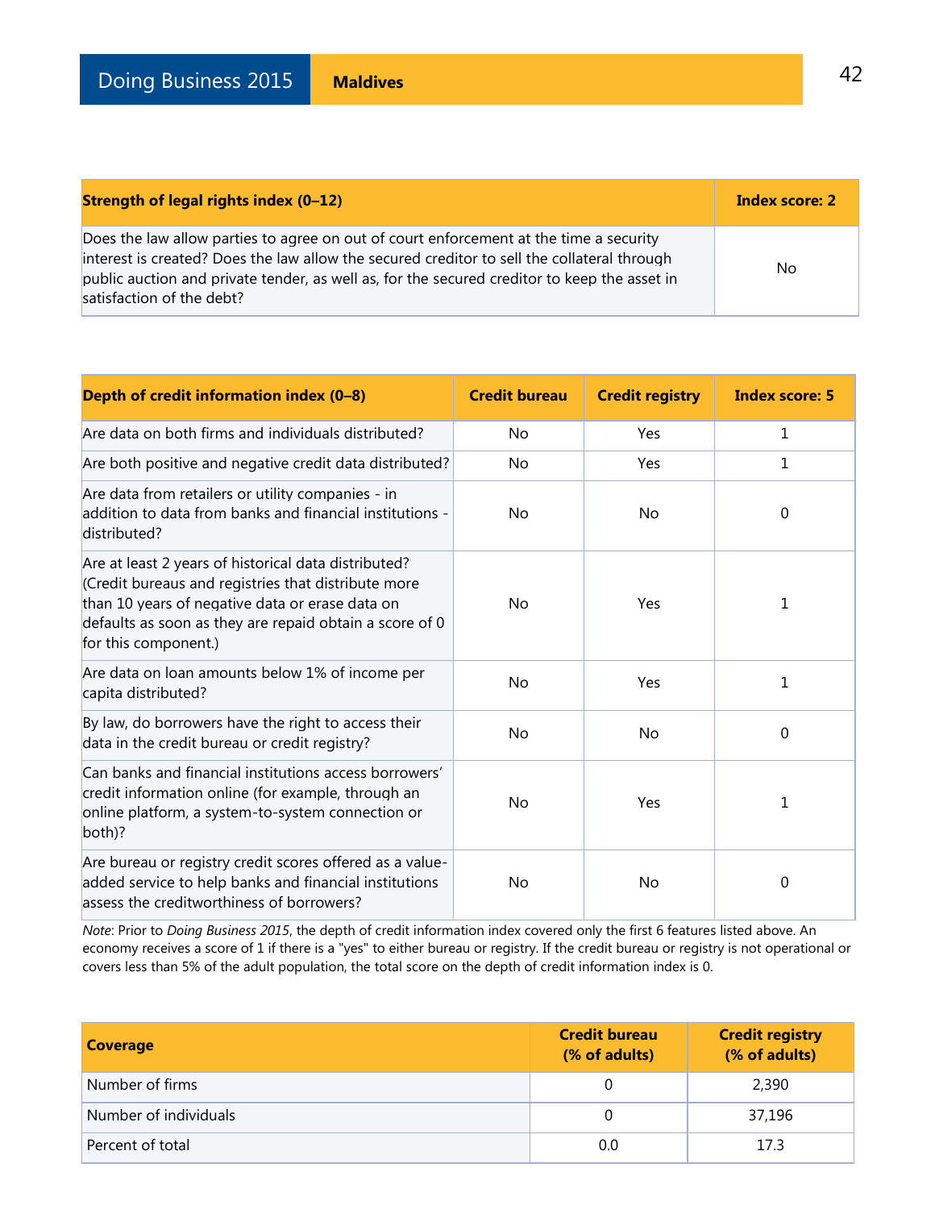| Strength of legal rights index (0–12) | Index score: 2 |
|---|---|
| Does the law allow parties to agree on out of court enforcement at the time a security interest is created? Does the law allow the secured creditor to sell the collateral through public auction and private tender, as well as, for the secured creditor to keep the asset in satisfaction of the debt? | No |

| Depth of credit information index (0–8) | Credit bureau | Credit registry | Index score: 5 |
|---|---|---|---|
| Are data on both firms and individuals distributed? | No | Yes | 1 |
| Are both positive and negative credit data distributed? | No | Yes | 1 |
| Are data from retailers or utility companies - in addition to data from banks and financial institutions - distributed? | No | No | 0 |
| Are at least 2 years of historical data distributed? (Credit bureaus and registries that distribute more than 10 years of negative data or erase data on defaults as soon as they are repaid obtain a score of 0 for this component.) | No | Yes | 1 |
| Are data on loan amounts below 1% of income per capita distributed? | No | Yes | 1 |
| By law, do borrowers have the right to access their data in the credit bureau or credit registry? | No | No | 0 |
| Can banks and financial institutions access borrowers' credit information online (for example, through an online platform, a system-to-system connection or both)? | No | Yes | 1 |
| Are bureau or registry credit scores offered as a value-added service to help banks and financial institutions assess the creditworthiness of borrowers? | No | No | 0 |

*Note*: Prior to *Doing Business 2015*, the depth of credit information index covered only the first 6 features listed above. An economy receives a score of 1 if there is a "yes" to either bureau or registry. If the credit bureau or registry is not operational or covers less than 5% of the adult population, the total score on the depth of credit information index is 0.

| Coverage | Credit bureau (% of adults) | Credit registry (% of adults) |
|---|---|---|
| Number of firms | 0 | 2,390 |
| Number of individuals | 0 | 37,196 |
| Percent of total | 0.0 | 17.3 |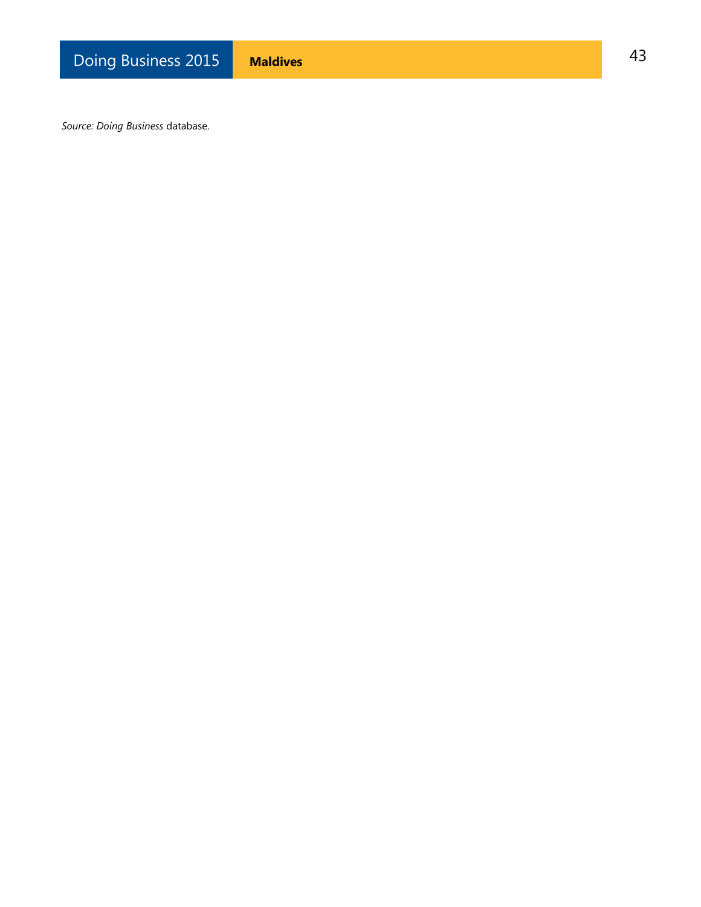*Source: Doing Business* database.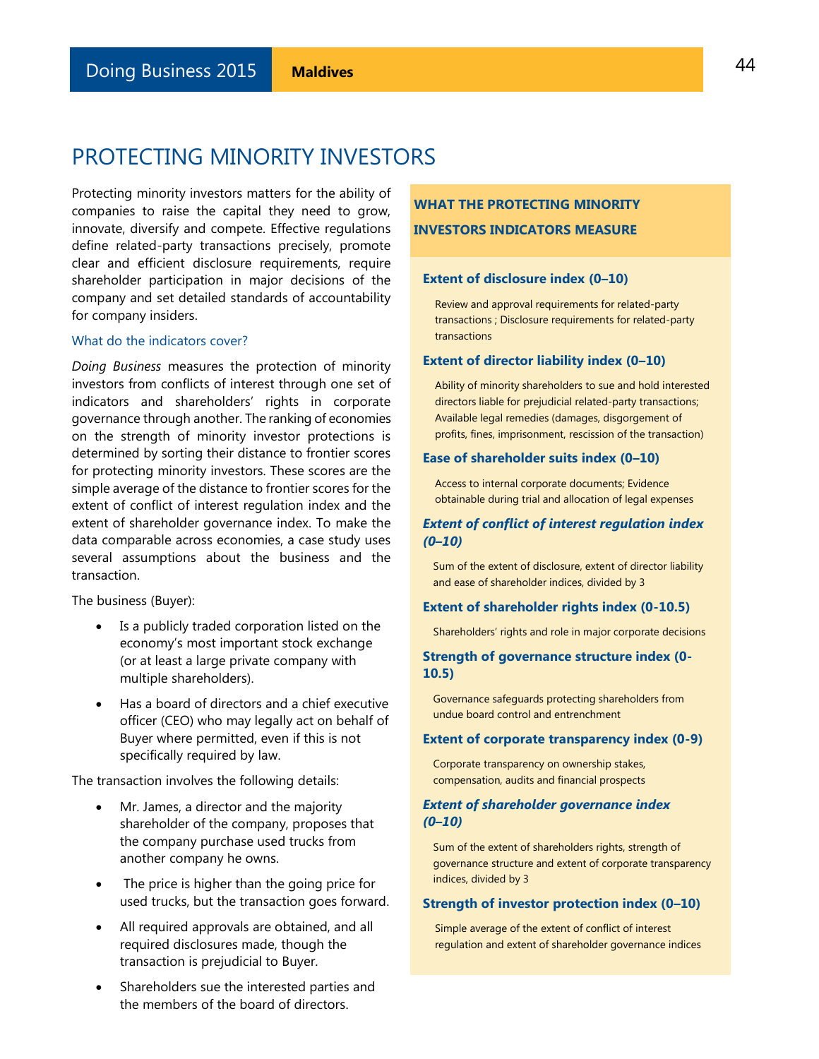# PROTECTING MINORITY INVESTORS

Protecting minority investors matters for the ability of companies to raise the capital they need to grow, innovate, diversify and compete. Effective regulations define related-party transactions precisely, promote clear and efficient disclosure requirements, require shareholder participation in major decisions of the company and set detailed standards of accountability for company insiders.

## What do the indicators cover?

*Doing Business* measures the protection of minority investors from conflicts of interest through one set of indicators and shareholders' rights in corporate governance through another. The ranking of economies on the strength of minority investor protections is determined by sorting their distance to frontier scores for protecting minority investors. These scores are the simple average of the distance to frontier scores for the extent of conflict of interest regulation index and the extent of shareholder governance index. To make the data comparable across economies, a case study uses several assumptions about the business and the transaction.

The business (Buyer):

- Is a publicly traded corporation listed on the economy's most important stock exchange (or at least a large private company with multiple shareholders).
- Has a board of directors and a chief executive officer (CEO) who may legally act on behalf of Buyer where permitted, even if this is not specifically required by law.

The transaction involves the following details:

- Mr. James, a director and the majority shareholder of the company, proposes that the company purchase used trucks from another company he owns.
- The price is higher than the going price for used trucks, but the transaction goes forward.
- All required approvals are obtained, and all required disclosures made, though the transaction is prejudicial to Buyer.
- Shareholders sue the interested parties and the members of the board of directors.

## WHAT THE PROTECTING MINORITY INVESTORS INDICATORS MEASURE

**Extent of disclosure index (0–10)**

Review and approval requirements for related-party transactions ; Disclosure requirements for related-party transactions

**Extent of director liability index (0–10)**

Ability of minority shareholders to sue and hold interested directors liable for prejudicial related-party transactions; Available legal remedies (damages, disgorgement of profits, fines, imprisonment, rescission of the transaction)

**Ease of shareholder suits index (0–10)**

Access to internal corporate documents; Evidence obtainable during trial and allocation of legal expenses

***Extent of conflict of interest regulation index (0–10)***

Sum of the extent of disclosure, extent of director liability and ease of shareholder indices, divided by 3

**Extent of shareholder rights index (0-10.5)**

Shareholders' rights and role in major corporate decisions

**Strength of governance structure index (0-10.5)**

Governance safeguards protecting shareholders from undue board control and entrenchment

**Extent of corporate transparency index (0-9)**

Corporate transparency on ownership stakes, compensation, audits and financial prospects

***Extent of shareholder governance index (0–10)***

Sum of the extent of shareholders rights, strength of governance structure and extent of corporate transparency indices, divided by 3

**Strength of investor protection index (0–10)**

Simple average of the extent of conflict of interest regulation and extent of shareholder governance indices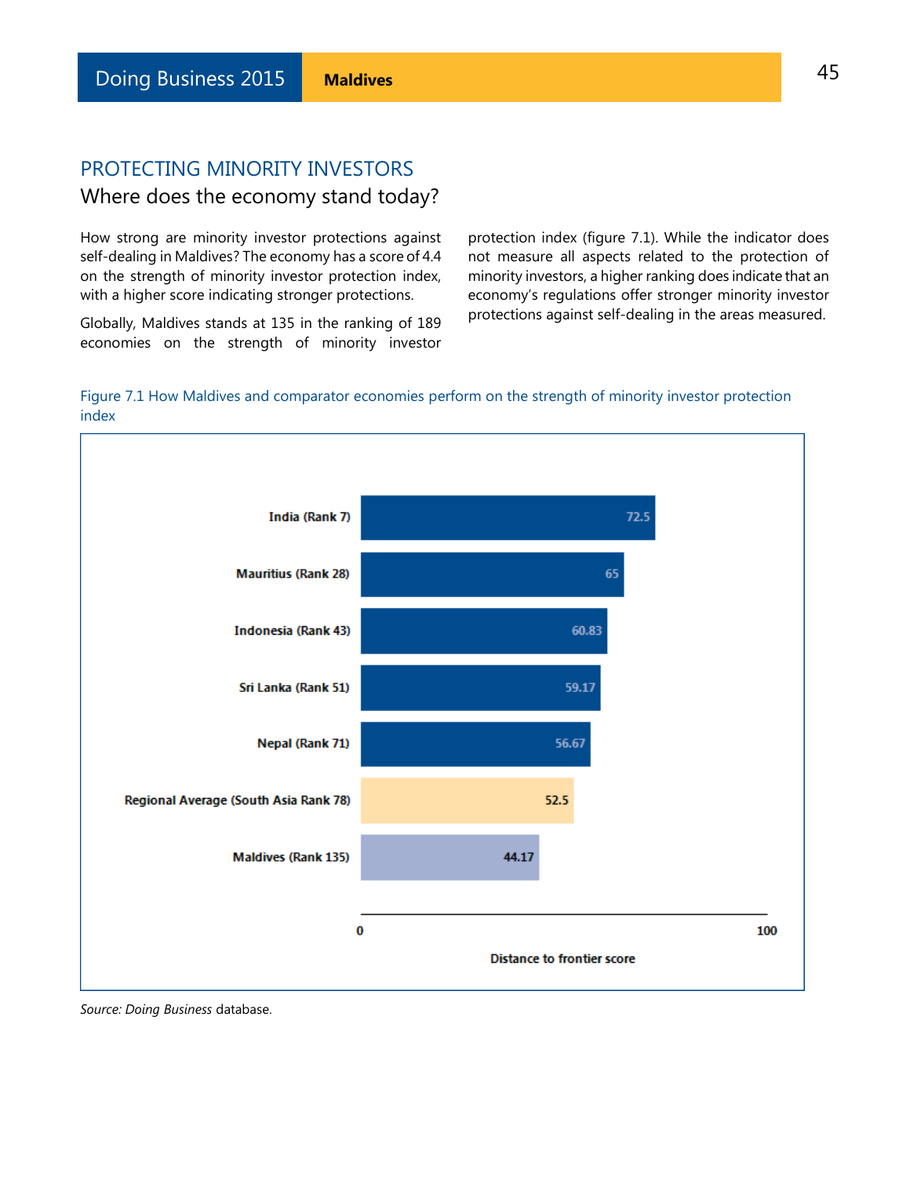## PROTECTING MINORITY INVESTORS

### Where does the economy stand today?

How strong are minority investor protections against self-dealing in Maldives? The economy has a score of 4.4 on the strength of minority investor protection index, with a higher score indicating stronger protections.

Globally, Maldives stands at 135 in the ranking of 189 economies on the strength of minority investor protection index (figure 7.1). While the indicator does not measure all aspects related to the protection of minority investors, a higher ranking does indicate that an economy's regulations offer stronger minority investor protections against self-dealing in the areas measured.

Figure 7.1 How Maldives and comparator economies perform on the strength of minority investor protection index

| Economy | Distance to frontier score |
| --- | --- |
| India (Rank 7) | 72.5 |
| Mauritius (Rank 28) | 65 |
| Indonesia (Rank 43) | 60.83 |
| Sri Lanka (Rank 51) | 59.17 |
| Nepal (Rank 71) | 56.67 |
| Regional Average (South Asia Rank 78) | 52.5 |
| Maldives (Rank 135) | 44.17 |

*Source: Doing Business* database.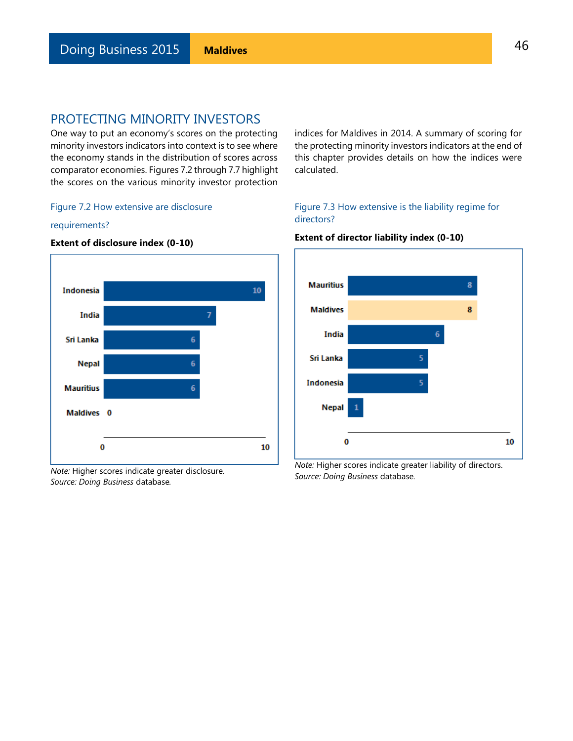## PROTECTING MINORITY INVESTORS

One way to put an economy's scores on the protecting minority investors indicators into context is to see where the economy stands in the distribution of scores across comparator economies. Figures 7.2 through 7.7 highlight the scores on the various minority investor protection indices for Maldives in 2014. A summary of scoring for the protecting minority investors indicators at the end of this chapter provides details on how the indices were calculated.

Figure 7.2 How extensive are disclosure requirements?

**Extent of disclosure index (0-10)**

| Economy | Score |
|---|---|
| Indonesia | 10 |
| India | 7 |
| Sri Lanka | 6 |
| Nepal | 6 |
| Mauritius | 6 |
| Maldives | 0 |

*Note:* Higher scores indicate greater disclosure.
*Source: Doing Business* database.

Figure 7.3 How extensive is the liability regime for directors?

**Extent of director liability index (0-10)**

| Economy | Score |
|---|---|
| Mauritius | 8 |
| Maldives | 8 |
| India | 6 |
| Sri Lanka | 5 |
| Indonesia | 5 |
| Nepal | 1 |

*Note:* Higher scores indicate greater liability of directors.
*Source: Doing Business* database.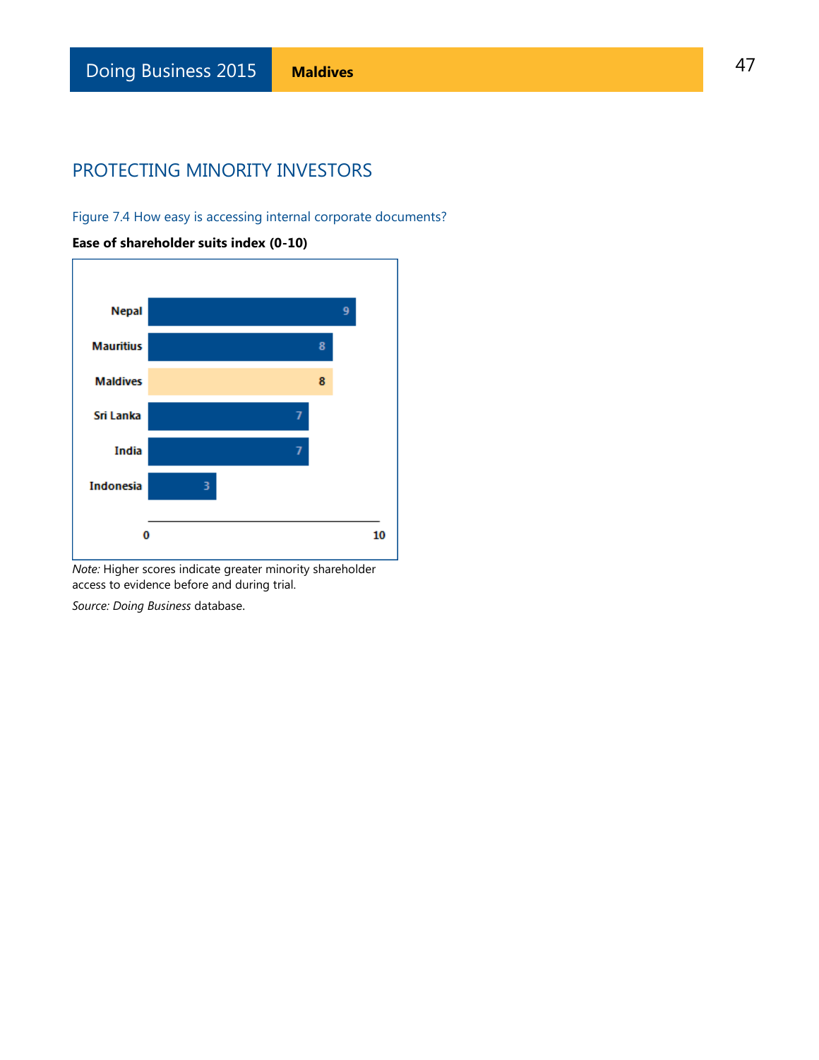## PROTECTING MINORITY INVESTORS

Figure 7.4 How easy is accessing internal corporate documents?

**Ease of shareholder suits index (0-10)**

| Economy | Index |
|---|---|
| Nepal | 9 |
| Mauritius | 8 |
| Maldives | 8 |
| Sri Lanka | 7 |
| India | 7 |
| Indonesia | 3 |

*Note:* Higher scores indicate greater minority shareholder access to evidence before and during trial.

*Source: Doing Business* database.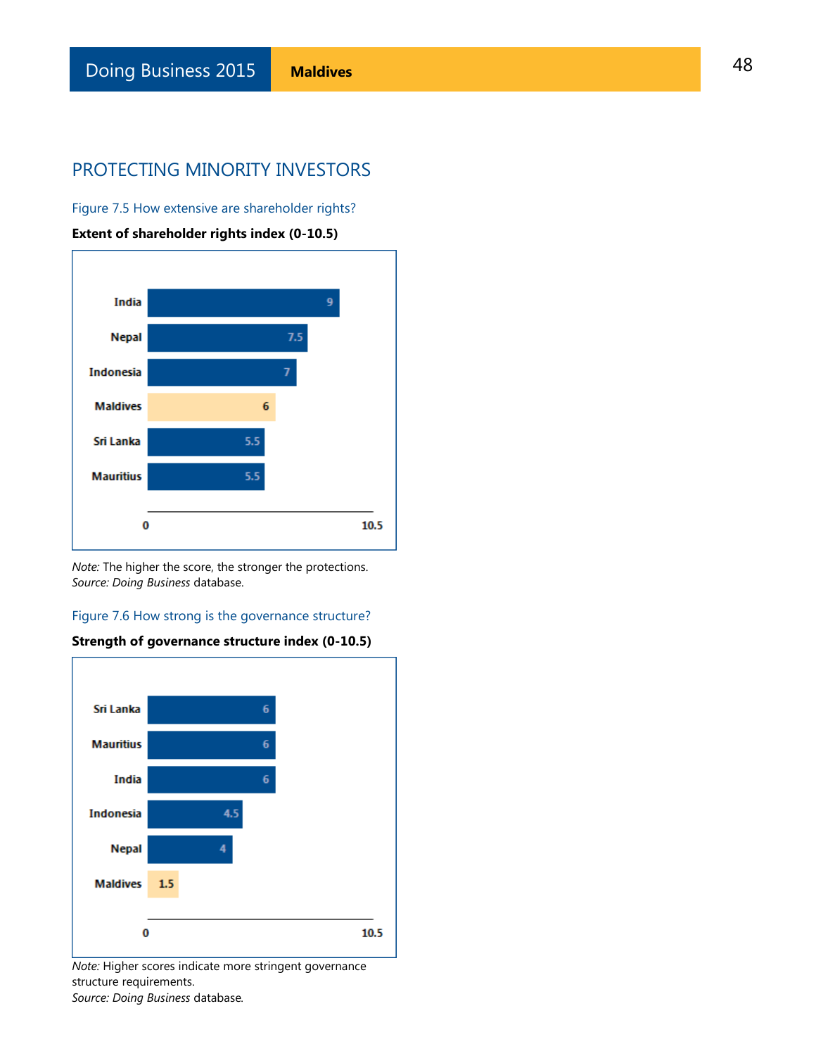## PROTECTING MINORITY INVESTORS

Figure 7.5 How extensive are shareholder rights?

**Extent of shareholder rights index (0-10.5)**

| Economy | Score |
|---|---|
| India | 9 |
| Nepal | 7.5 |
| Indonesia | 7 |
| Maldives | 6 |
| Sri Lanka | 5.5 |
| Mauritius | 5.5 |

*Note:* The higher the score, the stronger the protections.
*Source: Doing Business* database.

Figure 7.6 How strong is the governance structure?

**Strength of governance structure index (0-10.5)**

| Economy | Score |
|---|---|
| Sri Lanka | 6 |
| Mauritius | 6 |
| India | 6 |
| Indonesia | 4.5 |
| Nepal | 4 |
| Maldives | 1.5 |

*Note:* Higher scores indicate more stringent governance structure requirements.
*Source: Doing Business* database.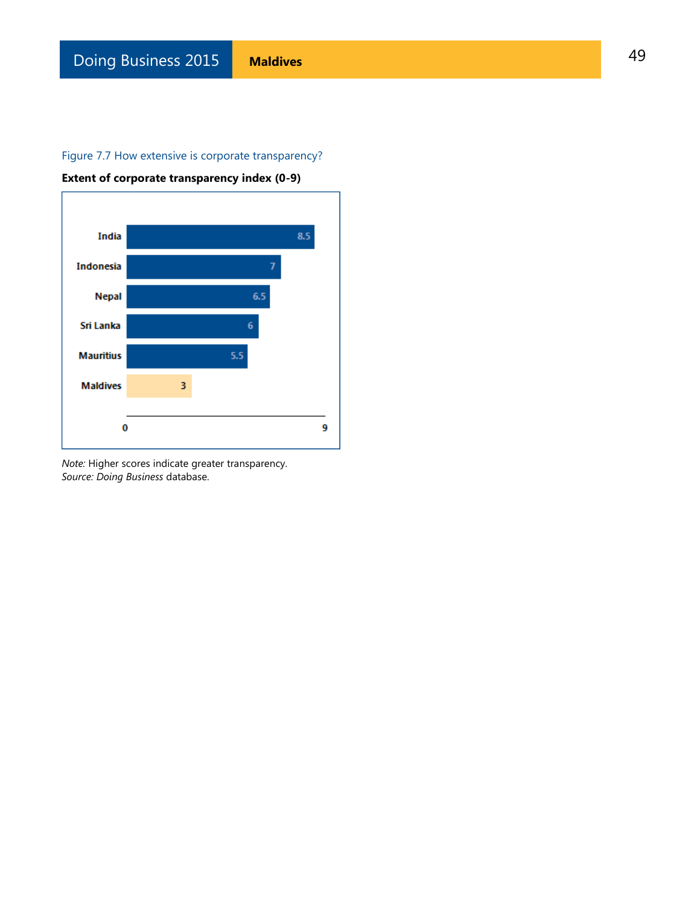Figure 7.7 How extensive is corporate transparency?

**Extent of corporate transparency index (0-9)**

| Economy | Index |
|---|---|
| India | 8.5 |
| Indonesia | 7 |
| Nepal | 6.5 |
| Sri Lanka | 6 |
| Mauritius | 5.5 |
| Maldives | 3 |

*Note:* Higher scores indicate greater transparency.
*Source: Doing Business* database.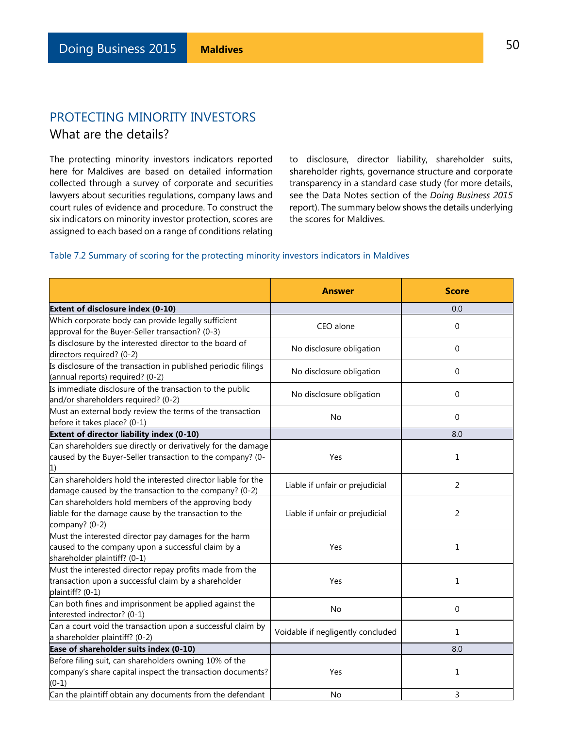## PROTECTING MINORITY INVESTORS

### What are the details?

The protecting minority investors indicators reported here for Maldives are based on detailed information collected through a survey of corporate and securities lawyers about securities regulations, company laws and court rules of evidence and procedure. To construct the six indicators on minority investor protection, scores are assigned to each based on a range of conditions relating to disclosure, director liability, shareholder suits, shareholder rights, governance structure and corporate transparency in a standard case study (for more details, see the Data Notes section of the *Doing Business 2015* report). The summary below shows the details underlying the scores for Maldives.

Table 7.2 Summary of scoring for the protecting minority investors indicators in Maldives

| | Answer | Score |
|---|---|---|
| **Extent of disclosure index (0-10)** | | 0.0 |
| Which corporate body can provide legally sufficient approval for the Buyer-Seller transaction? (0-3) | CEO alone | 0 |
| Is disclosure by the interested director to the board of directors required? (0-2) | No disclosure obligation | 0 |
| Is disclosure of the transaction in published periodic filings (annual reports) required? (0-2) | No disclosure obligation | 0 |
| Is immediate disclosure of the transaction to the public and/or shareholders required? (0-2) | No disclosure obligation | 0 |
| Must an external body review the terms of the transaction before it takes place? (0-1) | No | 0 |
| **Extent of director liability index (0-10)** | | 8.0 |
| Can shareholders sue directly or derivatively for the damage caused by the Buyer-Seller transaction to the company? (0-1) | Yes | 1 |
| Can shareholders hold the interested director liable for the damage caused by the transaction to the company? (0-2) | Liable if unfair or prejudicial | 2 |
| Can shareholders hold members of the approving body liable for the damage cause by the transaction to the company? (0-2) | Liable if unfair or prejudicial | 2 |
| Must the interested director pay damages for the harm caused to the company upon a successful claim by a shareholder plaintiff? (0-1) | Yes | 1 |
| Must the interested director repay profits made from the transaction upon a successful claim by a shareholder plaintiff? (0-1) | Yes | 1 |
| Can both fines and imprisonment be applied against the interested indrector? (0-1) | No | 0 |
| Can a court void the transaction upon a successful claim by a shareholder plaintiff? (0-2) | Voidable if negligently concluded | 1 |
| **Ease of shareholder suits index (0-10)** | | 8.0 |
| Before filing suit, can shareholders owning 10% of the company's share capital inspect the transaction documents? (0-1) | Yes | 1 |
| Can the plaintiff obtain any documents from the defendant | No | 3 |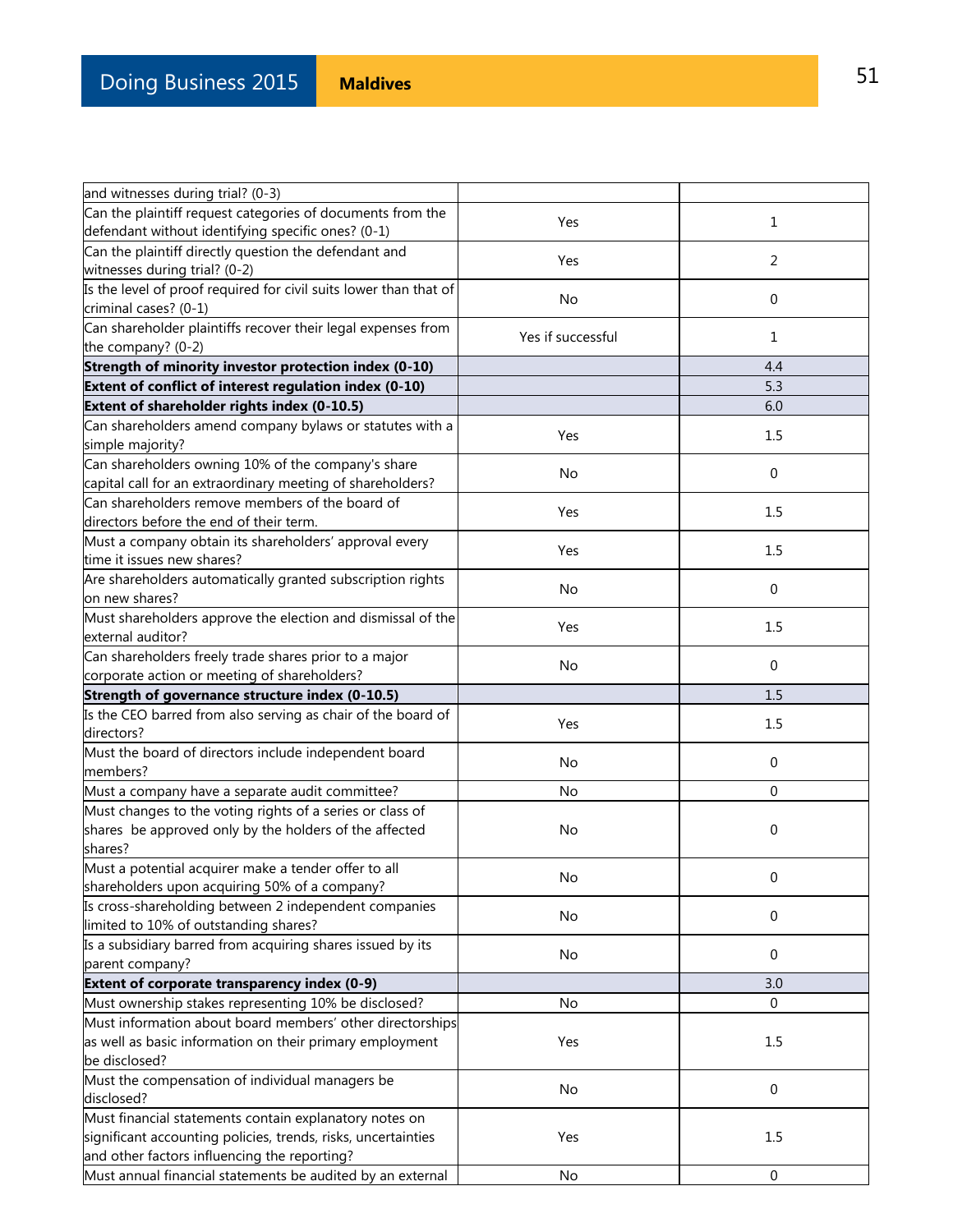| and witnesses during trial? (0-3) | | |
|---|---|---|
| Can the plaintiff request categories of documents from the defendant without identifying specific ones? (0-1) | Yes | 1 |
| Can the plaintiff directly question the defendant and witnesses during trial? (0-2) | Yes | 2 |
| Is the level of proof required for civil suits lower than that of criminal cases? (0-1) | No | 0 |
| Can shareholder plaintiffs recover their legal expenses from the company? (0-2) | Yes if successful | 1 |
| **Strength of minority investor protection index (0-10)** | | 4.4 |
| **Extent of conflict of interest regulation index (0-10)** | | 5.3 |
| **Extent of shareholder rights index (0-10.5)** | | 6.0 |
| Can shareholders amend company bylaws or statutes with a simple majority? | Yes | 1.5 |
| Can shareholders owning 10% of the company's share capital call for an extraordinary meeting of shareholders? | No | 0 |
| Can shareholders remove members of the board of directors before the end of their term. | Yes | 1.5 |
| Must a company obtain its shareholders' approval every time it issues new shares? | Yes | 1.5 |
| Are shareholders automatically granted subscription rights on new shares? | No | 0 |
| Must shareholders approve the election and dismissal of the external auditor? | Yes | 1.5 |
| Can shareholders freely trade shares prior to a major corporate action or meeting of shareholders? | No | 0 |
| **Strength of governance structure index (0-10.5)** | | 1.5 |
| Is the CEO barred from also serving as chair of the board of directors? | Yes | 1.5 |
| Must the board of directors include independent board members? | No | 0 |
| Must a company have a separate audit committee? | No | 0 |
| Must changes to the voting rights of a series or class of shares be approved only by the holders of the affected shares? | No | 0 |
| Must a potential acquirer make a tender offer to all shareholders upon acquiring 50% of a company? | No | 0 |
| Is cross-shareholding between 2 independent companies limited to 10% of outstanding shares? | No | 0 |
| Is a subsidiary barred from acquiring shares issued by its parent company? | No | 0 |
| **Extent of corporate transparency index (0-9)** | | 3.0 |
| Must ownership stakes representing 10% be disclosed? | No | 0 |
| Must information about board members' other directorships as well as basic information on their primary employment be disclosed? | Yes | 1.5 |
| Must the compensation of individual managers be disclosed? | No | 0 |
| Must financial statements contain explanatory notes on significant accounting policies, trends, risks, uncertainties and other factors influencing the reporting? | Yes | 1.5 |
| Must annual financial statements be audited by an external | No | 0 |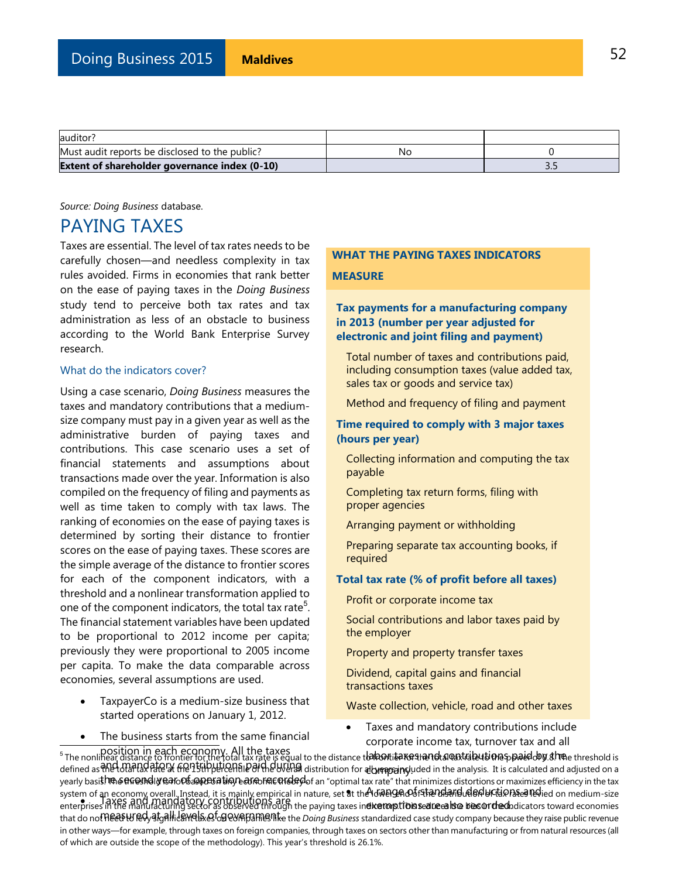| auditor? | | |
|---|---|---|
| Must audit reports be disclosed to the public? | No | 0 |
| **Extent of shareholder governance index (0-10)** | | 3.5 |

*Source: Doing Business* database.

# PAYING TAXES

Taxes are essential. The level of tax rates needs to be carefully chosen—and needless complexity in tax rules avoided. Firms in economies that rank better on the ease of paying taxes in the *Doing Business* study tend to perceive both tax rates and tax administration as less of an obstacle to business according to the World Bank Enterprise Survey research.

## What do the indicators cover?

Using a case scenario, *Doing Business* measures the taxes and mandatory contributions that a medium-size company must pay in a given year as well as the administrative burden of paying taxes and contributions. This case scenario uses a set of financial statements and assumptions about transactions made over the year. Information is also compiled on the frequency of filing and payments as well as time taken to comply with tax laws. The ranking of economies on the ease of paying taxes is determined by sorting their distance to frontier scores on the ease of paying taxes. These scores are the simple average of the distance to frontier scores for each of the component indicators, with a threshold and a nonlinear transformation applied to one of the component indicators, the total tax rate[5]. The financial statement variables have been updated to be proportional to 2012 income per capita; previously they were proportional to 2005 income per capita. To make the data comparable across economies, several assumptions are used.

- TaxpayerCo is a medium-size business that started operations on January 1, 2012.
- The business starts from the same financial position in each economy. All the taxes and mandatory contributions paid during the second year of operation are recorded.
- Taxes and mandatory contributions are measured at all levels of government.
- Taxes and mandatory contributions include corporate income tax, turnover tax and all labor taxes and contributions paid by the company.
- A range of standard deductions and exemptions are also recorded.

**WHAT THE PAYING TAXES INDICATORS MEASURE**

**Tax payments for a manufacturing company in 2013 (number per year adjusted for electronic and joint filing and payment)**

Total number of taxes and contributions paid, including consumption taxes (value added tax, sales tax or goods and service tax)

Method and frequency of filing and payment

**Time required to comply with 3 major taxes (hours per year)**

Collecting information and computing the tax payable

Completing tax return forms, filing with proper agencies

Arranging payment or withholding

Preparing separate tax accounting books, if required

**Total tax rate (% of profit before all taxes)**

Profit or corporate income tax

Social contributions and labor taxes paid by the employer

Property and property transfer taxes

Dividend, capital gains and financial transactions taxes

Waste collection, vehicle, road and other taxes

[5] The nonlinear distance to frontier for the total tax rate is equal to the distance to frontier for the total tax rate to the power of 0.8. The threshold is defined as the total tax rate at the 15th percentile of the overall distribution for all years included in the analysis. It is calculated and adjusted on a yearly basis. The threshold is not based on any economic theory of an "optimal tax rate" that minimizes distortions or maximizes efficiency in the tax system of an economy overall. Instead, it is mainly empirical in nature, set at the lower end of the distribution of tax rates levied on medium-size enterprises in the manufacturing sector as observed through the paying taxes indicators. This reduces the bias in the indicators toward economies that do not need to levy significant taxes on companies like the *Doing Business* standardized case study company because they raise public revenue in other ways—for example, through taxes on foreign companies, through taxes on sectors other than manufacturing or from natural resources (all of which are outside the scope of the methodology). This year's threshold is 26.1%.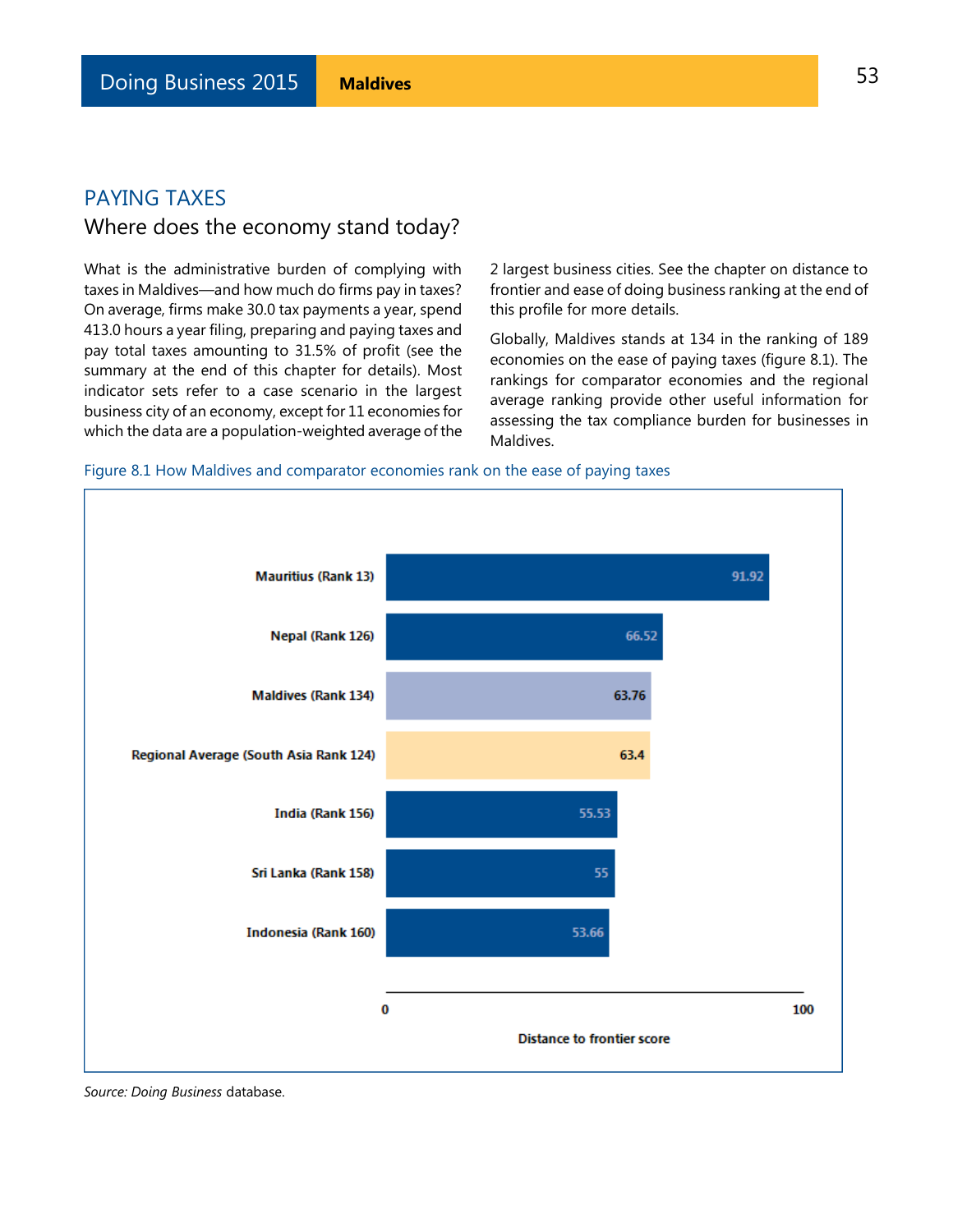## PAYING TAXES

### Where does the economy stand today?

What is the administrative burden of complying with taxes in Maldives—and how much do firms pay in taxes? On average, firms make 30.0 tax payments a year, spend 413.0 hours a year filing, preparing and paying taxes and pay total taxes amounting to 31.5% of profit (see the summary at the end of this chapter for details). Most indicator sets refer to a case scenario in the largest business city of an economy, except for 11 economies for which the data are a population-weighted average of the 2 largest business cities. See the chapter on distance to frontier and ease of doing business ranking at the end of this profile for more details.

Globally, Maldives stands at 134 in the ranking of 189 economies on the ease of paying taxes (figure 8.1). The rankings for comparator economies and the regional average ranking provide other useful information for assessing the tax compliance burden for businesses in Maldives.

Figure 8.1 How Maldives and comparator economies rank on the ease of paying taxes

| Economy | Distance to frontier score |
| --- | --- |
| Mauritius (Rank 13) | 91.92 |
| Nepal (Rank 126) | 66.52 |
| Maldives (Rank 134) | 63.76 |
| Regional Average (South Asia Rank 124) | 63.4 |
| India (Rank 156) | 55.53 |
| Sri Lanka (Rank 158) | 55 |
| Indonesia (Rank 160) | 53.66 |

*Source: Doing Business* database.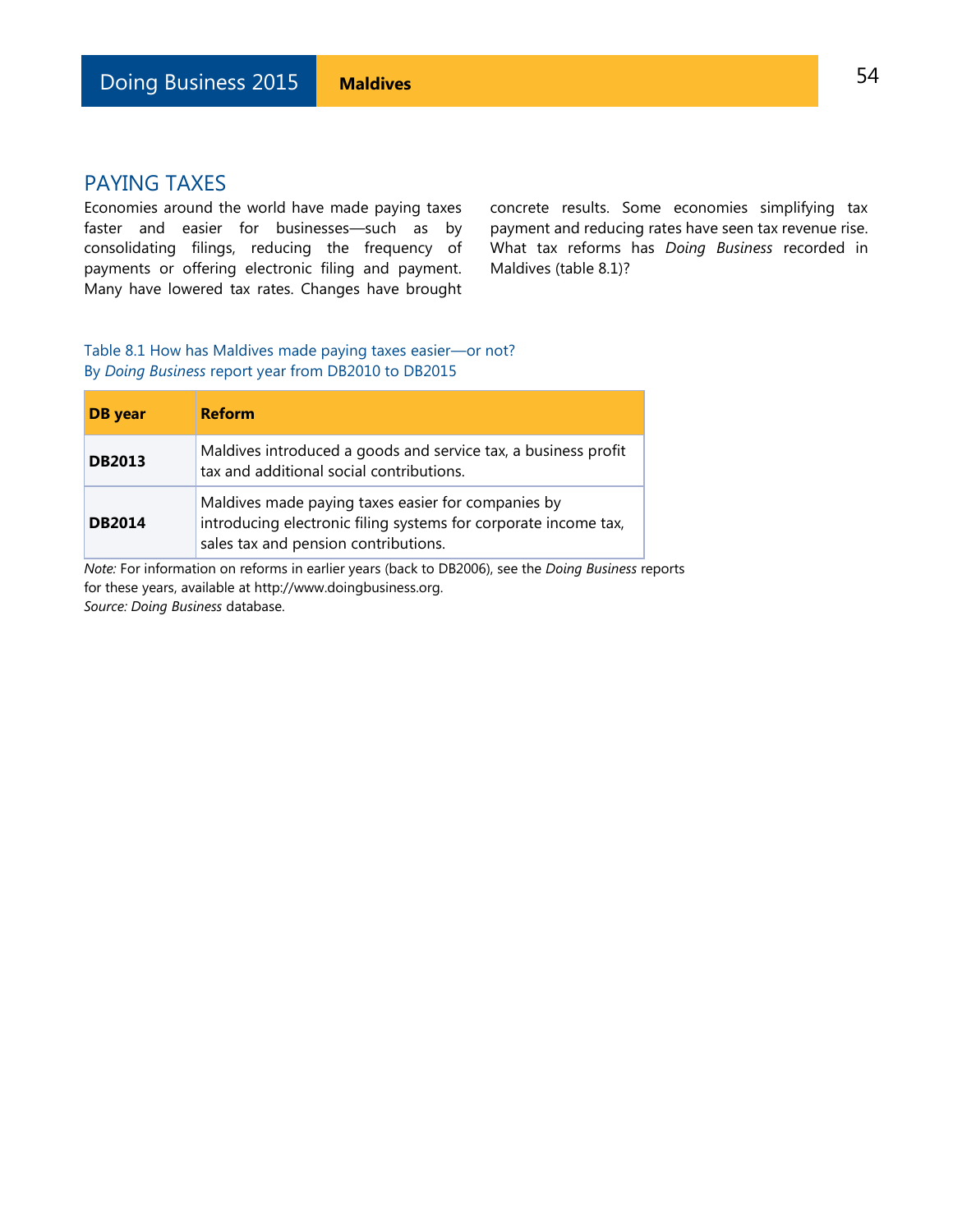## PAYING TAXES

Economies around the world have made paying taxes faster and easier for businesses—such as by consolidating filings, reducing the frequency of payments or offering electronic filing and payment. Many have lowered tax rates. Changes have brought concrete results. Some economies simplifying tax payment and reducing rates have seen tax revenue rise. What tax reforms has *Doing Business* recorded in Maldives (table 8.1)?

Table 8.1 How has Maldives made paying taxes easier—or not?
By *Doing Business* report year from DB2010 to DB2015

| DB year | Reform |
|---|---|
| **DB2013** | Maldives introduced a goods and service tax, a business profit tax and additional social contributions. |
| **DB2014** | Maldives made paying taxes easier for companies by introducing electronic filing systems for corporate income tax, sales tax and pension contributions. |

*Note:* For information on reforms in earlier years (back to DB2006), see the *Doing Business* reports for these years, available at http://www.doingbusiness.org.
*Source: Doing Business* database.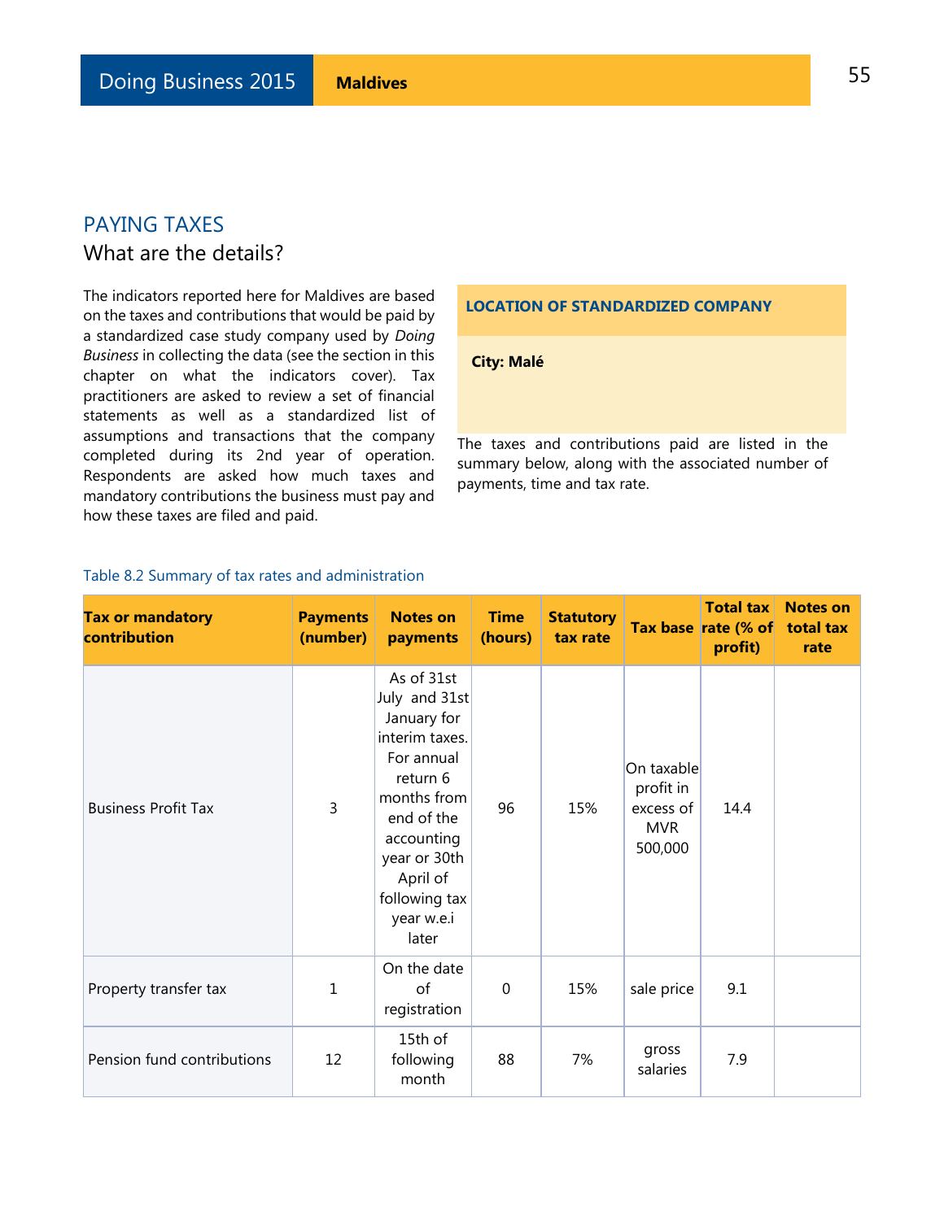## PAYING TAXES

### What are the details?

The indicators reported here for Maldives are based on the taxes and contributions that would be paid by a standardized case study company used by *Doing Business* in collecting the data (see the section in this chapter on what the indicators cover). Tax practitioners are asked to review a set of financial statements as well as a standardized list of assumptions and transactions that the company completed during its 2nd year of operation. Respondents are asked how much taxes and mandatory contributions the business must pay and how these taxes are filed and paid.

**LOCATION OF STANDARDIZED COMPANY**

**City: Malé**

The taxes and contributions paid are listed in the summary below, along with the associated number of payments, time and tax rate.

Table 8.2 Summary of tax rates and administration

| Tax or mandatory contribution | Payments (number) | Notes on payments | Time (hours) | Statutory tax rate | Tax base | Total tax rate (% of profit) | Notes on total tax rate |
|---|---|---|---|---|---|---|---|
| Business Profit Tax | 3 | As of 31st July and 31st January for interim taxes. For annual return 6 months from end of the accounting year or 30th April of following tax year w.e.i later | 96 | 15% | On taxable profit in excess of MVR 500,000 | 14.4 | |
| Property transfer tax | 1 | On the date of registration | 0 | 15% | sale price | 9.1 | |
| Pension fund contributions | 12 | 15th of following month | 88 | 7% | gross salaries | 7.9 | |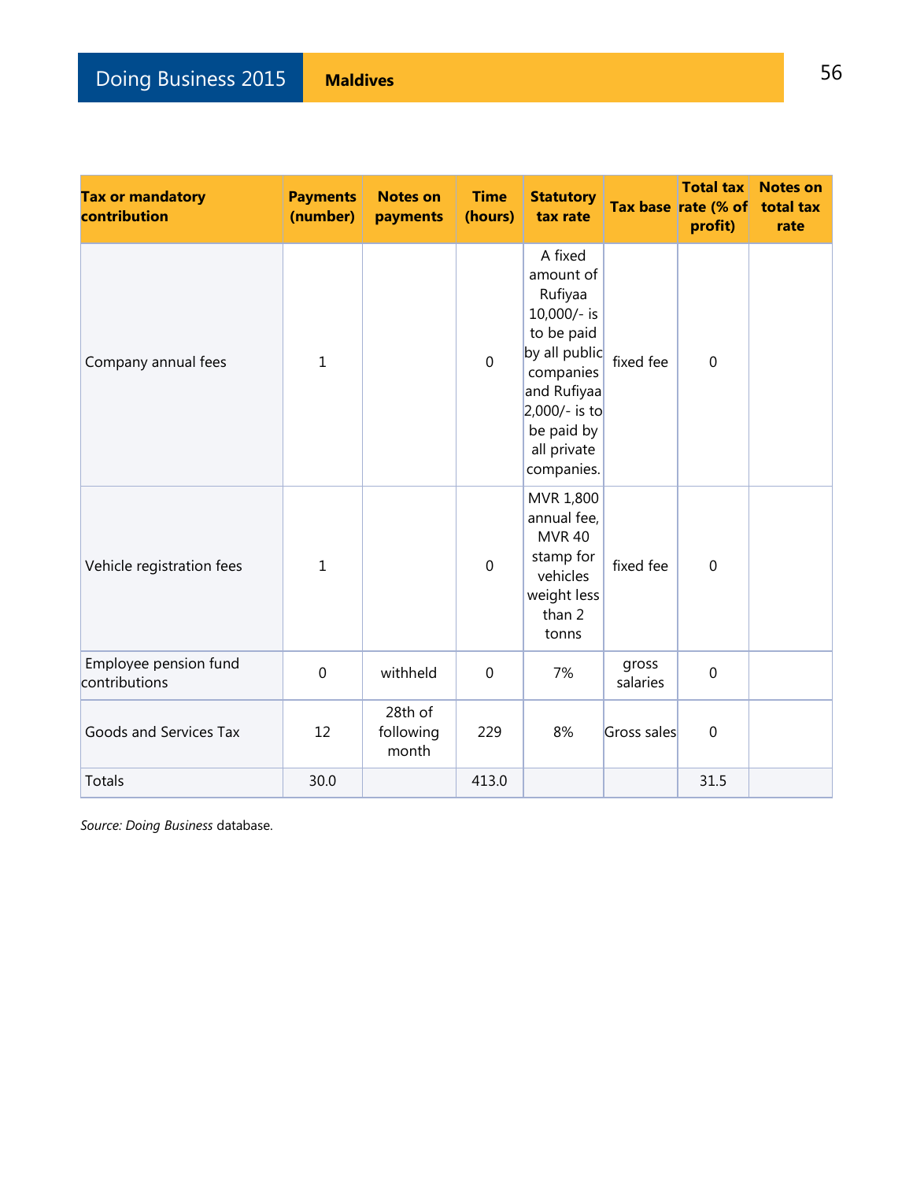| Tax or mandatory contribution | Payments (number) | Notes on payments | Time (hours) | Statutory tax rate | Tax base | Total tax rate (% of profit) | Notes on total tax rate |
|---|---|---|---|---|---|---|---|
| Company annual fees | 1 | | 0 | A fixed amount of Rufiyaa 10,000/- is to be paid by all public companies and Rufiyaa 2,000/- is to be paid by all private companies. | fixed fee | 0 | |
| Vehicle registration fees | 1 | | 0 | MVR 1,800 annual fee, MVR 40 stamp for vehicles weight less than 2 tonns | fixed fee | 0 | |
| Employee pension fund contributions | 0 | withheld | 0 | 7% | gross salaries | 0 | |
| Goods and Services Tax | 12 | 28th of following month | 229 | 8% | Gross sales | 0 | |
| Totals | 30.0 | | 413.0 | | | 31.5 | |

*Source: Doing Business* database.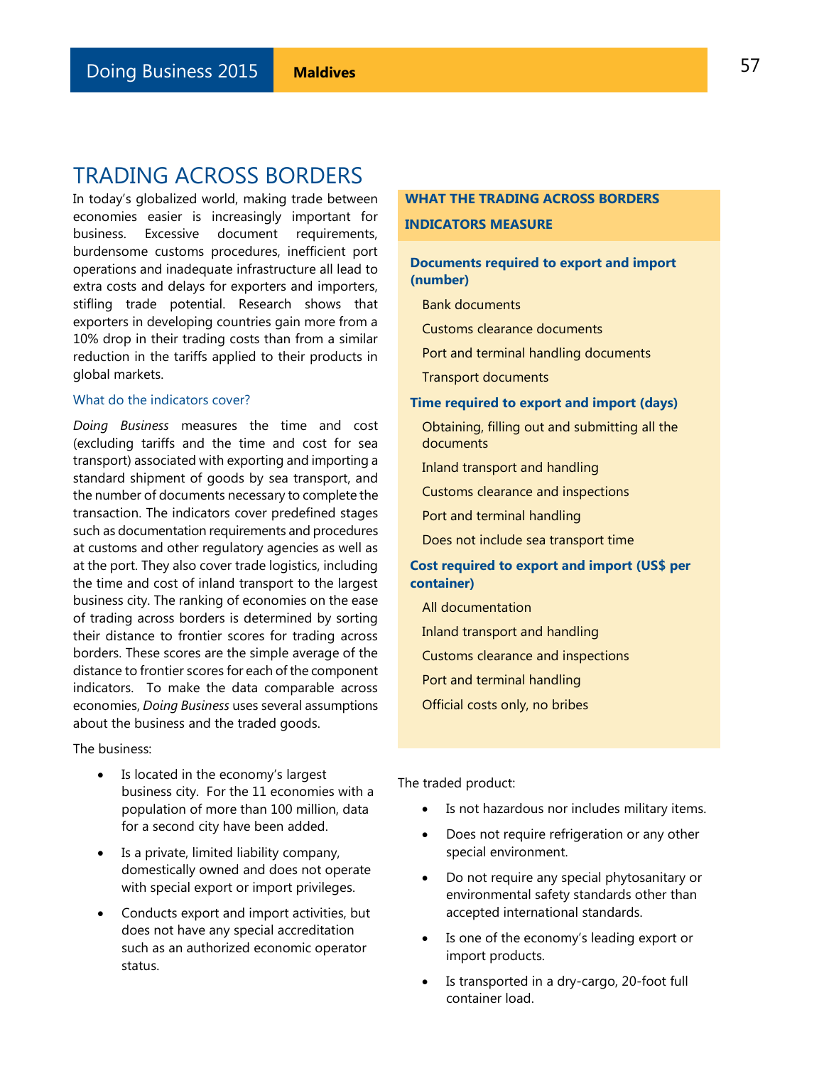# TRADING ACROSS BORDERS

In today's globalized world, making trade between economies easier is increasingly important for business. Excessive document requirements, burdensome customs procedures, inefficient port operations and inadequate infrastructure all lead to extra costs and delays for exporters and importers, stifling trade potential. Research shows that exporters in developing countries gain more from a 10% drop in their trading costs than from a similar reduction in the tariffs applied to their products in global markets.

### What do the indicators cover?

*Doing Business* measures the time and cost (excluding tariffs and the time and cost for sea transport) associated with exporting and importing a standard shipment of goods by sea transport, and the number of documents necessary to complete the transaction. The indicators cover predefined stages such as documentation requirements and procedures at customs and other regulatory agencies as well as at the port. They also cover trade logistics, including the time and cost of inland transport to the largest business city. The ranking of economies on the ease of trading across borders is determined by sorting their distance to frontier scores for trading across borders. These scores are the simple average of the distance to frontier scores for each of the component indicators. To make the data comparable across economies, *Doing Business* uses several assumptions about the business and the traded goods.

The business:

- Is located in the economy's largest business city. For the 11 economies with a population of more than 100 million, data for a second city have been added.
- Is a private, limited liability company, domestically owned and does not operate with special export or import privileges.
- Conducts export and import activities, but does not have any special accreditation such as an authorized economic operator status.

**WHAT THE TRADING ACROSS BORDERS INDICATORS MEASURE**

**Documents required to export and import (number)**

- Bank documents
- Customs clearance documents
- Port and terminal handling documents
- Transport documents

**Time required to export and import (days)**

- Obtaining, filling out and submitting all the documents
- Inland transport and handling
- Customs clearance and inspections
- Port and terminal handling
- Does not include sea transport time

**Cost required to export and import (US$ per container)**

- All documentation
- Inland transport and handling
- Customs clearance and inspections
- Port and terminal handling
- Official costs only, no bribes

The traded product:

- Is not hazardous nor includes military items.
- Does not require refrigeration or any other special environment.
- Do not require any special phytosanitary or environmental safety standards other than accepted international standards.
- Is one of the economy's leading export or import products.
- Is transported in a dry-cargo, 20-foot full container load.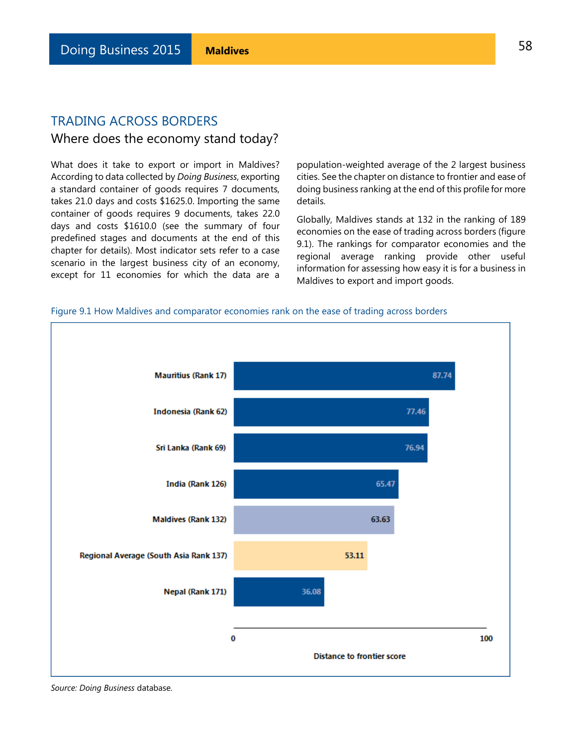## TRADING ACROSS BORDERS

### Where does the economy stand today?

What does it take to export or import in Maldives? According to data collected by *Doing Business*, exporting a standard container of goods requires 7 documents, takes 21.0 days and costs $1625.0. Importing the same container of goods requires 9 documents, takes 22.0 days and costs $1610.0 (see the summary of four predefined stages and documents at the end of this chapter for details). Most indicator sets refer to a case scenario in the largest business city of an economy, except for 11 economies for which the data are a population-weighted average of the 2 largest business cities. See the chapter on distance to frontier and ease of doing business ranking at the end of this profile for more details.

Globally, Maldives stands at 132 in the ranking of 189 economies on the ease of trading across borders (figure 9.1). The rankings for comparator economies and the regional average ranking provide other useful information for assessing how easy it is for a business in Maldives to export and import goods.

Figure 9.1 How Maldives and comparator economies rank on the ease of trading across borders

| Economy | Distance to frontier score |
|---|---|
| Mauritius (Rank 17) | 87.74 |
| Indonesia (Rank 62) | 77.46 |
| Sri Lanka (Rank 69) | 76.94 |
| India (Rank 126) | 65.47 |
| Maldives (Rank 132) | 63.63 |
| Regional Average (South Asia Rank 137) | 53.11 |
| Nepal (Rank 171) | 36.08 |

*Source: Doing Business* database.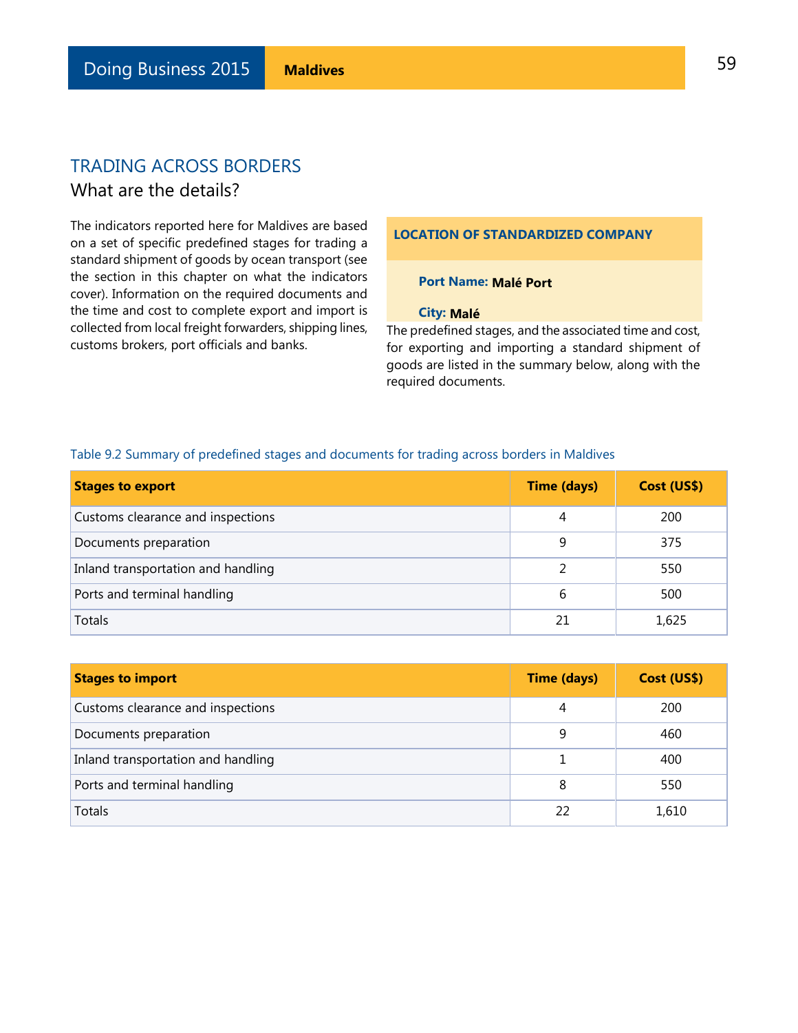## TRADING ACROSS BORDERS

### What are the details?

The indicators reported here for Maldives are based on a set of specific predefined stages for trading a standard shipment of goods by ocean transport (see the section in this chapter on what the indicators cover). Information on the required documents and the time and cost to complete export and import is collected from local freight forwarders, shipping lines, customs brokers, port officials and banks.

**LOCATION OF STANDARDIZED COMPANY**

**Port Name:** **Malé Port**

**City:** **Malé**

The predefined stages, and the associated time and cost, for exporting and importing a standard shipment of goods are listed in the summary below, along with the required documents.

Table 9.2 Summary of predefined stages and documents for trading across borders in Maldives

| Stages to export | Time (days) | Cost (US$) |
|---|---|---|
| Customs clearance and inspections | 4 | 200 |
| Documents preparation | 9 | 375 |
| Inland transportation and handling | 2 | 550 |
| Ports and terminal handling | 6 | 500 |
| Totals | 21 | 1,625 |

| Stages to import | Time (days) | Cost (US$) |
|---|---|---|
| Customs clearance and inspections | 4 | 200 |
| Documents preparation | 9 | 460 |
| Inland transportation and handling | 1 | 400 |
| Ports and terminal handling | 8 | 550 |
| Totals | 22 | 1,610 |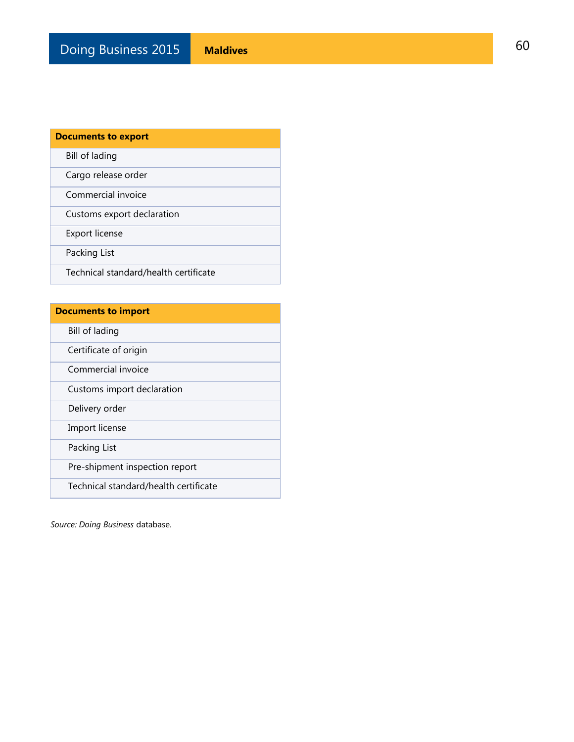| Documents to export |
| --- |
| Bill of lading |
| Cargo release order |
| Commercial invoice |
| Customs export declaration |
| Export license |
| Packing List |
| Technical standard/health certificate |

| Documents to import |
| --- |
| Bill of lading |
| Certificate of origin |
| Commercial invoice |
| Customs import declaration |
| Delivery order |
| Import license |
| Packing List |
| Pre-shipment inspection report |
| Technical standard/health certificate |

*Source: Doing Business* database.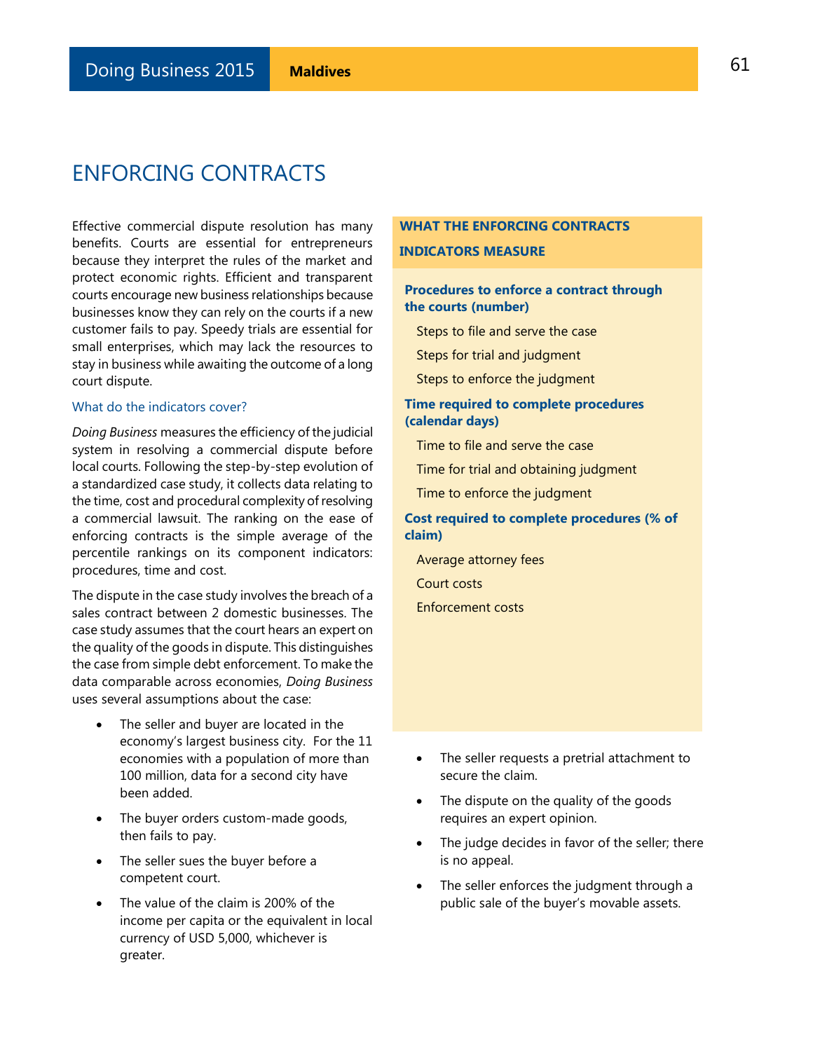# ENFORCING CONTRACTS

Effective commercial dispute resolution has many benefits. Courts are essential for entrepreneurs because they interpret the rules of the market and protect economic rights. Efficient and transparent courts encourage new business relationships because businesses know they can rely on the courts if a new customer fails to pay. Speedy trials are essential for small enterprises, which may lack the resources to stay in business while awaiting the outcome of a long court dispute.

### What do the indicators cover?

*Doing Business* measures the efficiency of the judicial system in resolving a commercial dispute before local courts. Following the step-by-step evolution of a standardized case study, it collects data relating to the time, cost and procedural complexity of resolving a commercial lawsuit. The ranking on the ease of enforcing contracts is the simple average of the percentile rankings on its component indicators: procedures, time and cost.

The dispute in the case study involves the breach of a sales contract between 2 domestic businesses. The case study assumes that the court hears an expert on the quality of the goods in dispute. This distinguishes the case from simple debt enforcement. To make the data comparable across economies, *Doing Business* uses several assumptions about the case:

- The seller and buyer are located in the economy's largest business city. For the 11 economies with a population of more than 100 million, data for a second city have been added.
- The buyer orders custom-made goods, then fails to pay.
- The seller sues the buyer before a competent court.
- The value of the claim is 200% of the income per capita or the equivalent in local currency of USD 5,000, whichever is greater.
- The seller requests a pretrial attachment to secure the claim.
- The dispute on the quality of the goods requires an expert opinion.
- The judge decides in favor of the seller; there is no appeal.
- The seller enforces the judgment through a public sale of the buyer's movable assets.

**WHAT THE ENFORCING CONTRACTS INDICATORS MEASURE**

**Procedures to enforce a contract through the courts (number)**

Steps to file and serve the case

Steps for trial and judgment

Steps to enforce the judgment

**Time required to complete procedures (calendar days)**

Time to file and serve the case

Time for trial and obtaining judgment

Time to enforce the judgment

**Cost required to complete procedures (% of claim)**

Average attorney fees

Court costs

Enforcement costs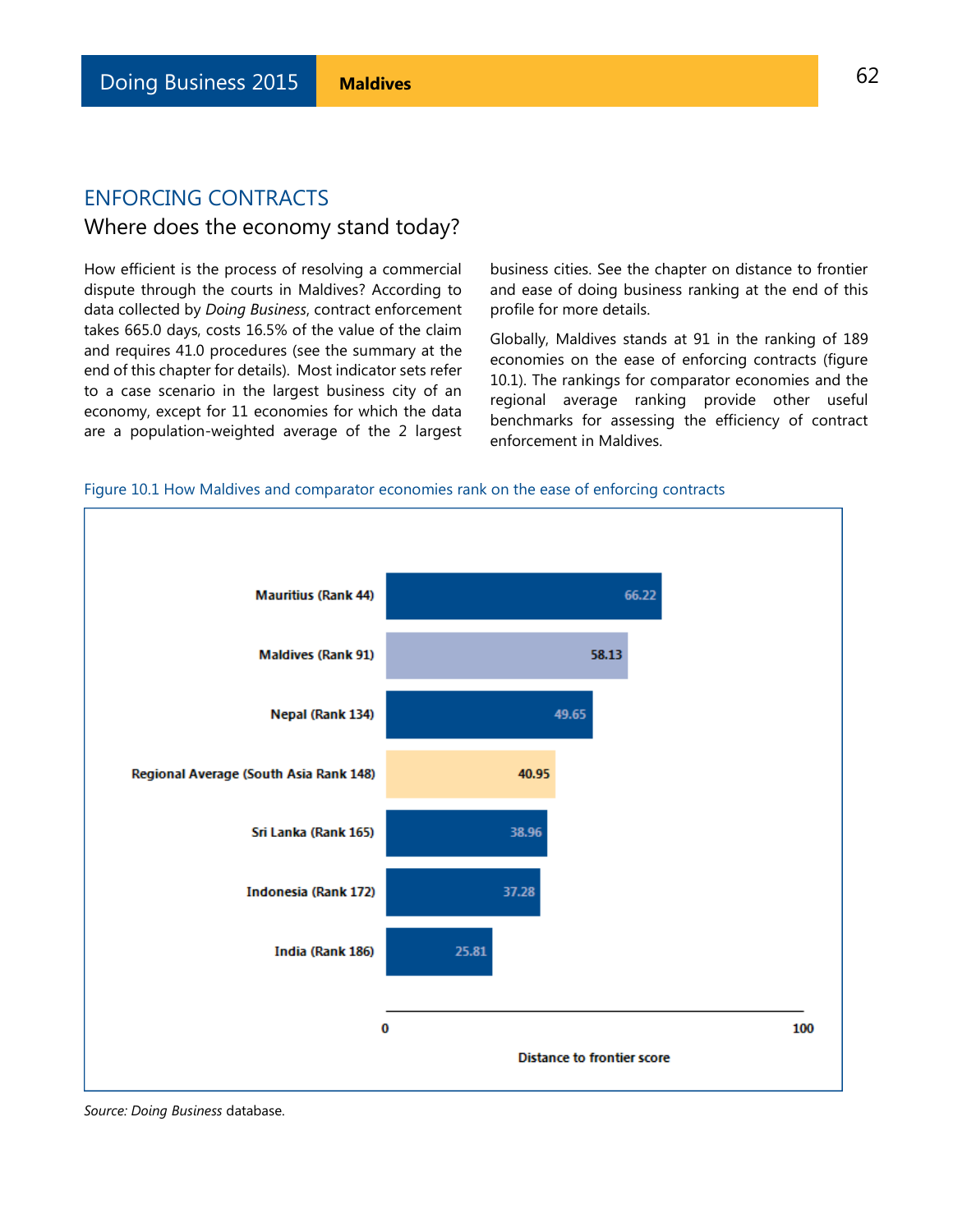## ENFORCING CONTRACTS

### Where does the economy stand today?

How efficient is the process of resolving a commercial dispute through the courts in Maldives? According to data collected by *Doing Business*, contract enforcement takes 665.0 days, costs 16.5% of the value of the claim and requires 41.0 procedures (see the summary at the end of this chapter for details). Most indicator sets refer to a case scenario in the largest business city of an economy, except for 11 economies for which the data are a population-weighted average of the 2 largest business cities. See the chapter on distance to frontier and ease of doing business ranking at the end of this profile for more details.

Globally, Maldives stands at 91 in the ranking of 189 economies on the ease of enforcing contracts (figure 10.1). The rankings for comparator economies and the regional average ranking provide other useful benchmarks for assessing the efficiency of contract enforcement in Maldives.

Figure 10.1 How Maldives and comparator economies rank on the ease of enforcing contracts

| Economy | Distance to frontier score |
|---|---|
| Mauritius (Rank 44) | 66.22 |
| Maldives (Rank 91) | 58.13 |
| Nepal (Rank 134) | 49.65 |
| Regional Average (South Asia Rank 148) | 40.95 |
| Sri Lanka (Rank 165) | 38.96 |
| Indonesia (Rank 172) | 37.28 |
| India (Rank 186) | 25.81 |

*Source: Doing Business* database.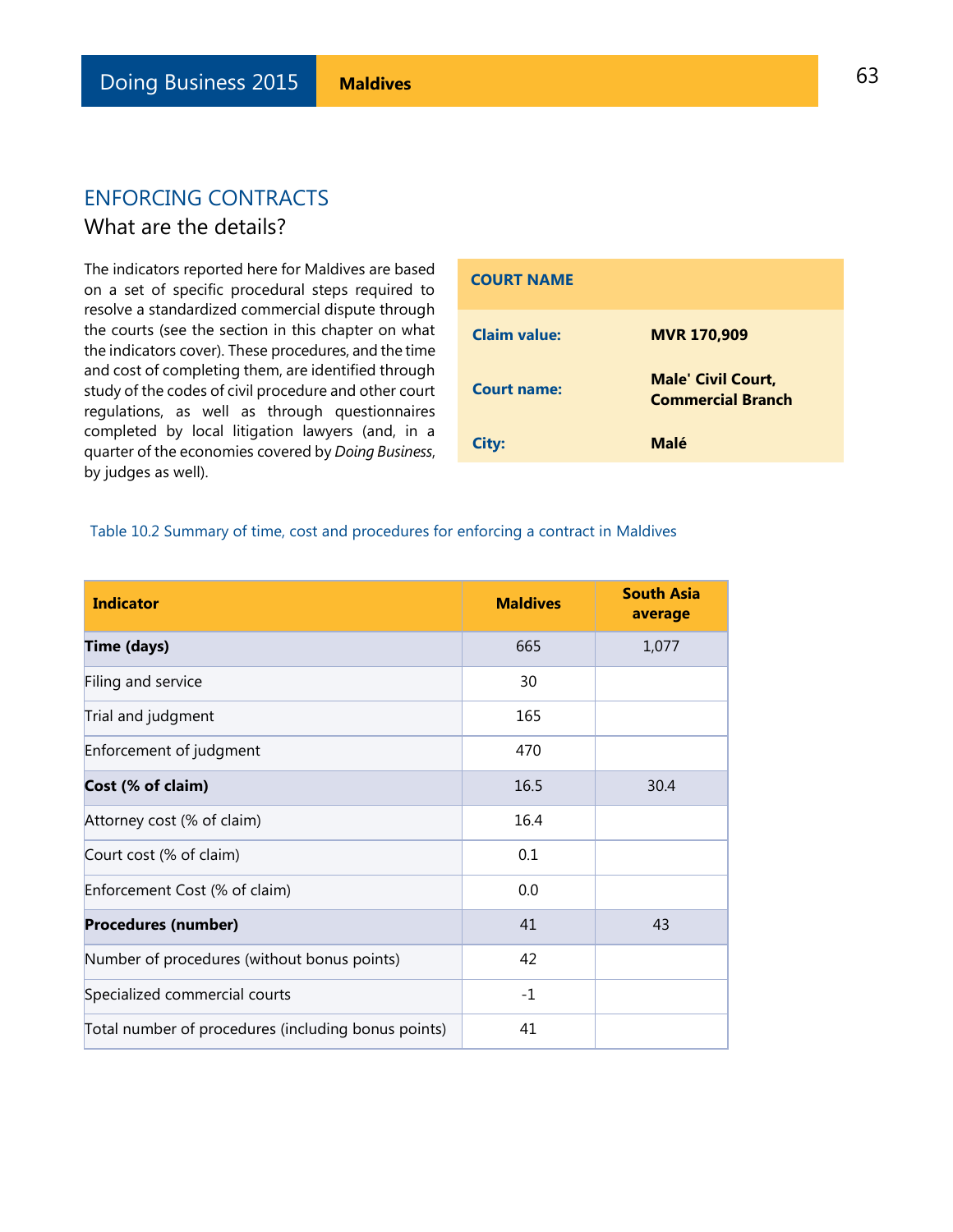## ENFORCING CONTRACTS

### What are the details?

The indicators reported here for Maldives are based on a set of specific procedural steps required to resolve a standardized commercial dispute through the courts (see the section in this chapter on what the indicators cover). These procedures, and the time and cost of completing them, are identified through study of the codes of civil procedure and other court regulations, as well as through questionnaires completed by local litigation lawyers (and, in a quarter of the economies covered by *Doing Business*, by judges as well).

| COURT NAME | |
|---|---|
| **Claim value:** | **MVR 170,909** |
| **Court name:** | **Male' Civil Court, Commercial Branch** |
| **City:** | **Malé** |

Table 10.2 Summary of time, cost and procedures for enforcing a contract in Maldives

| Indicator | Maldives | South Asia average |
|---|---|---|
| **Time (days)** | 665 | 1,077 |
| Filing and service | 30 | |
| Trial and judgment | 165 | |
| Enforcement of judgment | 470 | |
| **Cost (% of claim)** | 16.5 | 30.4 |
| Attorney cost (% of claim) | 16.4 | |
| Court cost (% of claim) | 0.1 | |
| Enforcement Cost (% of claim) | 0.0 | |
| **Procedures (number)** | 41 | 43 |
| Number of procedures (without bonus points) | 42 | |
| Specialized commercial courts | -1 | |
| Total number of procedures (including bonus points) | 41 | |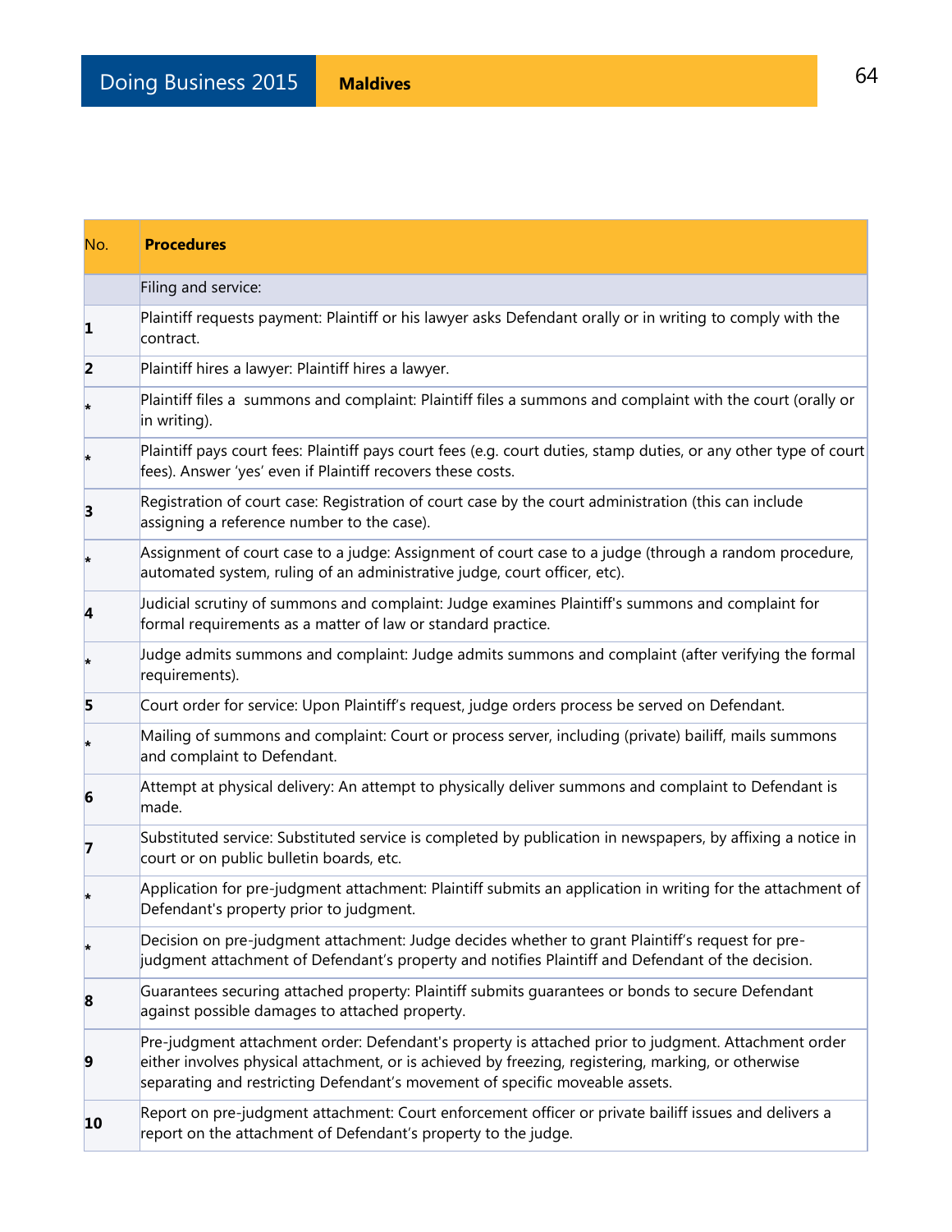| No. | Procedures |
|---|---|
| | Filing and service: |
| **1** | Plaintiff requests payment: Plaintiff or his lawyer asks Defendant orally or in writing to comply with the contract. |
| **2** | Plaintiff hires a lawyer: Plaintiff hires a lawyer. |
| * | Plaintiff files a summons and complaint: Plaintiff files a summons and complaint with the court (orally or in writing). |
| * | Plaintiff pays court fees: Plaintiff pays court fees (e.g. court duties, stamp duties, or any other type of court fees). Answer 'yes' even if Plaintiff recovers these costs. |
| **3** | Registration of court case: Registration of court case by the court administration (this can include assigning a reference number to the case). |
| * | Assignment of court case to a judge: Assignment of court case to a judge (through a random procedure, automated system, ruling of an administrative judge, court officer, etc). |
| **4** | Judicial scrutiny of summons and complaint: Judge examines Plaintiff's summons and complaint for formal requirements as a matter of law or standard practice. |
| * | Judge admits summons and complaint: Judge admits summons and complaint (after verifying the formal requirements). |
| **5** | Court order for service: Upon Plaintiff's request, judge orders process be served on Defendant. |
| * | Mailing of summons and complaint: Court or process server, including (private) bailiff, mails summons and complaint to Defendant. |
| **6** | Attempt at physical delivery: An attempt to physically deliver summons and complaint to Defendant is made. |
| **7** | Substituted service: Substituted service is completed by publication in newspapers, by affixing a notice in court or on public bulletin boards, etc. |
| * | Application for pre-judgment attachment: Plaintiff submits an application in writing for the attachment of Defendant's property prior to judgment. |
| * | Decision on pre-judgment attachment: Judge decides whether to grant Plaintiff's request for pre-judgment attachment of Defendant's property and notifies Plaintiff and Defendant of the decision. |
| **8** | Guarantees securing attached property: Plaintiff submits guarantees or bonds to secure Defendant against possible damages to attached property. |
| **9** | Pre-judgment attachment order: Defendant's property is attached prior to judgment. Attachment order either involves physical attachment, or is achieved by freezing, registering, marking, or otherwise separating and restricting Defendant's movement of specific moveable assets. |
| **10** | Report on pre-judgment attachment: Court enforcement officer or private bailiff issues and delivers a report on the attachment of Defendant's property to the judge. |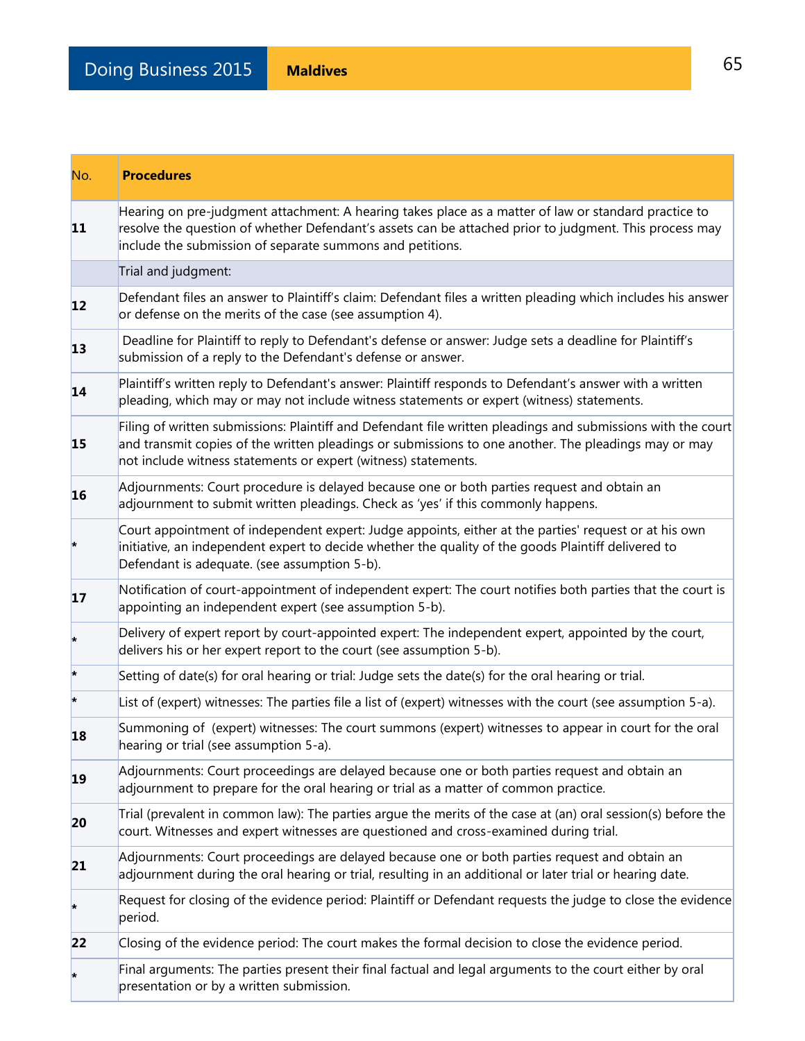| No. | **Procedures** |
| --- | --- |
| **11** | Hearing on pre-judgment attachment: A hearing takes place as a matter of law or standard practice to resolve the question of whether Defendant's assets can be attached prior to judgment. This process may include the submission of separate summons and petitions. |
| | Trial and judgment: |
| **12** | Defendant files an answer to Plaintiff's claim: Defendant files a written pleading which includes his answer or defense on the merits of the case (see assumption 4). |
| **13** | Deadline for Plaintiff to reply to Defendant's defense or answer: Judge sets a deadline for Plaintiff's submission of a reply to the Defendant's defense or answer. |
| **14** | Plaintiff's written reply to Defendant's answer: Plaintiff responds to Defendant's answer with a written pleading, which may or may not include witness statements or expert (witness) statements. |
| **15** | Filing of written submissions: Plaintiff and Defendant file written pleadings and submissions with the court and transmit copies of the written pleadings or submissions to one another. The pleadings may or may not include witness statements or expert (witness) statements. |
| **16** | Adjournments: Court procedure is delayed because one or both parties request and obtain an adjournment to submit written pleadings. Check as 'yes' if this commonly happens. |
| * | Court appointment of independent expert: Judge appoints, either at the parties' request or at his own initiative, an independent expert to decide whether the quality of the goods Plaintiff delivered to Defendant is adequate. (see assumption 5-b). |
| **17** | Notification of court-appointment of independent expert: The court notifies both parties that the court is appointing an independent expert (see assumption 5-b). |
| * | Delivery of expert report by court-appointed expert: The independent expert, appointed by the court, delivers his or her expert report to the court (see assumption 5-b). |
| * | Setting of date(s) for oral hearing or trial: Judge sets the date(s) for the oral hearing or trial. |
| * | List of (expert) witnesses: The parties file a list of (expert) witnesses with the court (see assumption 5-a). |
| **18** | Summoning of (expert) witnesses: The court summons (expert) witnesses to appear in court for the oral hearing or trial (see assumption 5-a). |
| **19** | Adjournments: Court proceedings are delayed because one or both parties request and obtain an adjournment to prepare for the oral hearing or trial as a matter of common practice. |
| **20** | Trial (prevalent in common law): The parties argue the merits of the case at (an) oral session(s) before the court. Witnesses and expert witnesses are questioned and cross-examined during trial. |
| **21** | Adjournments: Court proceedings are delayed because one or both parties request and obtain an adjournment during the oral hearing or trial, resulting in an additional or later trial or hearing date. |
| * | Request for closing of the evidence period: Plaintiff or Defendant requests the judge to close the evidence period. |
| **22** | Closing of the evidence period: The court makes the formal decision to close the evidence period. |
| * | Final arguments: The parties present their final factual and legal arguments to the court either by oral presentation or by a written submission. |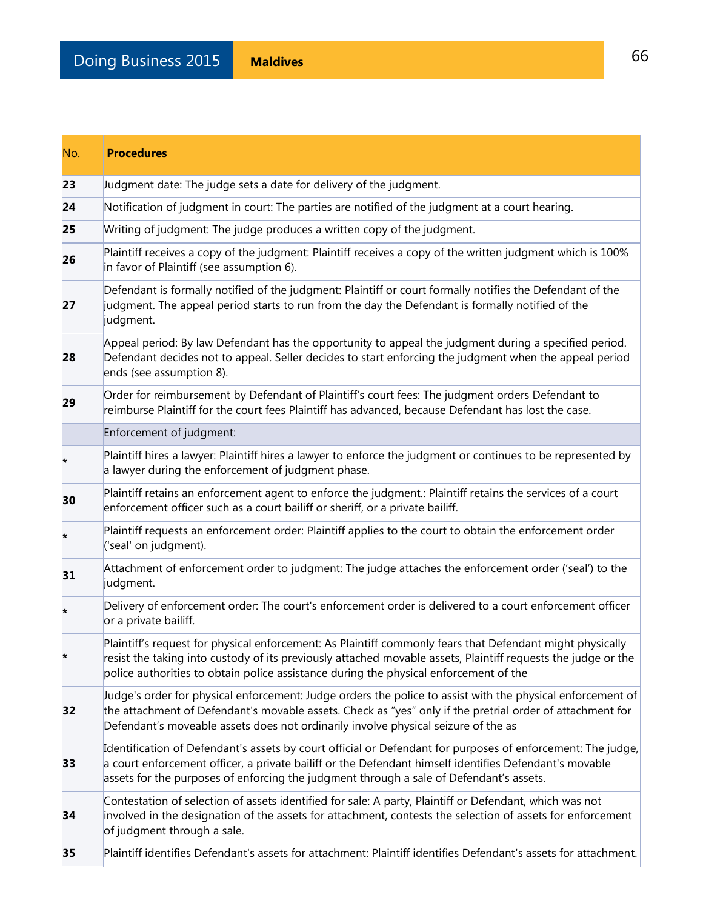| No. | Procedures |
|---|---|
| **23** | Judgment date: The judge sets a date for delivery of the judgment. |
| **24** | Notification of judgment in court: The parties are notified of the judgment at a court hearing. |
| **25** | Writing of judgment: The judge produces a written copy of the judgment. |
| **26** | Plaintiff receives a copy of the judgment: Plaintiff receives a copy of the written judgment which is 100% in favor of Plaintiff (see assumption 6). |
| **27** | Defendant is formally notified of the judgment: Plaintiff or court formally notifies the Defendant of the judgment. The appeal period starts to run from the day the Defendant is formally notified of the judgment. |
| **28** | Appeal period: By law Defendant has the opportunity to appeal the judgment during a specified period. Defendant decides not to appeal. Seller decides to start enforcing the judgment when the appeal period ends (see assumption 8). |
| **29** | Order for reimbursement by Defendant of Plaintiff's court fees: The judgment orders Defendant to reimburse Plaintiff for the court fees Plaintiff has advanced, because Defendant has lost the case. |
| | Enforcement of judgment: |
| * | Plaintiff hires a lawyer: Plaintiff hires a lawyer to enforce the judgment or continues to be represented by a lawyer during the enforcement of judgment phase. |
| **30** | Plaintiff retains an enforcement agent to enforce the judgment.: Plaintiff retains the services of a court enforcement officer such as a court bailiff or sheriff, or a private bailiff. |
| * | Plaintiff requests an enforcement order: Plaintiff applies to the court to obtain the enforcement order ('seal' on judgment). |
| **31** | Attachment of enforcement order to judgment: The judge attaches the enforcement order ('seal') to the judgment. |
| * | Delivery of enforcement order: The court's enforcement order is delivered to a court enforcement officer or a private bailiff. |
| * | Plaintiff's request for physical enforcement: As Plaintiff commonly fears that Defendant might physically resist the taking into custody of its previously attached movable assets, Plaintiff requests the judge or the police authorities to obtain police assistance during the physical enforcement of the |
| **32** | Judge's order for physical enforcement: Judge orders the police to assist with the physical enforcement of the attachment of Defendant's movable assets. Check as "yes" only if the pretrial order of attachment for Defendant's moveable assets does not ordinarily involve physical seizure of the as |
| **33** | Identification of Defendant's assets by court official or Defendant for purposes of enforcement: The judge, a court enforcement officer, a private bailiff or the Defendant himself identifies Defendant's movable assets for the purposes of enforcing the judgment through a sale of Defendant's assets. |
| **34** | Contestation of selection of assets identified for sale: A party, Plaintiff or Defendant, which was not involved in the designation of the assets for attachment, contests the selection of assets for enforcement of judgment through a sale. |
| **35** | Plaintiff identifies Defendant's assets for attachment: Plaintiff identifies Defendant's assets for attachment. |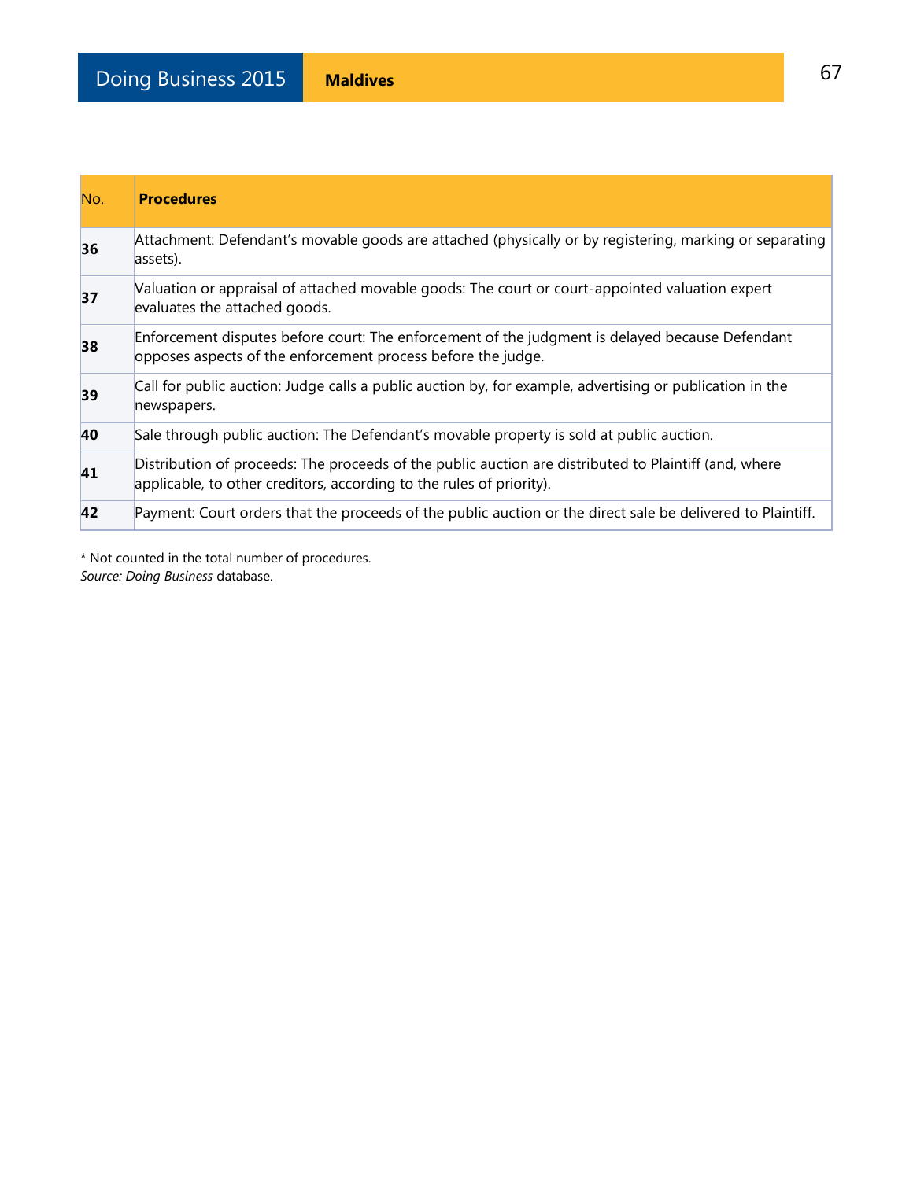| No. | **Procedures** |
|---|---|
| **36** | Attachment: Defendant's movable goods are attached (physically or by registering, marking or separating assets). |
| **37** | Valuation or appraisal of attached movable goods: The court or court-appointed valuation expert evaluates the attached goods. |
| **38** | Enforcement disputes before court: The enforcement of the judgment is delayed because Defendant opposes aspects of the enforcement process before the judge. |
| **39** | Call for public auction: Judge calls a public auction by, for example, advertising or publication in the newspapers. |
| **40** | Sale through public auction: The Defendant's movable property is sold at public auction. |
| **41** | Distribution of proceeds: The proceeds of the public auction are distributed to Plaintiff (and, where applicable, to other creditors, according to the rules of priority). |
| **42** | Payment: Court orders that the proceeds of the public auction or the direct sale be delivered to Plaintiff. |

* Not counted in the total number of procedures.
*Source: Doing Business* database.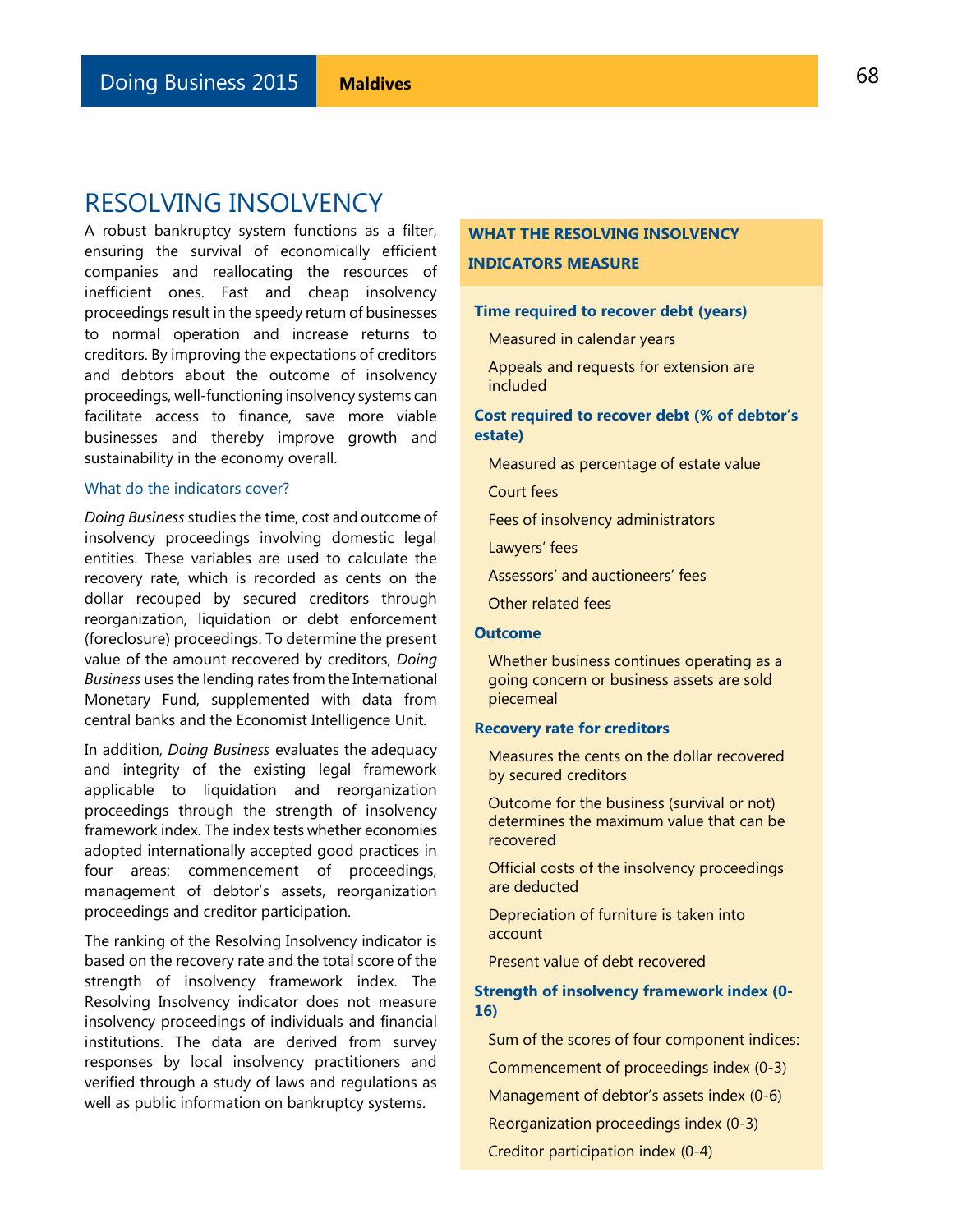# RESOLVING INSOLVENCY

A robust bankruptcy system functions as a filter, ensuring the survival of economically efficient companies and reallocating the resources of inefficient ones. Fast and cheap insolvency proceedings result in the speedy return of businesses to normal operation and increase returns to creditors. By improving the expectations of creditors and debtors about the outcome of insolvency proceedings, well-functioning insolvency systems can facilitate access to finance, save more viable businesses and thereby improve growth and sustainability in the economy overall.

## What do the indicators cover?

*Doing Business* studies the time, cost and outcome of insolvency proceedings involving domestic legal entities. These variables are used to calculate the recovery rate, which is recorded as cents on the dollar recouped by secured creditors through reorganization, liquidation or debt enforcement (foreclosure) proceedings. To determine the present value of the amount recovered by creditors, *Doing Business* uses the lending rates from the International Monetary Fund, supplemented with data from central banks and the Economist Intelligence Unit.

In addition, *Doing Business* evaluates the adequacy and integrity of the existing legal framework applicable to liquidation and reorganization proceedings through the strength of insolvency framework index. The index tests whether economies adopted internationally accepted good practices in four areas: commencement of proceedings, management of debtor's assets, reorganization proceedings and creditor participation.

The ranking of the Resolving Insolvency indicator is based on the recovery rate and the total score of the strength of insolvency framework index. The Resolving Insolvency indicator does not measure insolvency proceedings of individuals and financial institutions. The data are derived from survey responses by local insolvency practitioners and verified through a study of laws and regulations as well as public information on bankruptcy systems.

## WHAT THE RESOLVING INSOLVENCY INDICATORS MEASURE

**Time required to recover debt (years)**

- Measured in calendar years
- Appeals and requests for extension are included

**Cost required to recover debt (% of debtor's estate)**

- Measured as percentage of estate value
- Court fees
- Fees of insolvency administrators
- Lawyers' fees
- Assessors' and auctioneers' fees
- Other related fees

**Outcome**

- Whether business continues operating as a going concern or business assets are sold piecemeal

**Recovery rate for creditors**

- Measures the cents on the dollar recovered by secured creditors
- Outcome for the business (survival or not) determines the maximum value that can be recovered
- Official costs of the insolvency proceedings are deducted
- Depreciation of furniture is taken into account
- Present value of debt recovered

**Strength of insolvency framework index (0-16)**

- Sum of the scores of four component indices:
- Commencement of proceedings index (0-3)
- Management of debtor's assets index (0-6)
- Reorganization proceedings index (0-3)
- Creditor participation index (0-4)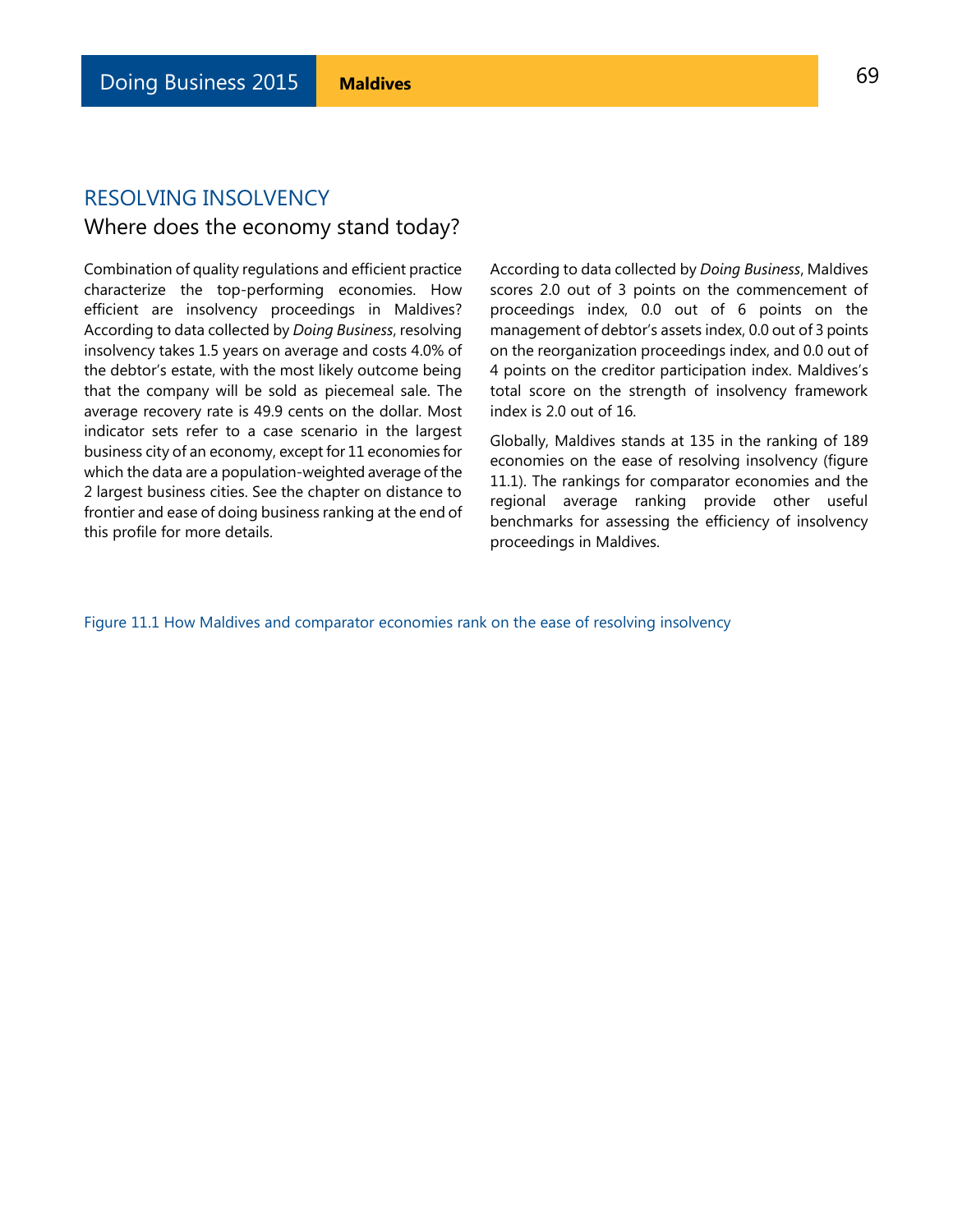## RESOLVING INSOLVENCY

### Where does the economy stand today?

Combination of quality regulations and efficient practice characterize the top-performing economies. How efficient are insolvency proceedings in Maldives? According to data collected by *Doing Business*, resolving insolvency takes 1.5 years on average and costs 4.0% of the debtor's estate, with the most likely outcome being that the company will be sold as piecemeal sale. The average recovery rate is 49.9 cents on the dollar. Most indicator sets refer to a case scenario in the largest business city of an economy, except for 11 economies for which the data are a population-weighted average of the 2 largest business cities. See the chapter on distance to frontier and ease of doing business ranking at the end of this profile for more details.

According to data collected by *Doing Business*, Maldives scores 2.0 out of 3 points on the commencement of proceedings index, 0.0 out of 6 points on the management of debtor's assets index, 0.0 out of 3 points on the reorganization proceedings index, and 0.0 out of 4 points on the creditor participation index. Maldives's total score on the strength of insolvency framework index is 2.0 out of 16.

Globally, Maldives stands at 135 in the ranking of 189 economies on the ease of resolving insolvency (figure 11.1). The rankings for comparator economies and the regional average ranking provide other useful benchmarks for assessing the efficiency of insolvency proceedings in Maldives.

Figure 11.1 How Maldives and comparator economies rank on the ease of resolving insolvency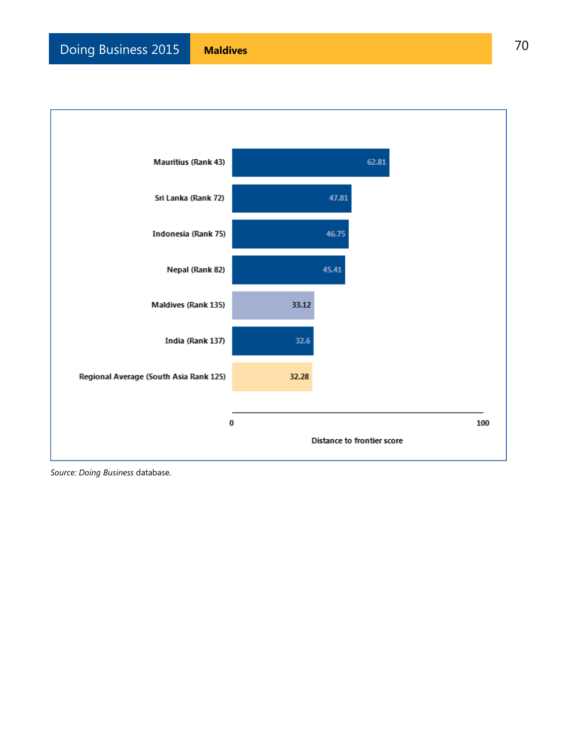| | Distance to frontier score |
|---|---|
| Mauritius (Rank 43) | 62.81 |
| Sri Lanka (Rank 72) | 47.81 |
| Indonesia (Rank 75) | 46.75 |
| Nepal (Rank 82) | 45.41 |
| Maldives (Rank 135) | 33.12 |
| India (Rank 137) | 32.6 |
| Regional Average (South Asia Rank 125) | 32.28 |

*Source: Doing Business* database.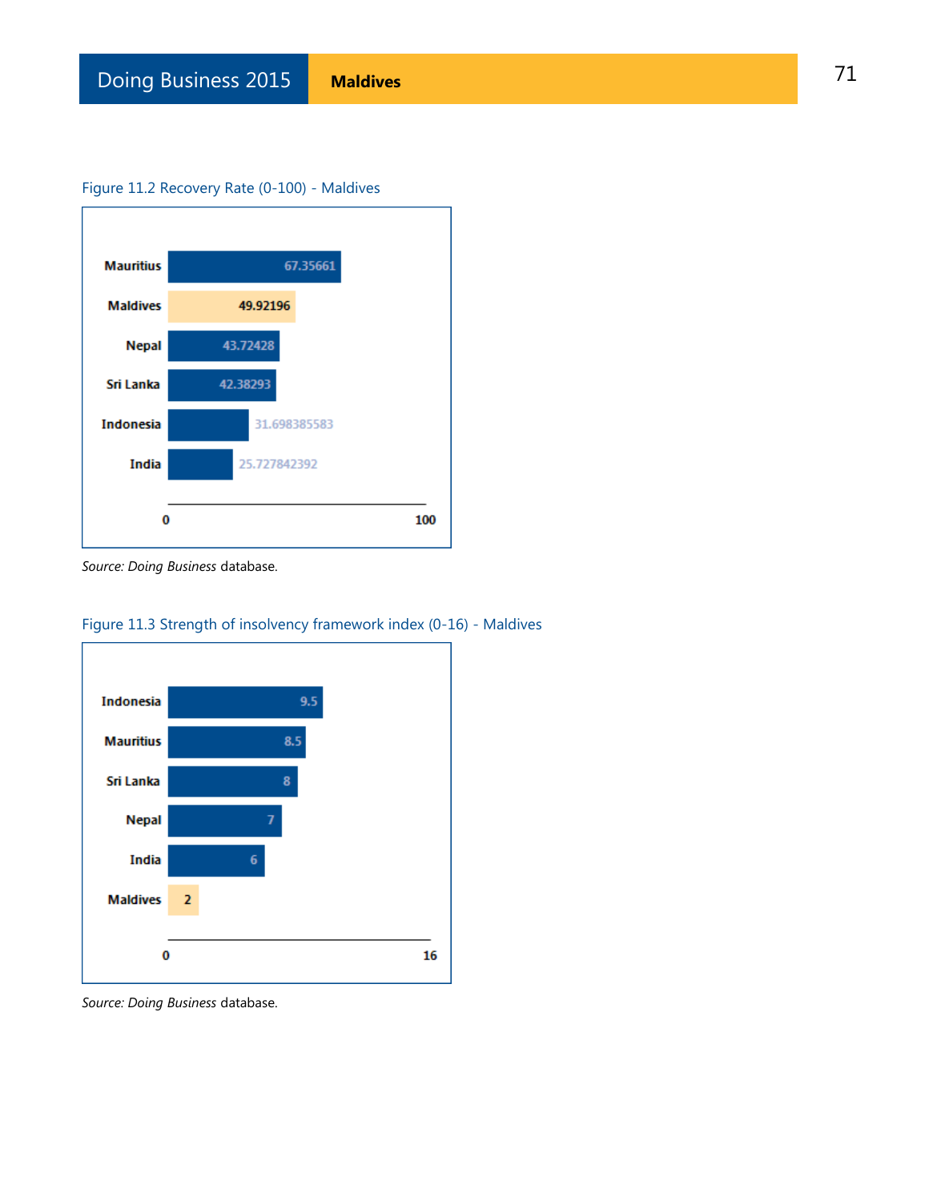Figure 11.2 Recovery Rate (0-100) - Maldives

| Economy | Recovery Rate |
| --- | --- |
| Mauritius | 67.35661 |
| Maldives | 49.92196 |
| Nepal | 43.72428 |
| Sri Lanka | 42.38293 |
| Indonesia | 31.698385583 |
| India | 25.727842392 |

*Source: Doing Business* database.

Figure 11.3 Strength of insolvency framework index (0-16) - Maldives

| Economy | Strength of insolvency framework index |
| --- | --- |
| Indonesia | 9.5 |
| Mauritius | 8.5 |
| Sri Lanka | 8 |
| Nepal | 7 |
| India | 6 |
| Maldives | 2 |

*Source: Doing Business* database.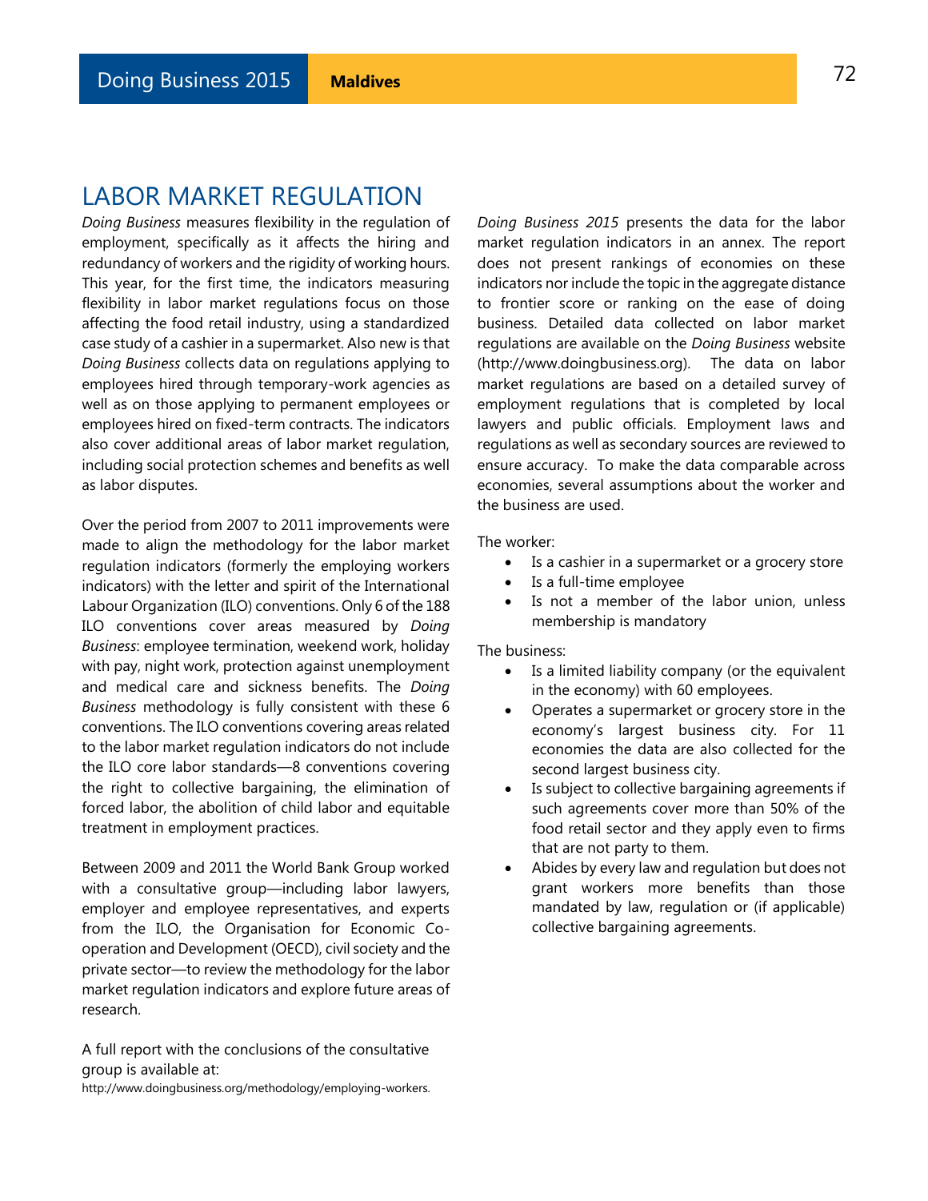## LABOR MARKET REGULATION

*Doing Business* measures flexibility in the regulation of employment, specifically as it affects the hiring and redundancy of workers and the rigidity of working hours. This year, for the first time, the indicators measuring flexibility in labor market regulations focus on those affecting the food retail industry, using a standardized case study of a cashier in a supermarket. Also new is that *Doing Business* collects data on regulations applying to employees hired through temporary-work agencies as well as on those applying to permanent employees or employees hired on fixed-term contracts. The indicators also cover additional areas of labor market regulation, including social protection schemes and benefits as well as labor disputes.

Over the period from 2007 to 2011 improvements were made to align the methodology for the labor market regulation indicators (formerly the employing workers indicators) with the letter and spirit of the International Labour Organization (ILO) conventions. Only 6 of the 188 ILO conventions cover areas measured by *Doing Business*: employee termination, weekend work, holiday with pay, night work, protection against unemployment and medical care and sickness benefits. The *Doing Business* methodology is fully consistent with these 6 conventions. The ILO conventions covering areas related to the labor market regulation indicators do not include the ILO core labor standards—8 conventions covering the right to collective bargaining, the elimination of forced labor, the abolition of child labor and equitable treatment in employment practices.

Between 2009 and 2011 the World Bank Group worked with a consultative group—including labor lawyers, employer and employee representatives, and experts from the ILO, the Organisation for Economic Co-operation and Development (OECD), civil society and the private sector—to review the methodology for the labor market regulation indicators and explore future areas of research.

A full report with the conclusions of the consultative group is available at:
http://www.doingbusiness.org/methodology/employing-workers.

*Doing Business 2015* presents the data for the labor market regulation indicators in an annex. The report does not present rankings of economies on these indicators nor include the topic in the aggregate distance to frontier score or ranking on the ease of doing business. Detailed data collected on labor market regulations are available on the *Doing Business* website (http://www.doingbusiness.org). The data on labor market regulations are based on a detailed survey of employment regulations that is completed by local lawyers and public officials. Employment laws and regulations as well as secondary sources are reviewed to ensure accuracy. To make the data comparable across economies, several assumptions about the worker and the business are used.

The worker:

- Is a cashier in a supermarket or a grocery store
- Is a full-time employee
- Is not a member of the labor union, unless membership is mandatory

The business:

- Is a limited liability company (or the equivalent in the economy) with 60 employees.
- Operates a supermarket or grocery store in the economy's largest business city. For 11 economies the data are also collected for the second largest business city.
- Is subject to collective bargaining agreements if such agreements cover more than 50% of the food retail sector and they apply even to firms that are not party to them.
- Abides by every law and regulation but does not grant workers more benefits than those mandated by law, regulation or (if applicable) collective bargaining agreements.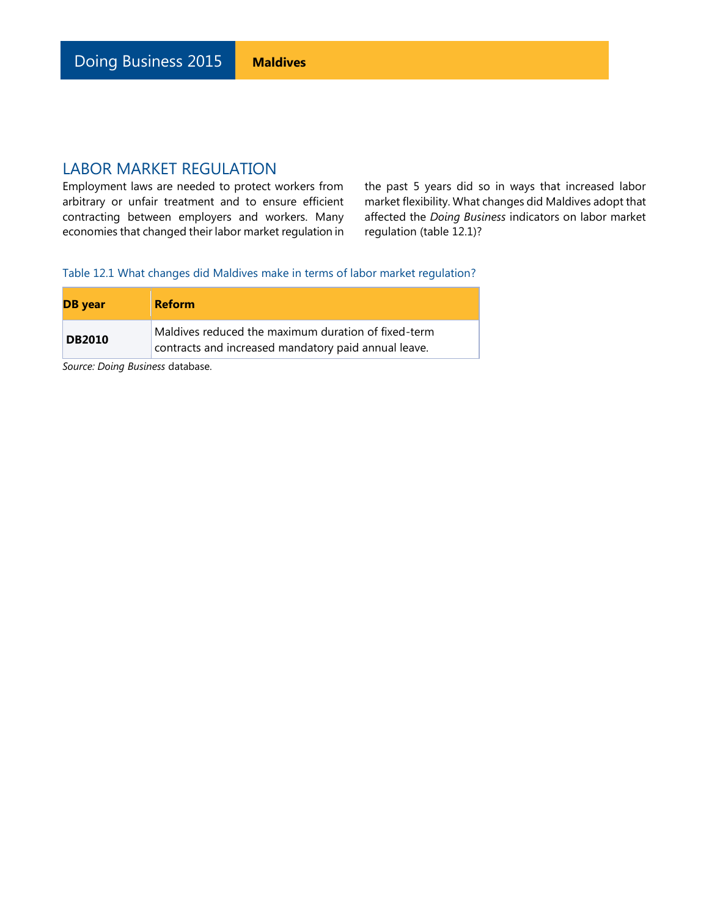## LABOR MARKET REGULATION

Employment laws are needed to protect workers from arbitrary or unfair treatment and to ensure efficient contracting between employers and workers. Many economies that changed their labor market regulation in the past 5 years did so in ways that increased labor market flexibility. What changes did Maldives adopt that affected the *Doing Business* indicators on labor market regulation (table 12.1)?

Table 12.1 What changes did Maldives make in terms of labor market regulation?

| DB year | Reform |
|---|---|
| **DB2010** | Maldives reduced the maximum duration of fixed-term contracts and increased mandatory paid annual leave. |

*Source: Doing Business* database.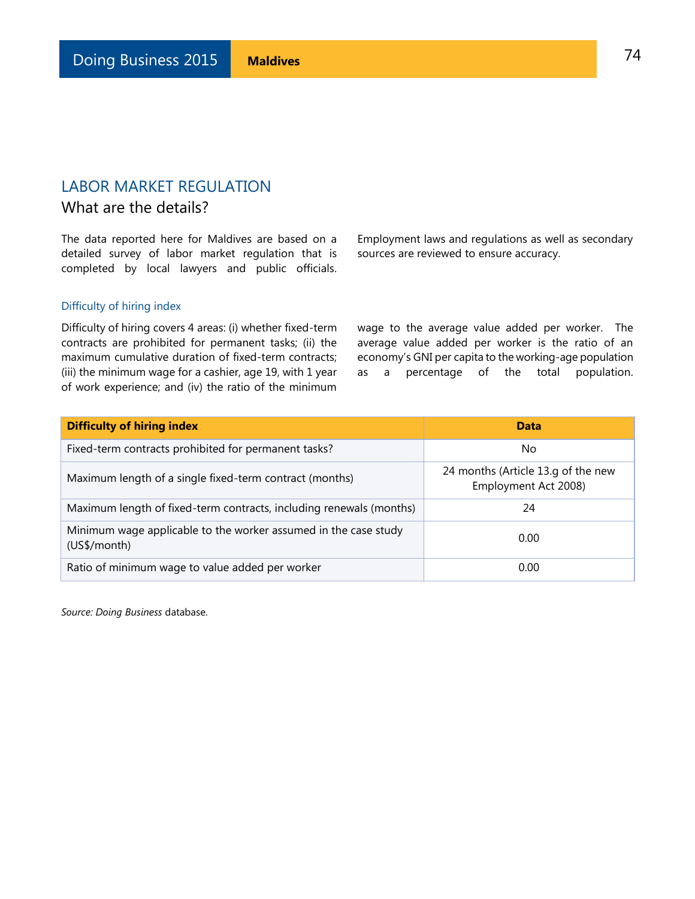## LABOR MARKET REGULATION

### What are the details?

The data reported here for Maldives are based on a detailed survey of labor market regulation that is completed by local lawyers and public officials. Employment laws and regulations as well as secondary sources are reviewed to ensure accuracy.

#### Difficulty of hiring index

Difficulty of hiring covers 4 areas: (i) whether fixed-term contracts are prohibited for permanent tasks; (ii) the maximum cumulative duration of fixed-term contracts; (iii) the minimum wage for a cashier, age 19, with 1 year of work experience; and (iv) the ratio of the minimum wage to the average value added per worker. The average value added per worker is the ratio of an economy's GNI per capita to the working-age population as a percentage of the total population.

| Difficulty of hiring index | Data |
|---|---|
| Fixed-term contracts prohibited for permanent tasks? | No |
| Maximum length of a single fixed-term contract (months) | 24 months (Article 13.g of the new Employment Act 2008) |
| Maximum length of fixed-term contracts, including renewals (months) | 24 |
| Minimum wage applicable to the worker assumed in the case study (US$/month) | 0.00 |
| Ratio of minimum wage to value added per worker | 0.00 |

*Source: Doing Business* database.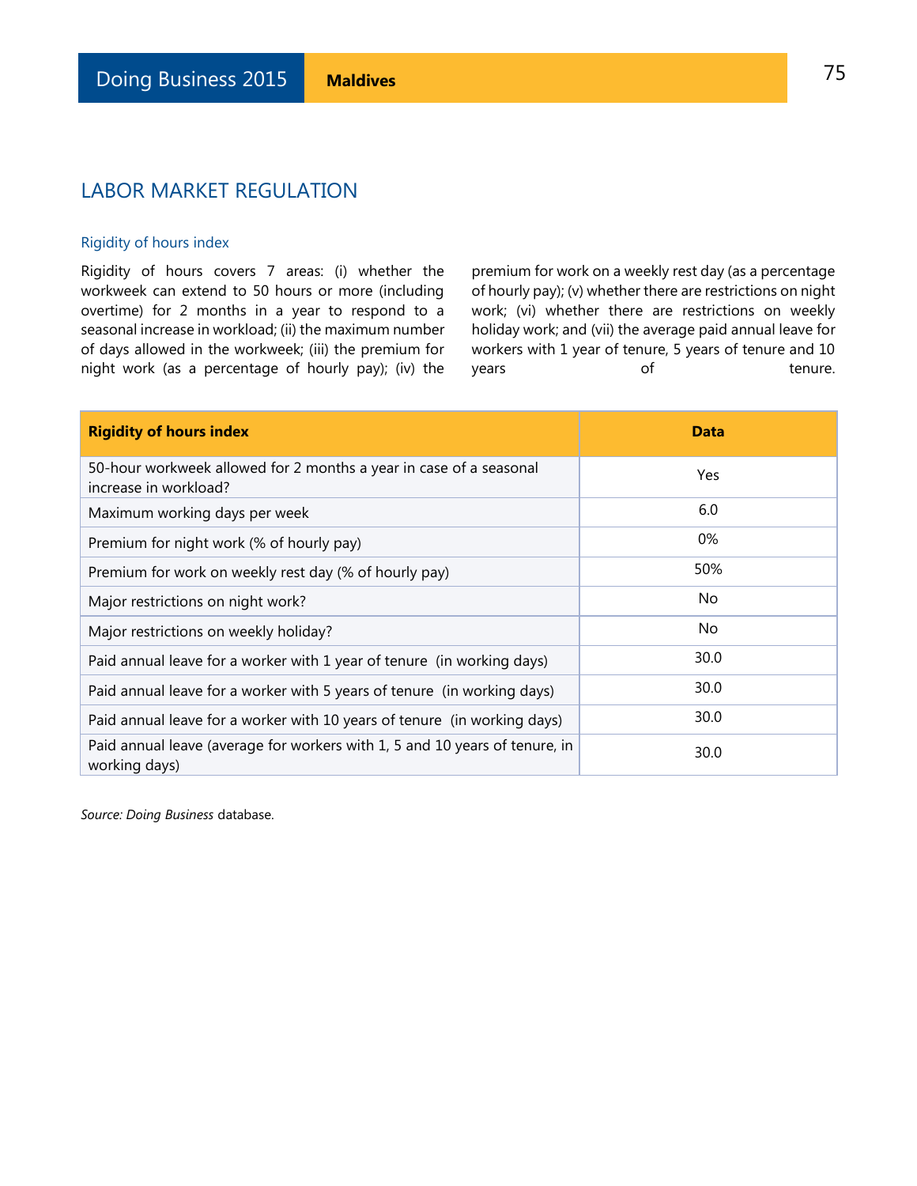## LABOR MARKET REGULATION

### Rigidity of hours index

Rigidity of hours covers 7 areas: (i) whether the workweek can extend to 50 hours or more (including overtime) for 2 months in a year to respond to a seasonal increase in workload; (ii) the maximum number of days allowed in the workweek; (iii) the premium for night work (as a percentage of hourly pay); (iv) the premium for work on a weekly rest day (as a percentage of hourly pay); (v) whether there are restrictions on night work; (vi) whether there are restrictions on weekly holiday work; and (vii) the average paid annual leave for workers with 1 year of tenure, 5 years of tenure and 10 years of tenure.

| **Rigidity of hours index** | **Data** |
|---|---|
| 50-hour workweek allowed for 2 months a year in case of a seasonal increase in workload? | Yes |
| Maximum working days per week | 6.0 |
| Premium for night work (% of hourly pay) | 0% |
| Premium for work on weekly rest day (% of hourly pay) | 50% |
| Major restrictions on night work? | No |
| Major restrictions on weekly holiday? | No |
| Paid annual leave for a worker with 1 year of tenure (in working days) | 30.0 |
| Paid annual leave for a worker with 5 years of tenure (in working days) | 30.0 |
| Paid annual leave for a worker with 10 years of tenure (in working days) | 30.0 |
| Paid annual leave (average for workers with 1, 5 and 10 years of tenure, in working days) | 30.0 |

*Source: Doing Business* database.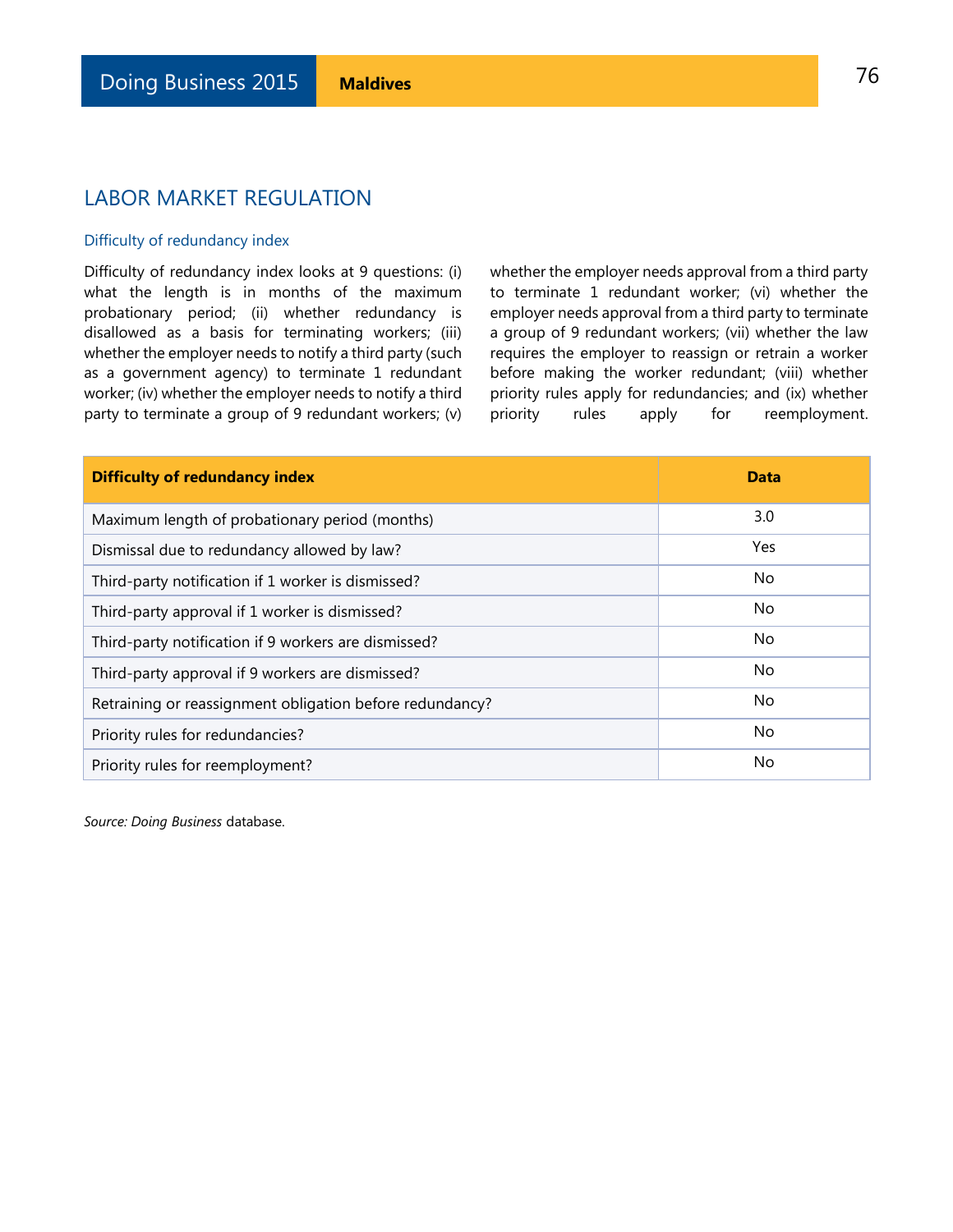## LABOR MARKET REGULATION

### Difficulty of redundancy index

Difficulty of redundancy index looks at 9 questions: (i) what the length is in months of the maximum probationary period; (ii) whether redundancy is disallowed as a basis for terminating workers; (iii) whether the employer needs to notify a third party (such as a government agency) to terminate 1 redundant worker; (iv) whether the employer needs to notify a third party to terminate a group of 9 redundant workers; (v) whether the employer needs approval from a third party to terminate 1 redundant worker; (vi) whether the employer needs approval from a third party to terminate a group of 9 redundant workers; (vii) whether the law requires the employer to reassign or retrain a worker before making the worker redundant; (viii) whether priority rules apply for redundancies; and (ix) whether priority rules apply for reemployment.

| Difficulty of redundancy index | Data |
|---|---|
| Maximum length of probationary period (months) | 3.0 |
| Dismissal due to redundancy allowed by law? | Yes |
| Third-party notification if 1 worker is dismissed? | No |
| Third-party approval if 1 worker is dismissed? | No |
| Third-party notification if 9 workers are dismissed? | No |
| Third-party approval if 9 workers are dismissed? | No |
| Retraining or reassignment obligation before redundancy? | No |
| Priority rules for redundancies? | No |
| Priority rules for reemployment? | No |

*Source: Doing Business* database.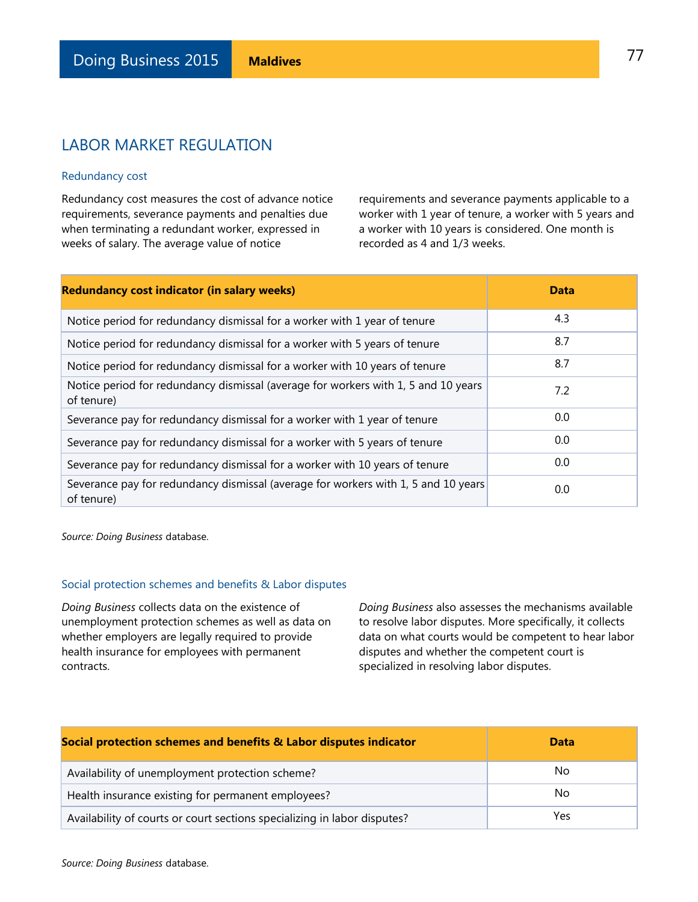## LABOR MARKET REGULATION

### Redundancy cost

Redundancy cost measures the cost of advance notice requirements, severance payments and penalties due when terminating a redundant worker, expressed in weeks of salary. The average value of notice requirements and severance payments applicable to a worker with 1 year of tenure, a worker with 5 years and a worker with 10 years is considered. One month is recorded as 4 and 1/3 weeks.

| Redundancy cost indicator (in salary weeks) | Data |
|---|---|
| Notice period for redundancy dismissal for a worker with 1 year of tenure | 4.3 |
| Notice period for redundancy dismissal for a worker with 5 years of tenure | 8.7 |
| Notice period for redundancy dismissal for a worker with 10 years of tenure | 8.7 |
| Notice period for redundancy dismissal (average for workers with 1, 5 and 10 years of tenure) | 7.2 |
| Severance pay for redundancy dismissal for a worker with 1 year of tenure | 0.0 |
| Severance pay for redundancy dismissal for a worker with 5 years of tenure | 0.0 |
| Severance pay for redundancy dismissal for a worker with 10 years of tenure | 0.0 |
| Severance pay for redundancy dismissal (average for workers with 1, 5 and 10 years of tenure) | 0.0 |

*Source: Doing Business* database.

### Social protection schemes and benefits & Labor disputes

*Doing Business* collects data on the existence of unemployment protection schemes as well as data on whether employers are legally required to provide health insurance for employees with permanent contracts.

*Doing Business* also assesses the mechanisms available to resolve labor disputes. More specifically, it collects data on what courts would be competent to hear labor disputes and whether the competent court is specialized in resolving labor disputes.

| Social protection schemes and benefits & Labor disputes indicator | Data |
|---|---|
| Availability of unemployment protection scheme? | No |
| Health insurance existing for permanent employees? | No |
| Availability of courts or court sections specializing in labor disputes? | Yes |

*Source: Doing Business* database.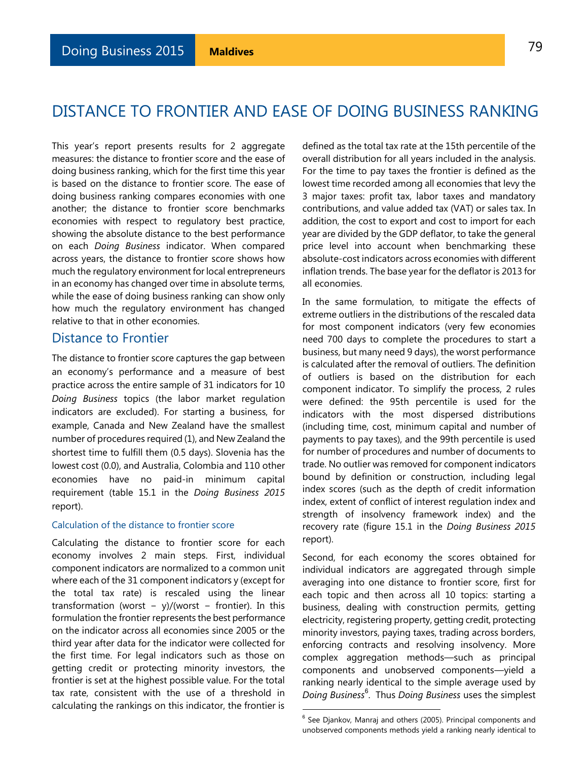# DISTANCE TO FRONTIER AND EASE OF DOING BUSINESS RANKING

This year's report presents results for 2 aggregate measures: the distance to frontier score and the ease of doing business ranking, which for the first time this year is based on the distance to frontier score. The ease of doing business ranking compares economies with one another; the distance to frontier score benchmarks economies with respect to regulatory best practice, showing the absolute distance to the best performance on each *Doing Business* indicator. When compared across years, the distance to frontier score shows how much the regulatory environment for local entrepreneurs in an economy has changed over time in absolute terms, while the ease of doing business ranking can show only how much the regulatory environment has changed relative to that in other economies.

## Distance to Frontier

The distance to frontier score captures the gap between an economy's performance and a measure of best practice across the entire sample of 31 indicators for 10 *Doing Business* topics (the labor market regulation indicators are excluded). For starting a business, for example, Canada and New Zealand have the smallest number of procedures required (1), and New Zealand the shortest time to fulfill them (0.5 days). Slovenia has the lowest cost (0.0), and Australia, Colombia and 110 other economies have no paid-in minimum capital requirement (table 15.1 in the *Doing Business 2015* report).

### Calculation of the distance to frontier score

Calculating the distance to frontier score for each economy involves 2 main steps. First, individual component indicators are normalized to a common unit where each of the 31 component indicators y (except for the total tax rate) is rescaled using the linear transformation (worst − y)/(worst − frontier). In this formulation the frontier represents the best performance on the indicator across all economies since 2005 or the third year after data for the indicator were collected for the first time. For legal indicators such as those on getting credit or protecting minority investors, the frontier is set at the highest possible value. For the total tax rate, consistent with the use of a threshold in calculating the rankings on this indicator, the frontier is defined as the total tax rate at the 15th percentile of the overall distribution for all years included in the analysis. For the time to pay taxes the frontier is defined as the lowest time recorded among all economies that levy the 3 major taxes: profit tax, labor taxes and mandatory contributions, and value added tax (VAT) or sales tax. In addition, the cost to export and cost to import for each year are divided by the GDP deflator, to take the general price level into account when benchmarking these absolute-cost indicators across economies with different inflation trends. The base year for the deflator is 2013 for all economies.

In the same formulation, to mitigate the effects of extreme outliers in the distributions of the rescaled data for most component indicators (very few economies need 700 days to complete the procedures to start a business, but many need 9 days), the worst performance is calculated after the removal of outliers. The definition of outliers is based on the distribution for each component indicator. To simplify the process, 2 rules were defined: the 95th percentile is used for the indicators with the most dispersed distributions (including time, cost, minimum capital and number of payments to pay taxes), and the 99th percentile is used for number of procedures and number of documents to trade. No outlier was removed for component indicators bound by definition or construction, including legal index scores (such as the depth of credit information index, extent of conflict of interest regulation index and strength of insolvency framework index) and the recovery rate (figure 15.1 in the *Doing Business 2015* report).

Second, for each economy the scores obtained for individual indicators are aggregated through simple averaging into one distance to frontier score, first for each topic and then across all 10 topics: starting a business, dealing with construction permits, getting electricity, registering property, getting credit, protecting minority investors, paying taxes, trading across borders, enforcing contracts and resolving insolvency. More complex aggregation methods—such as principal components and unobserved components—yield a ranking nearly identical to the simple average used by *Doing Business*[6]. Thus *Doing Business* uses the simplest

[6] See Djankov, Manraj and others (2005). Principal components and unobserved components methods yield a ranking nearly identical to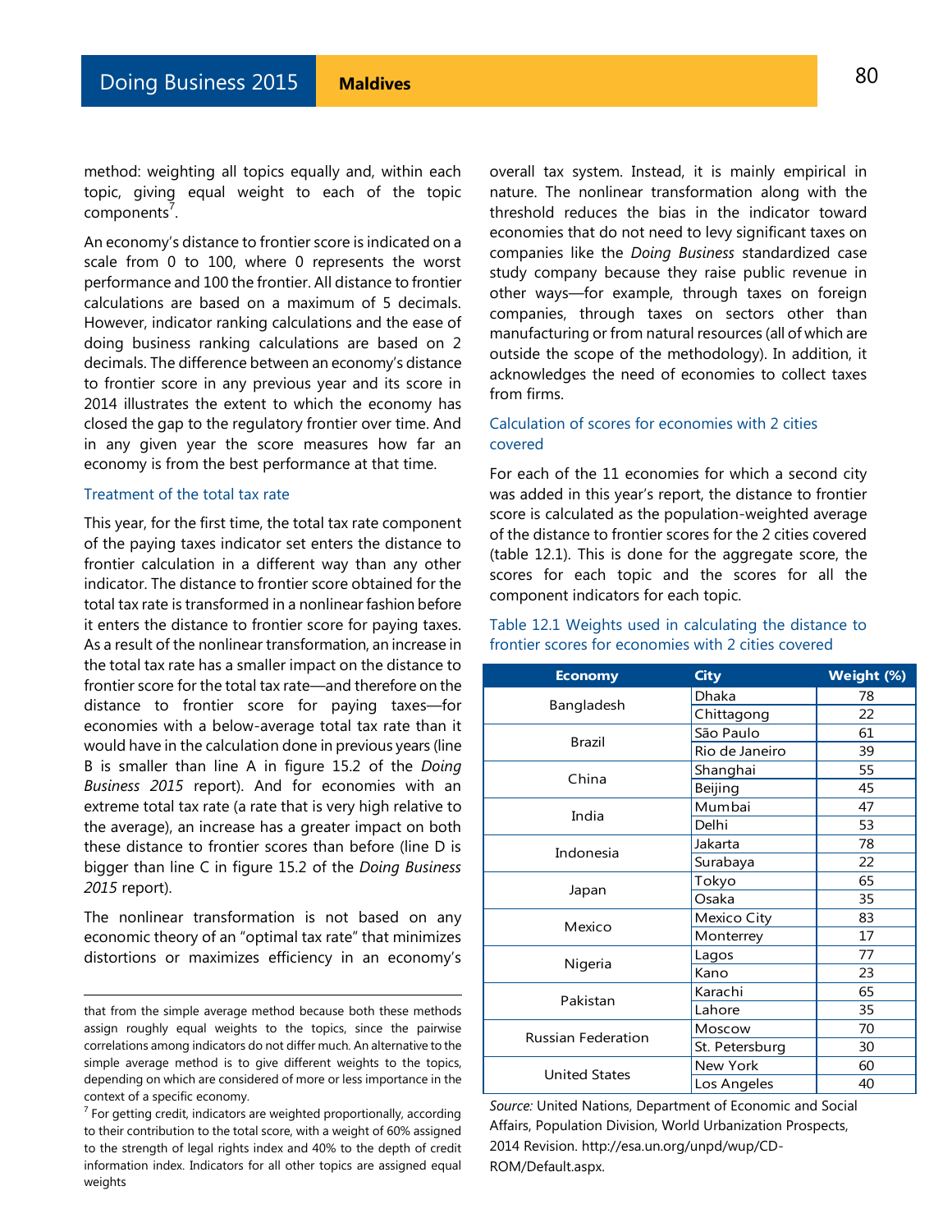method: weighting all topics equally and, within each topic, giving equal weight to each of the topic components[7].

An economy's distance to frontier score is indicated on a scale from 0 to 100, where 0 represents the worst performance and 100 the frontier. All distance to frontier calculations are based on a maximum of 5 decimals. However, indicator ranking calculations and the ease of doing business ranking calculations are based on 2 decimals. The difference between an economy's distance to frontier score in any previous year and its score in 2014 illustrates the extent to which the economy has closed the gap to the regulatory frontier over time. And in any given year the score measures how far an economy is from the best performance at that time.

### Treatment of the total tax rate

This year, for the first time, the total tax rate component of the paying taxes indicator set enters the distance to frontier calculation in a different way than any other indicator. The distance to frontier score obtained for the total tax rate is transformed in a nonlinear fashion before it enters the distance to frontier score for paying taxes. As a result of the nonlinear transformation, an increase in the total tax rate has a smaller impact on the distance to frontier score for the total tax rate—and therefore on the distance to frontier score for paying taxes—for economies with a below-average total tax rate than it would have in the calculation done in previous years (line B is smaller than line A in figure 15.2 of the *Doing Business 2015* report). And for economies with an extreme total tax rate (a rate that is very high relative to the average), an increase has a greater impact on both these distance to frontier scores than before (line D is bigger than line C in figure 15.2 of the *Doing Business 2015* report).

The nonlinear transformation is not based on any economic theory of an "optimal tax rate" that minimizes distortions or maximizes efficiency in an economy's overall tax system. Instead, it is mainly empirical in nature. The nonlinear transformation along with the threshold reduces the bias in the indicator toward economies that do not need to levy significant taxes on companies like the *Doing Business* standardized case study company because they raise public revenue in other ways—for example, through taxes on foreign companies, through taxes on sectors other than manufacturing or from natural resources (all of which are outside the scope of the methodology). In addition, it acknowledges the need of economies to collect taxes from firms.

### Calculation of scores for economies with 2 cities covered

For each of the 11 economies for which a second city was added in this year's report, the distance to frontier score is calculated as the population-weighted average of the distance to frontier scores for the 2 cities covered (table 12.1). This is done for the aggregate score, the scores for each topic and the scores for all the component indicators for each topic.

Table 12.1 Weights used in calculating the distance to frontier scores for economies with 2 cities covered

| Economy | City | Weight (%) |
|---|---|---|
| Bangladesh | Dhaka | 78 |
| | Chittagong | 22 |
| Brazil | São Paulo | 61 |
| | Rio de Janeiro | 39 |
| China | Shanghai | 55 |
| | Beijing | 45 |
| India | Mumbai | 47 |
| | Delhi | 53 |
| Indonesia | Jakarta | 78 |
| | Surabaya | 22 |
| Japan | Tokyo | 65 |
| | Osaka | 35 |
| Mexico | Mexico City | 83 |
| | Monterrey | 17 |
| Nigeria | Lagos | 77 |
| | Kano | 23 |
| Pakistan | Karachi | 65 |
| | Lahore | 35 |
| Russian Federation | Moscow | 70 |
| | St. Petersburg | 30 |
| United States | New York | 60 |
| | Los Angeles | 40 |

*Source:* United Nations, Department of Economic and Social Affairs, Population Division, World Urbanization Prospects, 2014 Revision. http://esa.un.org/unpd/wup/CD-ROM/Default.aspx.

---

that from the simple average method because both these methods assign roughly equal weights to the topics, since the pairwise correlations among indicators do not differ much. An alternative to the simple average method is to give different weights to the topics, depending on which are considered of more or less importance in the context of a specific economy.

[7] For getting credit, indicators are weighted proportionally, according to their contribution to the total score, with a weight of 60% assigned to the strength of legal rights index and 40% to the depth of credit information index. Indicators for all other topics are assigned equal weights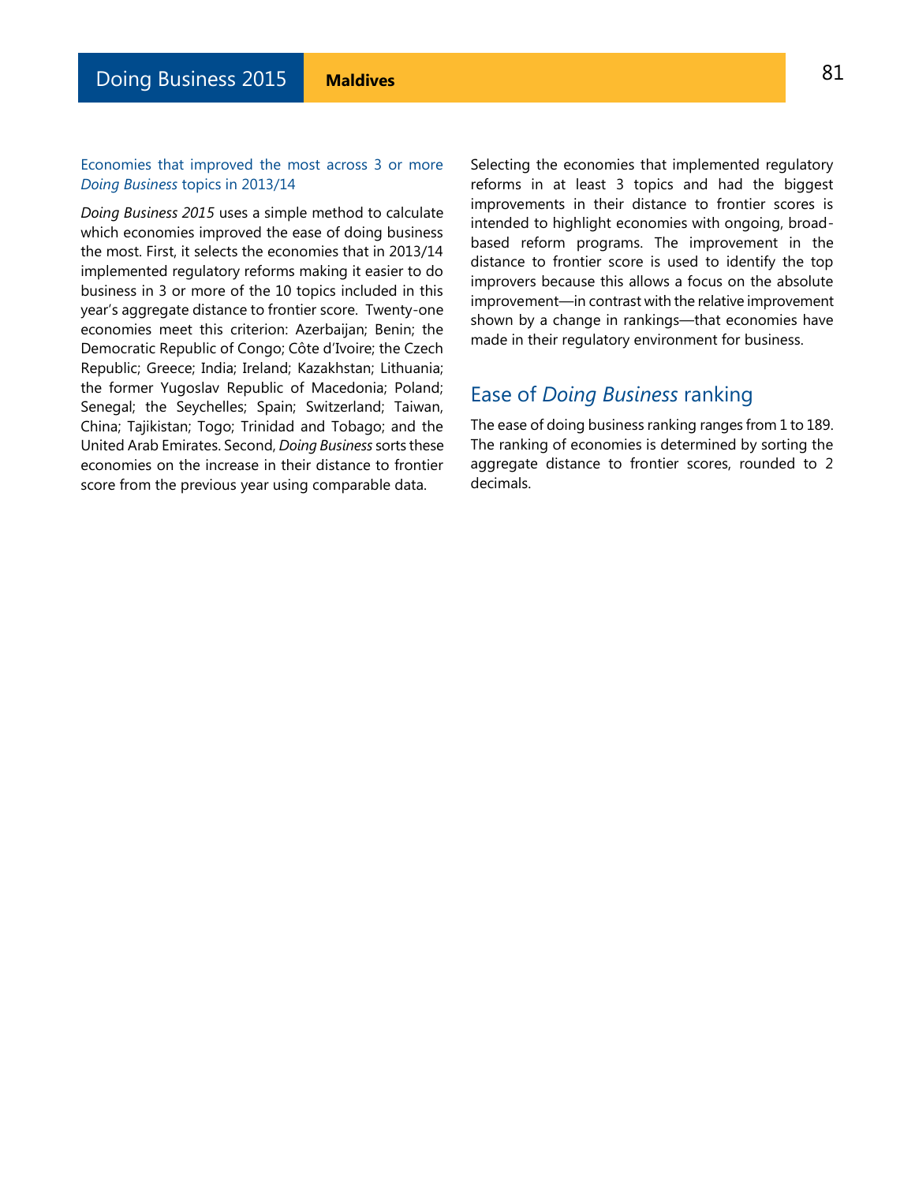### Economies that improved the most across 3 or more *Doing Business* topics in 2013/14

*Doing Business 2015* uses a simple method to calculate which economies improved the ease of doing business the most. First, it selects the economies that in 2013/14 implemented regulatory reforms making it easier to do business in 3 or more of the 10 topics included in this year's aggregate distance to frontier score. Twenty-one economies meet this criterion: Azerbaijan; Benin; the Democratic Republic of Congo; Côte d'Ivoire; the Czech Republic; Greece; India; Ireland; Kazakhstan; Lithuania; the former Yugoslav Republic of Macedonia; Poland; Senegal; the Seychelles; Spain; Switzerland; Taiwan, China; Tajikistan; Togo; Trinidad and Tobago; and the United Arab Emirates. Second, *Doing Business* sorts these economies on the increase in their distance to frontier score from the previous year using comparable data.

Selecting the economies that implemented regulatory reforms in at least 3 topics and had the biggest improvements in their distance to frontier scores is intended to highlight economies with ongoing, broad-based reform programs. The improvement in the distance to frontier score is used to identify the top improvers because this allows a focus on the absolute improvement—in contrast with the relative improvement shown by a change in rankings—that economies have made in their regulatory environment for business.

## Ease of *Doing Business* ranking

The ease of doing business ranking ranges from 1 to 189. The ranking of economies is determined by sorting the aggregate distance to frontier scores, rounded to 2 decimals.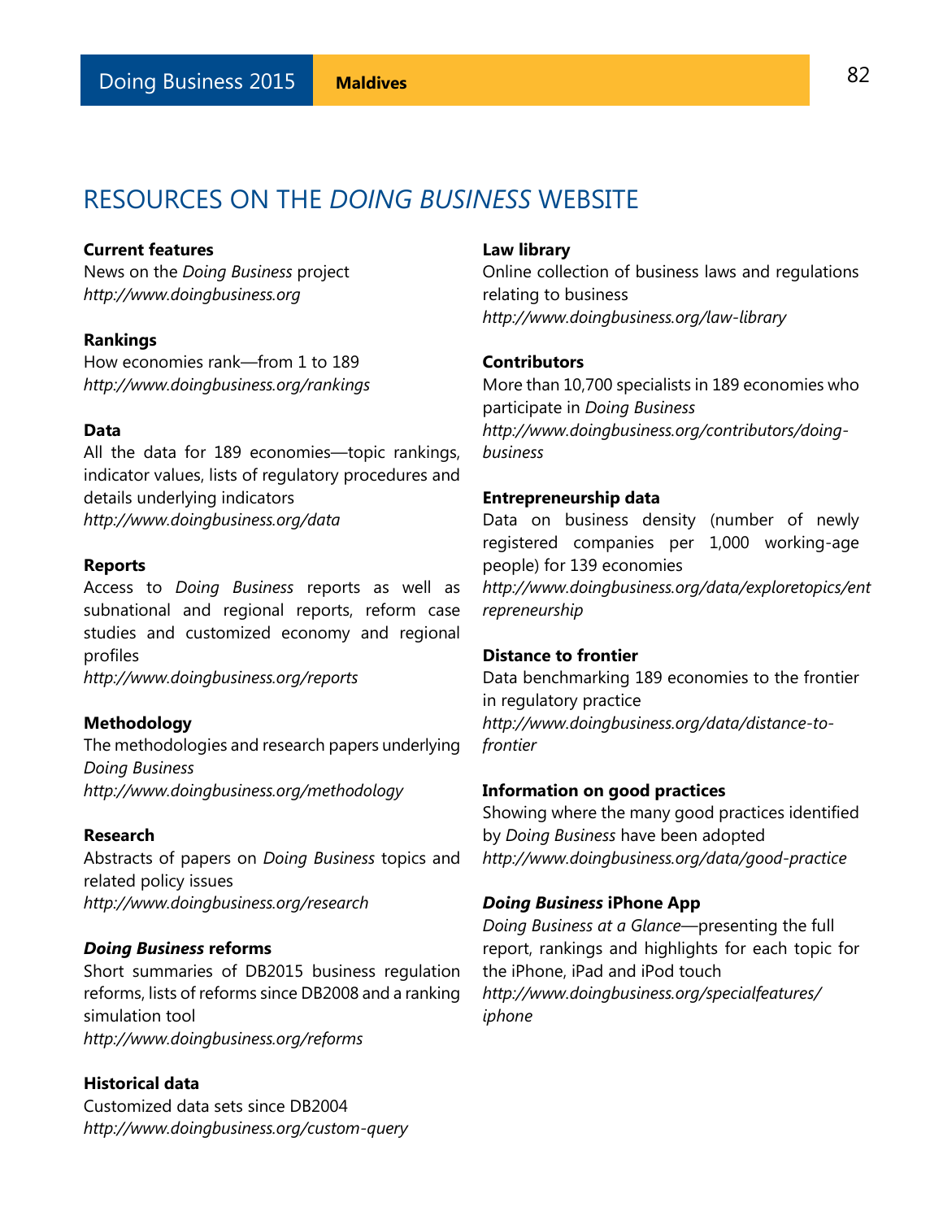# RESOURCES ON THE *DOING BUSINESS* WEBSITE

**Current features**
News on the *Doing Business* project
*http://www.doingbusiness.org*

**Rankings**
How economies rank—from 1 to 189
*http://www.doingbusiness.org/rankings*

**Data**
All the data for 189 economies—topic rankings, indicator values, lists of regulatory procedures and details underlying indicators
*http://www.doingbusiness.org/data*

**Reports**
Access to *Doing Business* reports as well as subnational and regional reports, reform case studies and customized economy and regional profiles
*http://www.doingbusiness.org/reports*

**Methodology**
The methodologies and research papers underlying *Doing Business*
*http://www.doingbusiness.org/methodology*

**Research**
Abstracts of papers on *Doing Business* topics and related policy issues
*http://www.doingbusiness.org/research*

***Doing Business* reforms**
Short summaries of DB2015 business regulation reforms, lists of reforms since DB2008 and a ranking simulation tool
*http://www.doingbusiness.org/reforms*

**Historical data**
Customized data sets since DB2004
*http://www.doingbusiness.org/custom-query*

**Law library**
Online collection of business laws and regulations relating to business
*http://www.doingbusiness.org/law-library*

**Contributors**
More than 10,700 specialists in 189 economies who participate in *Doing Business*
*http://www.doingbusiness.org/contributors/doing-business*

**Entrepreneurship data**
Data on business density (number of newly registered companies per 1,000 working-age people) for 139 economies
*http://www.doingbusiness.org/data/exploretopics/entrepreneurship*

**Distance to frontier**
Data benchmarking 189 economies to the frontier in regulatory practice
*http://www.doingbusiness.org/data/distance-to-frontier*

**Information on good practices**
Showing where the many good practices identified by *Doing Business* have been adopted
*http://www.doingbusiness.org/data/good-practice*

***Doing Business* iPhone App**
*Doing Business at a Glance*—presenting the full report, rankings and highlights for each topic for the iPhone, iPad and iPod touch
*http://www.doingbusiness.org/specialfeatures/iphone*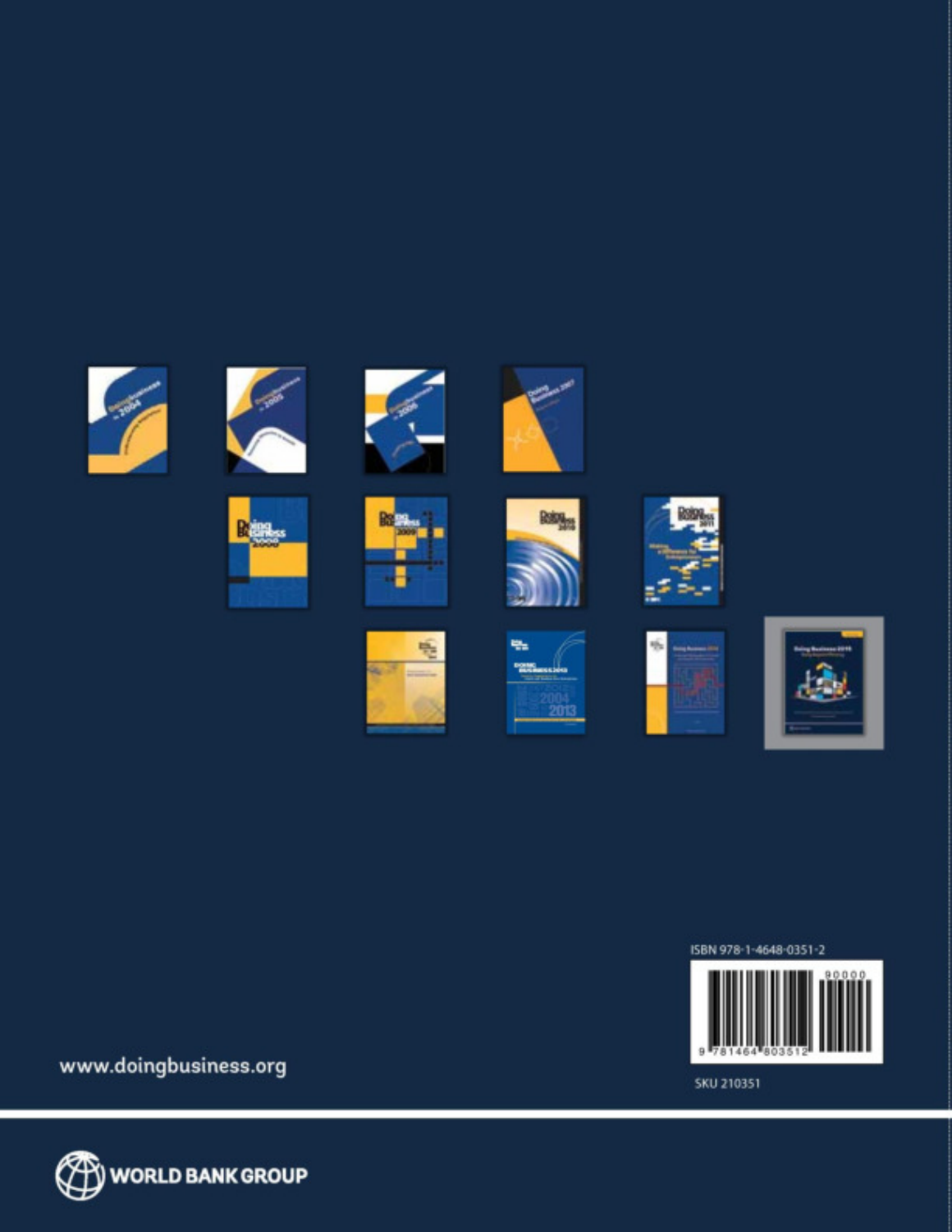ISBN 978-1-4648-0351-2

SKU 210351

www.doingbusiness.org

WORLD BANK GROUP